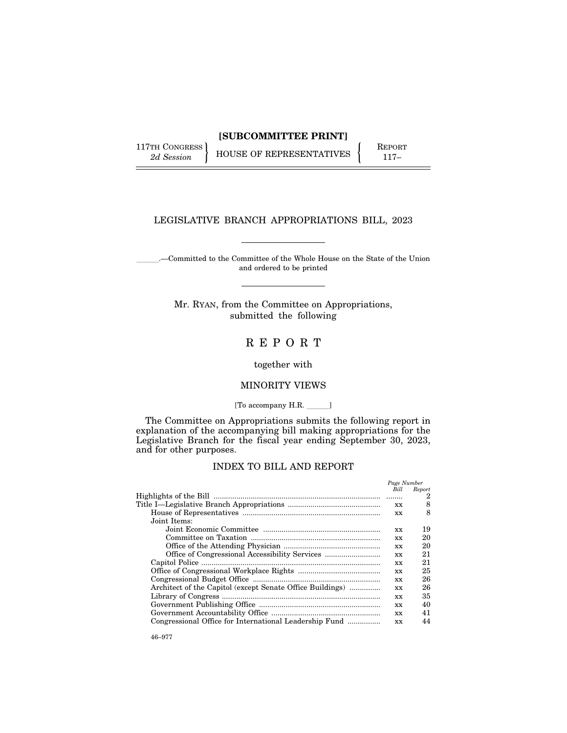**[SUBCOMMITTEE PRINT]**

117TH CONGRESS
*2d Session*

HOUSE OF REPRESENTATIVES

REPORT
117–

# LEGISLATIVE BRANCH APPROPRIATIONS BILL, 2023

\_\_\_\_\_\_.—Committed to the Committee of the Whole House on the State of the Union and ordered to be printed

Mr. RYAN, from the Committee on Appropriations, submitted the following

# R E P O R T

together with

## MINORITY VIEWS

[To accompany H.R. \_\_\_\_\_\_]

The Committee on Appropriations submits the following report in explanation of the accompanying bill making appropriations for the Legislative Branch for the fiscal year ending September 30, 2023, and for other purposes.

## INDEX TO BILL AND REPORT

| | Page Number Bill | Page Number Report |
|---|---|---|
| Highlights of the Bill | ........ | 2 |
| Title I—Legislative Branch Appropriations | xx | 8 |
| House of Representatives | xx | 8 |
| Joint Items: | | |
| Joint Economic Committee | xx | 19 |
| Committee on Taxation | xx | 20 |
| Office of the Attending Physician | xx | 20 |
| Office of Congressional Accessibility Services | xx | 21 |
| Capitol Police | xx | 21 |
| Office of Congressional Workplace Rights | xx | 25 |
| Congressional Budget Office | xx | 26 |
| Architect of the Capitol (except Senate Office Buildings) | xx | 26 |
| Library of Congress | xx | 35 |
| Government Publishing Office | xx | 40 |
| Government Accountability Office | xx | 41 |
| Congressional Office for International Leadership Fund | xx | 44 |

46–977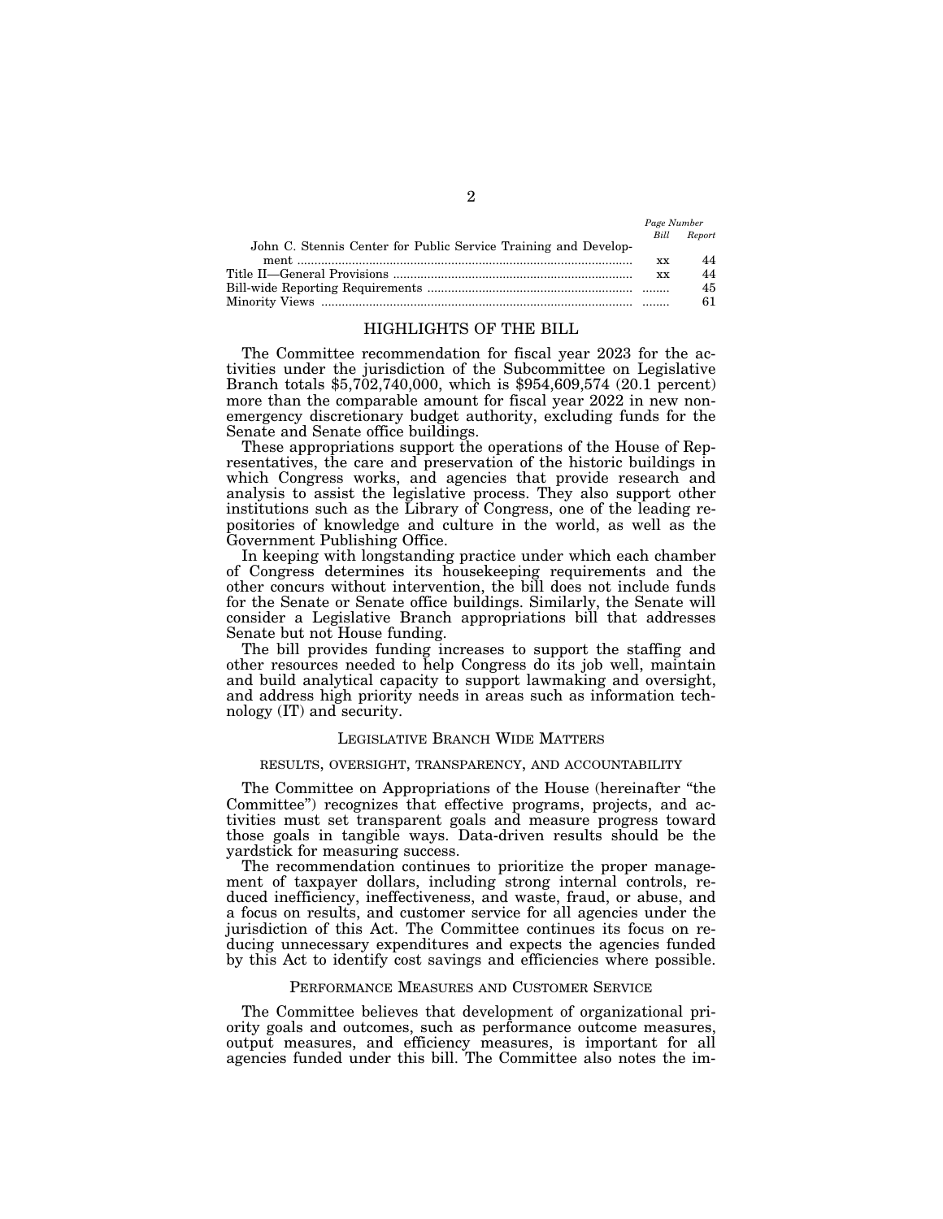| | Page Number Bill | Report |
|---|---|---|
| John C. Stennis Center for Public Service Training and Development | xx | 44 |
| Title II—General Provisions | xx | 44 |
| Bill-wide Reporting Requirements | ........ | 45 |
| Minority Views | ........ | 61 |

## HIGHLIGHTS OF THE BILL

The Committee recommendation for fiscal year 2023 for the activities under the jurisdiction of the Subcommittee on Legislative Branch totals $5,702,740,000, which is $954,609,574 (20.1 percent) more than the comparable amount for fiscal year 2022 in new non-emergency discretionary budget authority, excluding funds for the Senate and Senate office buildings.

These appropriations support the operations of the House of Representatives, the care and preservation of the historic buildings in which Congress works, and agencies that provide research and analysis to assist the legislative process. They also support other institutions such as the Library of Congress, one of the leading repositories of knowledge and culture in the world, as well as the Government Publishing Office.

In keeping with longstanding practice under which each chamber of Congress determines its housekeeping requirements and the other concurs without intervention, the bill does not include funds for the Senate or Senate office buildings. Similarly, the Senate will consider a Legislative Branch appropriations bill that addresses Senate but not House funding.

The bill provides funding increases to support the staffing and other resources needed to help Congress do its job well, maintain and build analytical capacity to support lawmaking and oversight, and address high priority needs in areas such as information technology (IT) and security.

### LEGISLATIVE BRANCH WIDE MATTERS

#### RESULTS, OVERSIGHT, TRANSPARENCY, AND ACCOUNTABILITY

The Committee on Appropriations of the House (hereinafter "the Committee") recognizes that effective programs, projects, and activities must set transparent goals and measure progress toward those goals in tangible ways. Data-driven results should be the yardstick for measuring success.

The recommendation continues to prioritize the proper management of taxpayer dollars, including strong internal controls, reduced inefficiency, ineffectiveness, and waste, fraud, or abuse, and a focus on results, and customer service for all agencies under the jurisdiction of this Act. The Committee continues its focus on reducing unnecessary expenditures and expects the agencies funded by this Act to identify cost savings and efficiencies where possible.

### PERFORMANCE MEASURES AND CUSTOMER SERVICE

The Committee believes that development of organizational priority goals and outcomes, such as performance outcome measures, output measures, and efficiency measures, is important for all agencies funded under this bill. The Committee also notes the im-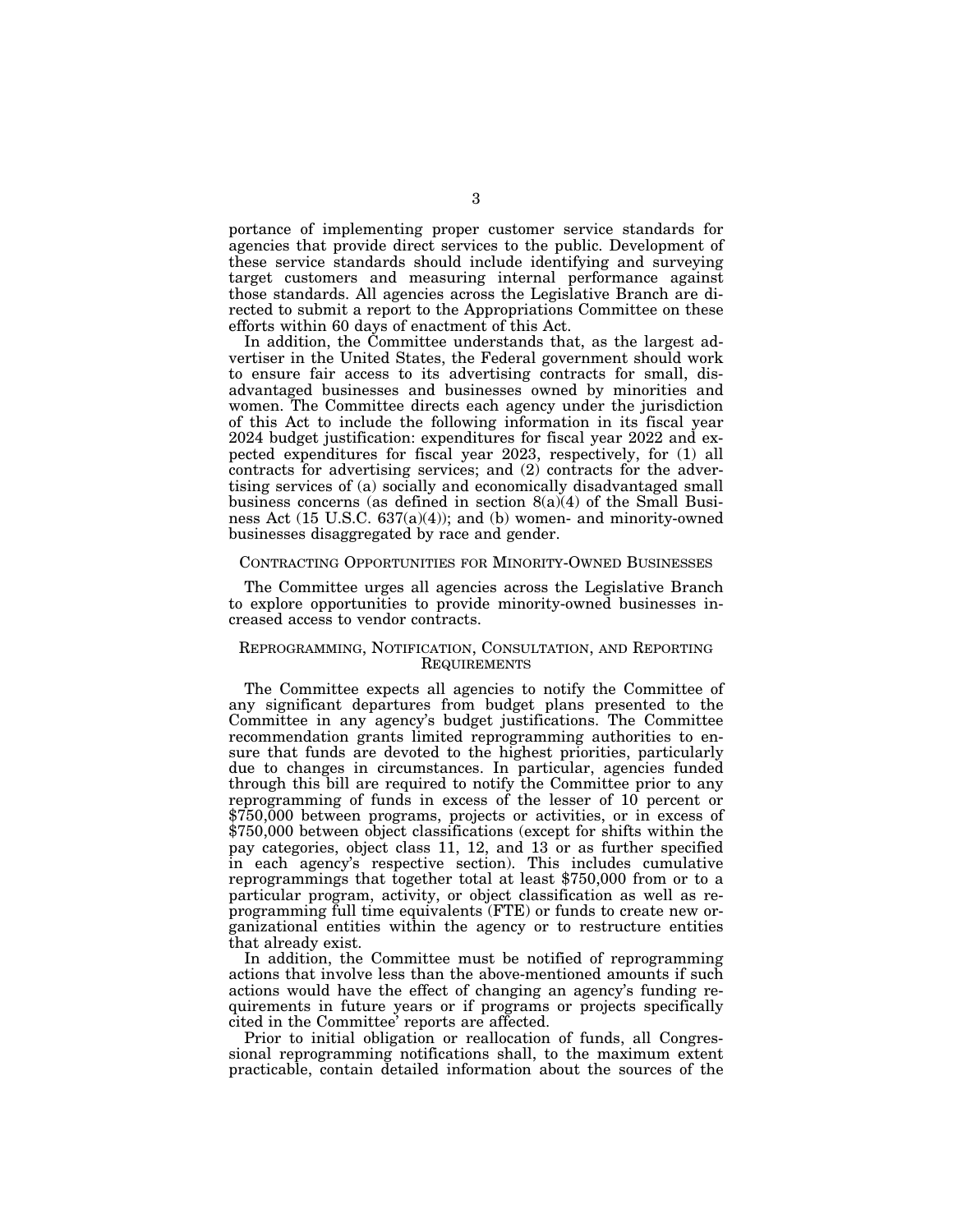portance of implementing proper customer service standards for agencies that provide direct services to the public. Development of these service standards should include identifying and surveying target customers and measuring internal performance against those standards. All agencies across the Legislative Branch are directed to submit a report to the Appropriations Committee on these efforts within 60 days of enactment of this Act.

In addition, the Committee understands that, as the largest advertiser in the United States, the Federal government should work to ensure fair access to its advertising contracts for small, disadvantaged businesses and businesses owned by minorities and women. The Committee directs each agency under the jurisdiction of this Act to include the following information in its fiscal year 2024 budget justification: expenditures for fiscal year 2022 and expected expenditures for fiscal year 2023, respectively, for (1) all contracts for advertising services; and (2) contracts for the advertising services of (a) socially and economically disadvantaged small business concerns (as defined in section 8(a)(4) of the Small Business Act (15 U.S.C. 637(a)(4)); and (b) women- and minority-owned businesses disaggregated by race and gender.

### Contracting Opportunities for Minority-Owned Businesses

The Committee urges all agencies across the Legislative Branch to explore opportunities to provide minority-owned businesses increased access to vendor contracts.

### Reprogramming, Notification, Consultation, and Reporting Requirements

The Committee expects all agencies to notify the Committee of any significant departures from budget plans presented to the Committee in any agency's budget justifications. The Committee recommendation grants limited reprogramming authorities to ensure that funds are devoted to the highest priorities, particularly due to changes in circumstances. In particular, agencies funded through this bill are required to notify the Committee prior to any reprogramming of funds in excess of the lesser of 10 percent or $750,000 between programs, projects or activities, or in excess of $750,000 between object classifications (except for shifts within the pay categories, object class 11, 12, and 13 or as further specified in each agency's respective section). This includes cumulative reprogrammings that together total at least $750,000 from or to a particular program, activity, or object classification as well as reprogramming full time equivalents (FTE) or funds to create new organizational entities within the agency or to restructure entities that already exist.

In addition, the Committee must be notified of reprogramming actions that involve less than the above-mentioned amounts if such actions would have the effect of changing an agency's funding requirements in future years or if programs or projects specifically cited in the Committee' reports are affected.

Prior to initial obligation or reallocation of funds, all Congressional reprogramming notifications shall, to the maximum extent practicable, contain detailed information about the sources of the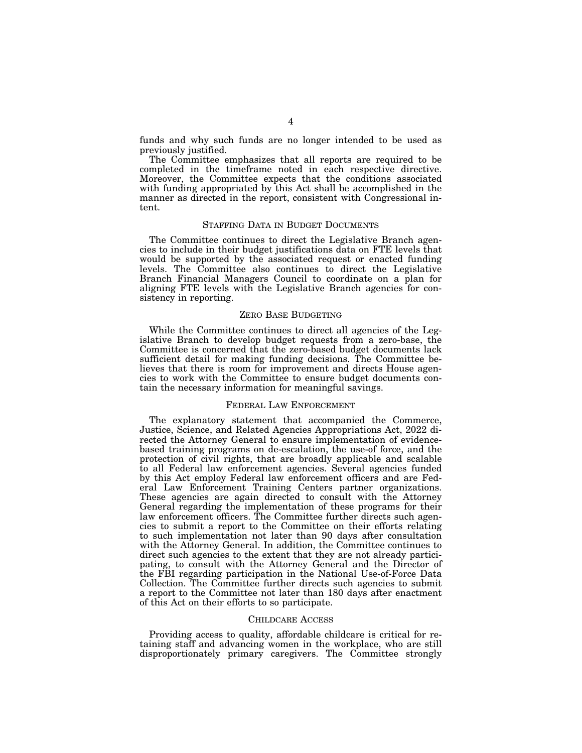funds and why such funds are no longer intended to be used as previously justified.

The Committee emphasizes that all reports are required to be completed in the timeframe noted in each respective directive. Moreover, the Committee expects that the conditions associated with funding appropriated by this Act shall be accomplished in the manner as directed in the report, consistent with Congressional intent.

## Staffing Data in Budget Documents

The Committee continues to direct the Legislative Branch agencies to include in their budget justifications data on FTE levels that would be supported by the associated request or enacted funding levels. The Committee also continues to direct the Legislative Branch Financial Managers Council to coordinate on a plan for aligning FTE levels with the Legislative Branch agencies for consistency in reporting.

## Zero Base Budgeting

While the Committee continues to direct all agencies of the Legislative Branch to develop budget requests from a zero-base, the Committee is concerned that the zero-based budget documents lack sufficient detail for making funding decisions. The Committee believes that there is room for improvement and directs House agencies to work with the Committee to ensure budget documents contain the necessary information for meaningful savings.

## Federal Law Enforcement

The explanatory statement that accompanied the Commerce, Justice, Science, and Related Agencies Appropriations Act, 2022 directed the Attorney General to ensure implementation of evidence-based training programs on de-escalation, the use-of force, and the protection of civil rights, that are broadly applicable and scalable to all Federal law enforcement agencies. Several agencies funded by this Act employ Federal law enforcement officers and are Federal Law Enforcement Training Centers partner organizations. These agencies are again directed to consult with the Attorney General regarding the implementation of these programs for their law enforcement officers. The Committee further directs such agencies to submit a report to the Committee on their efforts relating to such implementation not later than 90 days after consultation with the Attorney General. In addition, the Committee continues to direct such agencies to the extent that they are not already participating, to consult with the Attorney General and the Director of the FBI regarding participation in the National Use-of-Force Data Collection. The Committee further directs such agencies to submit a report to the Committee not later than 180 days after enactment of this Act on their efforts to so participate.

## Childcare Access

Providing access to quality, affordable childcare is critical for retaining staff and advancing women in the workplace, who are still disproportionately primary caregivers. The Committee strongly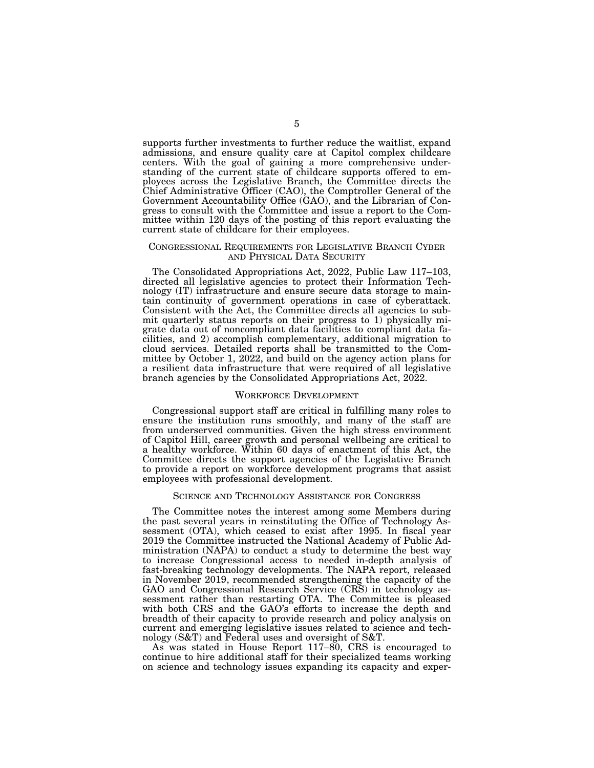supports further investments to further reduce the waitlist, expand admissions, and ensure quality care at Capitol complex childcare centers. With the goal of gaining a more comprehensive understanding of the current state of childcare supports offered to employees across the Legislative Branch, the Committee directs the Chief Administrative Officer (CAO), the Comptroller General of the Government Accountability Office (GAO), and the Librarian of Congress to consult with the Committee and issue a report to the Committee within 120 days of the posting of this report evaluating the current state of childcare for their employees.

### Congressional Requirements for Legislative Branch Cyber and Physical Data Security

The Consolidated Appropriations Act, 2022, Public Law 117–103, directed all legislative agencies to protect their Information Technology (IT) infrastructure and ensure secure data storage to maintain continuity of government operations in case of cyberattack. Consistent with the Act, the Committee directs all agencies to submit quarterly status reports on their progress to 1) physically migrate data out of noncompliant data facilities to compliant data facilities, and 2) accomplish complementary, additional migration to cloud services. Detailed reports shall be transmitted to the Committee by October 1, 2022, and build on the agency action plans for a resilient data infrastructure that were required of all legislative branch agencies by the Consolidated Appropriations Act, 2022.

### Workforce Development

Congressional support staff are critical in fulfilling many roles to ensure the institution runs smoothly, and many of the staff are from underserved communities. Given the high stress environment of Capitol Hill, career growth and personal wellbeing are critical to a healthy workforce. Within 60 days of enactment of this Act, the Committee directs the support agencies of the Legislative Branch to provide a report on workforce development programs that assist employees with professional development.

### Science and Technology Assistance for Congress

The Committee notes the interest among some Members during the past several years in reinstituting the Office of Technology Assessment (OTA), which ceased to exist after 1995. In fiscal year 2019 the Committee instructed the National Academy of Public Administration (NAPA) to conduct a study to determine the best way to increase Congressional access to needed in-depth analysis of fast-breaking technology developments. The NAPA report, released in November 2019, recommended strengthening the capacity of the GAO and Congressional Research Service (CRS) in technology assessment rather than restarting OTA. The Committee is pleased with both CRS and the GAO's efforts to increase the depth and breadth of their capacity to provide research and policy analysis on current and emerging legislative issues related to science and technology (S&T) and Federal uses and oversight of S&T.

As was stated in House Report 117–80, CRS is encouraged to continue to hire additional staff for their specialized teams working on science and technology issues expanding its capacity and exper-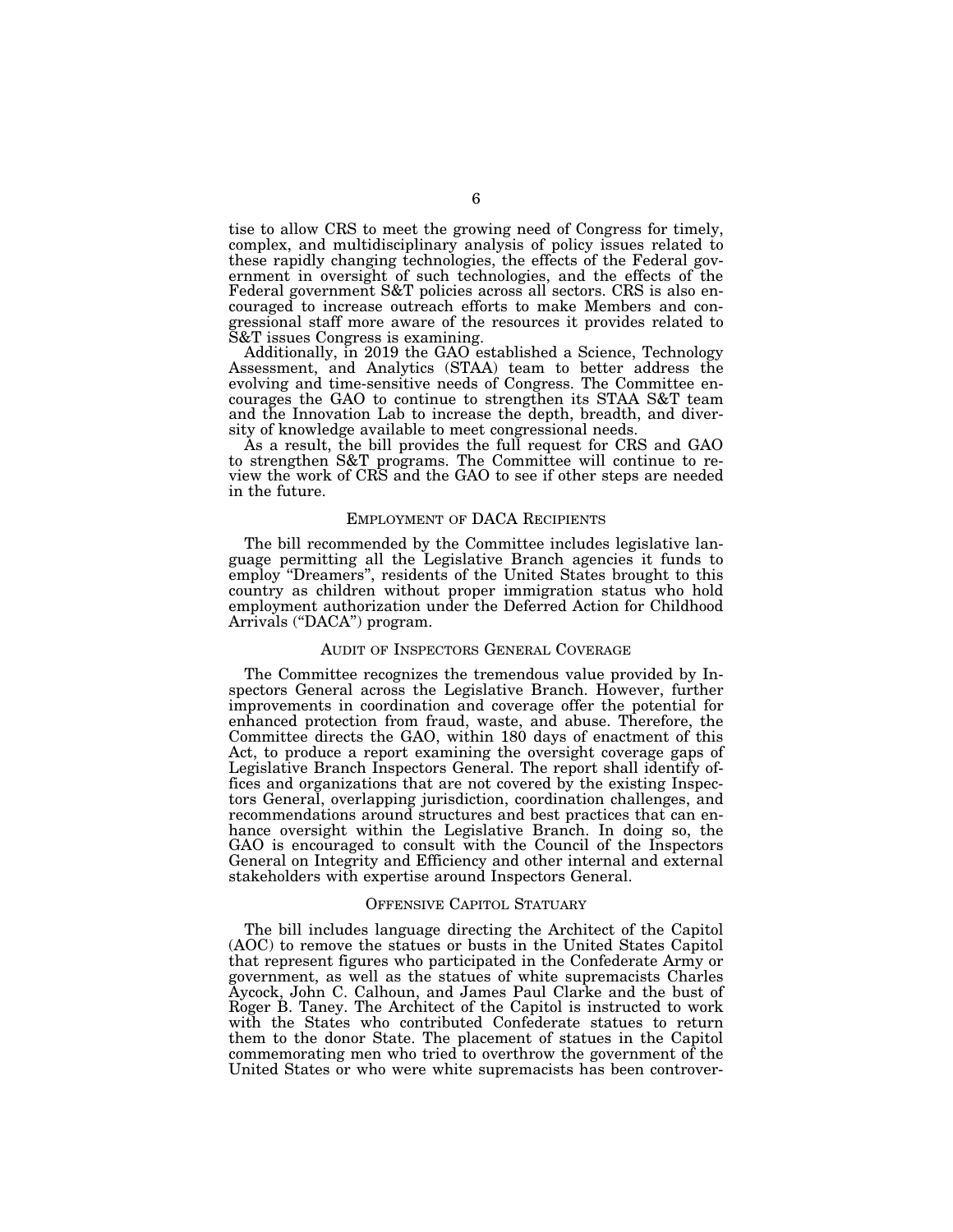tise to allow CRS to meet the growing need of Congress for timely, complex, and multidisciplinary analysis of policy issues related to these rapidly changing technologies, the effects of the Federal government in oversight of such technologies, and the effects of the Federal government S&T policies across all sectors. CRS is also encouraged to increase outreach efforts to make Members and congressional staff more aware of the resources it provides related to S&T issues Congress is examining.

Additionally, in 2019 the GAO established a Science, Technology Assessment, and Analytics (STAA) team to better address the evolving and time-sensitive needs of Congress. The Committee encourages the GAO to continue to strengthen its STAA S&T team and the Innovation Lab to increase the depth, breadth, and diversity of knowledge available to meet congressional needs.

As a result, the bill provides the full request for CRS and GAO to strengthen S&T programs. The Committee will continue to review the work of CRS and the GAO to see if other steps are needed in the future.

## Employment of DACA Recipients

The bill recommended by the Committee includes legislative language permitting all the Legislative Branch agencies it funds to employ "Dreamers", residents of the United States brought to this country as children without proper immigration status who hold employment authorization under the Deferred Action for Childhood Arrivals ("DACA") program.

## Audit of Inspectors General Coverage

The Committee recognizes the tremendous value provided by Inspectors General across the Legislative Branch. However, further improvements in coordination and coverage offer the potential for enhanced protection from fraud, waste, and abuse. Therefore, the Committee directs the GAO, within 180 days of enactment of this Act, to produce a report examining the oversight coverage gaps of Legislative Branch Inspectors General. The report shall identify offices and organizations that are not covered by the existing Inspectors General, overlapping jurisdiction, coordination challenges, and recommendations around structures and best practices that can enhance oversight within the Legislative Branch. In doing so, the GAO is encouraged to consult with the Council of the Inspectors General on Integrity and Efficiency and other internal and external stakeholders with expertise around Inspectors General.

## Offensive Capitol Statuary

The bill includes language directing the Architect of the Capitol (AOC) to remove the statues or busts in the United States Capitol that represent figures who participated in the Confederate Army or government, as well as the statues of white supremacists Charles Aycock, John C. Calhoun, and James Paul Clarke and the bust of Roger B. Taney. The Architect of the Capitol is instructed to work with the States who contributed Confederate statues to return them to the donor State. The placement of statues in the Capitol commemorating men who tried to overthrow the government of the United States or who were white supremacists has been controver-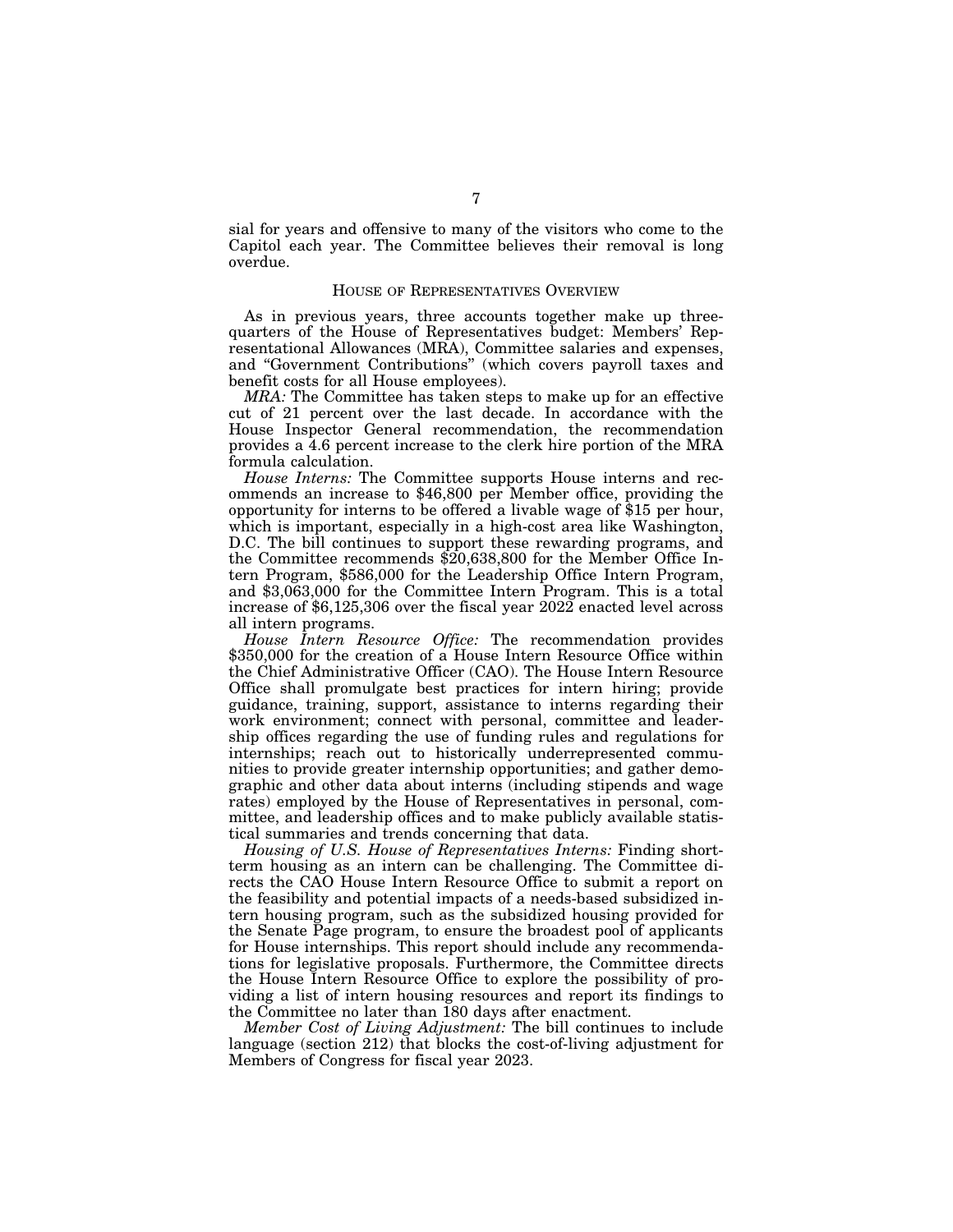sial for years and offensive to many of the visitors who come to the Capitol each year. The Committee believes their removal is long overdue.

## HOUSE OF REPRESENTATIVES OVERVIEW

As in previous years, three accounts together make up three-quarters of the House of Representatives budget: Members' Representational Allowances (MRA), Committee salaries and expenses, and "Government Contributions" (which covers payroll taxes and benefit costs for all House employees).

*MRA:* The Committee has taken steps to make up for an effective cut of 21 percent over the last decade. In accordance with the House Inspector General recommendation, the recommendation provides a 4.6 percent increase to the clerk hire portion of the MRA formula calculation.

*House Interns:* The Committee supports House interns and recommends an increase to $46,800 per Member office, providing the opportunity for interns to be offered a livable wage of $15 per hour, which is important, especially in a high-cost area like Washington, D.C. The bill continues to support these rewarding programs, and the Committee recommends $20,638,800 for the Member Office Intern Program, $586,000 for the Leadership Office Intern Program, and $3,063,000 for the Committee Intern Program. This is a total increase of $6,125,306 over the fiscal year 2022 enacted level across all intern programs.

*House Intern Resource Office:* The recommendation provides $350,000 for the creation of a House Intern Resource Office within the Chief Administrative Officer (CAO). The House Intern Resource Office shall promulgate best practices for intern hiring; provide guidance, training, support, assistance to interns regarding their work environment; connect with personal, committee and leadership offices regarding the use of funding rules and regulations for internships; reach out to historically underrepresented communities to provide greater internship opportunities; and gather demographic and other data about interns (including stipends and wage rates) employed by the House of Representatives in personal, committee, and leadership offices and to make publicly available statistical summaries and trends concerning that data.

*Housing of U.S. House of Representatives Interns:* Finding short-term housing as an intern can be challenging. The Committee directs the CAO House Intern Resource Office to submit a report on the feasibility and potential impacts of a needs-based subsidized intern housing program, such as the subsidized housing provided for the Senate Page program, to ensure the broadest pool of applicants for House internships. This report should include any recommendations for legislative proposals. Furthermore, the Committee directs the House Intern Resource Office to explore the possibility of providing a list of intern housing resources and report its findings to the Committee no later than 180 days after enactment.

*Member Cost of Living Adjustment:* The bill continues to include language (section 212) that blocks the cost-of-living adjustment for Members of Congress for fiscal year 2023.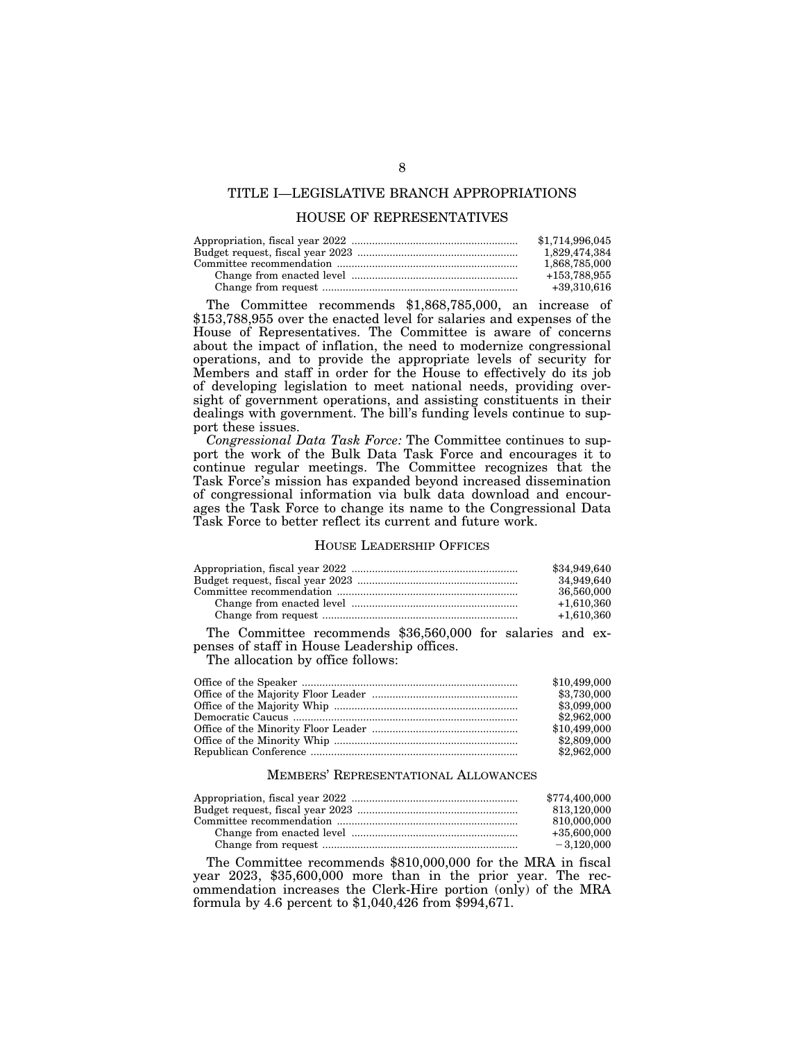# TITLE I—LEGISLATIVE BRANCH APPROPRIATIONS

## HOUSE OF REPRESENTATIVES

| | |
|---|---|
| Appropriation, fiscal year 2022 | $1,714,996,045 |
| Budget request, fiscal year 2023 | 1,829,474,384 |
| Committee recommendation | 1,868,785,000 |
| Change from enacted level | +153,788,955 |
| Change from request | +39,310,616 |

The Committee recommends $1,868,785,000, an increase of $153,788,955 over the enacted level for salaries and expenses of the House of Representatives. The Committee is aware of concerns about the impact of inflation, the need to modernize congressional operations, and to provide the appropriate levels of security for Members and staff in order for the House to effectively do its job of developing legislation to meet national needs, providing oversight of government operations, and assisting constituents in their dealings with government. The bill's funding levels continue to support these issues.

*Congressional Data Task Force:* The Committee continues to support the work of the Bulk Data Task Force and encourages it to continue regular meetings. The Committee recognizes that the Task Force's mission has expanded beyond increased dissemination of congressional information via bulk data download and encourages the Task Force to change its name to the Congressional Data Task Force to better reflect its current and future work.

### HOUSE LEADERSHIP OFFICES

| | |
|---|---|
| Appropriation, fiscal year 2022 | $34,949,640 |
| Budget request, fiscal year 2023 | 34,949,640 |
| Committee recommendation | 36,560,000 |
| Change from enacted level | +1,610,360 |
| Change from request | +1,610,360 |

The Committee recommends $36,560,000 for salaries and expenses of staff in House Leadership offices.

The allocation by office follows:

| | |
|---|---|
| Office of the Speaker | $10,499,000 |
| Office of the Majority Floor Leader | $3,730,000 |
| Office of the Majority Whip | $3,099,000 |
| Democratic Caucus | $2,962,000 |
| Office of the Minority Floor Leader | $10,499,000 |
| Office of the Minority Whip | $2,809,000 |
| Republican Conference | $2,962,000 |

### MEMBERS' REPRESENTATIONAL ALLOWANCES

| | |
|---|---|
| Appropriation, fiscal year 2022 | $774,400,000 |
| Budget request, fiscal year 2023 | 813,120,000 |
| Committee recommendation | 810,000,000 |
| Change from enacted level | +35,600,000 |
| Change from request | −3,120,000 |

The Committee recommends $810,000,000 for the MRA in fiscal year 2023, $35,600,000 more than in the prior year. The recommendation increases the Clerk-Hire portion (only) of the MRA formula by 4.6 percent to $1,040,426 from $994,671.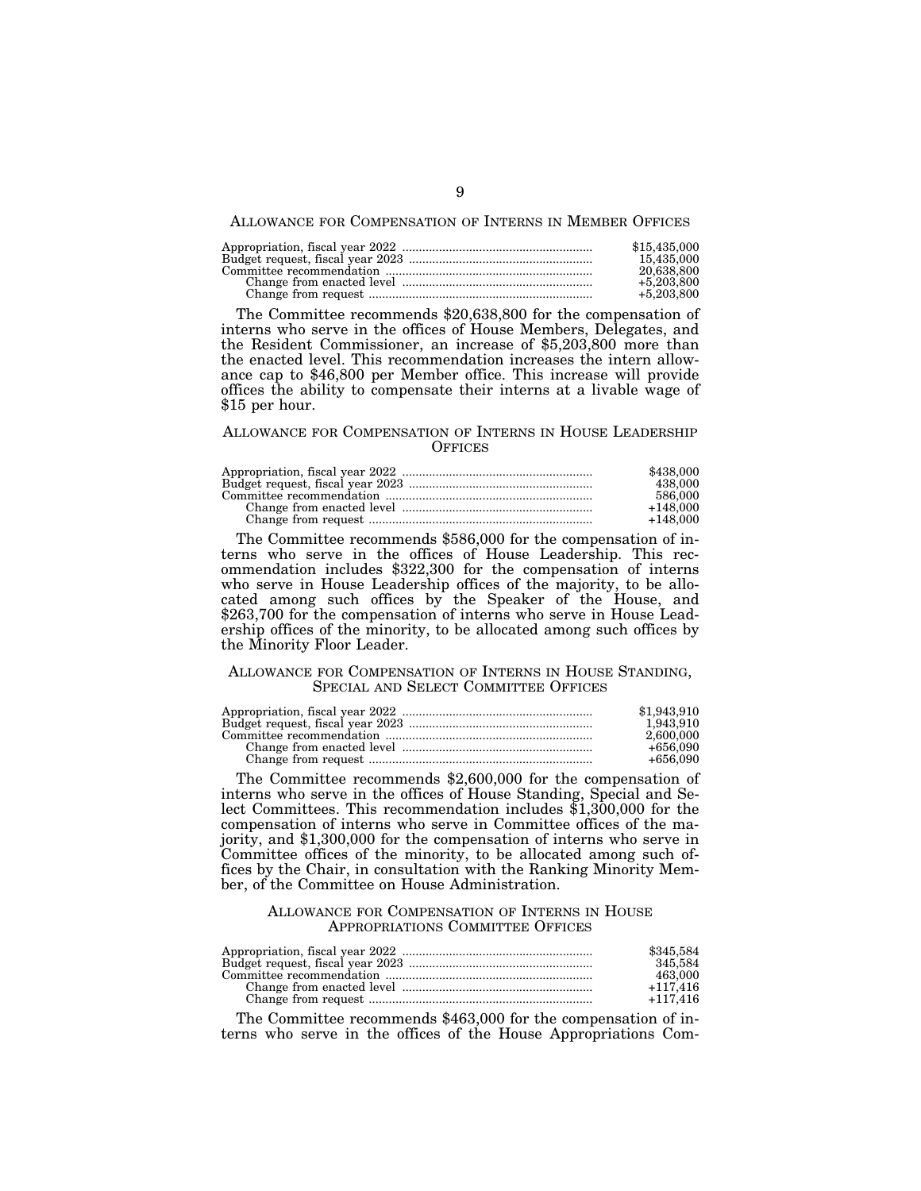## ALLOWANCE FOR COMPENSATION OF INTERNS IN MEMBER OFFICES

| | |
|---|---|
| Appropriation, fiscal year 2022 | $15,435,000 |
| Budget request, fiscal year 2023 | 15,435,000 |
| Committee recommendation | 20,638,800 |
| Change from enacted level | +5,203,800 |
| Change from request | +5,203,800 |

The Committee recommends $20,638,800 for the compensation of interns who serve in the offices of House Members, Delegates, and the Resident Commissioner, an increase of $5,203,800 more than the enacted level. This recommendation increases the intern allowance cap to $46,800 per Member office. This increase will provide offices the ability to compensate their interns at a livable wage of $15 per hour.

## ALLOWANCE FOR COMPENSATION OF INTERNS IN HOUSE LEADERSHIP OFFICES

| | |
|---|---|
| Appropriation, fiscal year 2022 | $438,000 |
| Budget request, fiscal year 2023 | 438,000 |
| Committee recommendation | 586,000 |
| Change from enacted level | +148,000 |
| Change from request | +148,000 |

The Committee recommends $586,000 for the compensation of interns who serve in the offices of House Leadership. This recommendation includes $322,300 for the compensation of interns who serve in House Leadership offices of the majority, to be allocated among such offices by the Speaker of the House, and $263,700 for the compensation of interns who serve in House Leadership offices of the minority, to be allocated among such offices by the Minority Floor Leader.

## ALLOWANCE FOR COMPENSATION OF INTERNS IN HOUSE STANDING, SPECIAL AND SELECT COMMITTEE OFFICES

| | |
|---|---|
| Appropriation, fiscal year 2022 | $1,943,910 |
| Budget request, fiscal year 2023 | 1,943,910 |
| Committee recommendation | 2,600,000 |
| Change from enacted level | +656,090 |
| Change from request | +656,090 |

The Committee recommends $2,600,000 for the compensation of interns who serve in the offices of House Standing, Special and Select Committees. This recommendation includes $1,300,000 for the compensation of interns who serve in Committee offices of the majority, and $1,300,000 for the compensation of interns who serve in Committee offices of the minority, to be allocated among such offices by the Chair, in consultation with the Ranking Minority Member, of the Committee on House Administration.

## ALLOWANCE FOR COMPENSATION OF INTERNS IN HOUSE APPROPRIATIONS COMMITTEE OFFICES

| | |
|---|---|
| Appropriation, fiscal year 2022 | $345,584 |
| Budget request, fiscal year 2023 | 345,584 |
| Committee recommendation | 463,000 |
| Change from enacted level | +117,416 |
| Change from request | +117,416 |

The Committee recommends $463,000 for the compensation of interns who serve in the offices of the House Appropriations Com-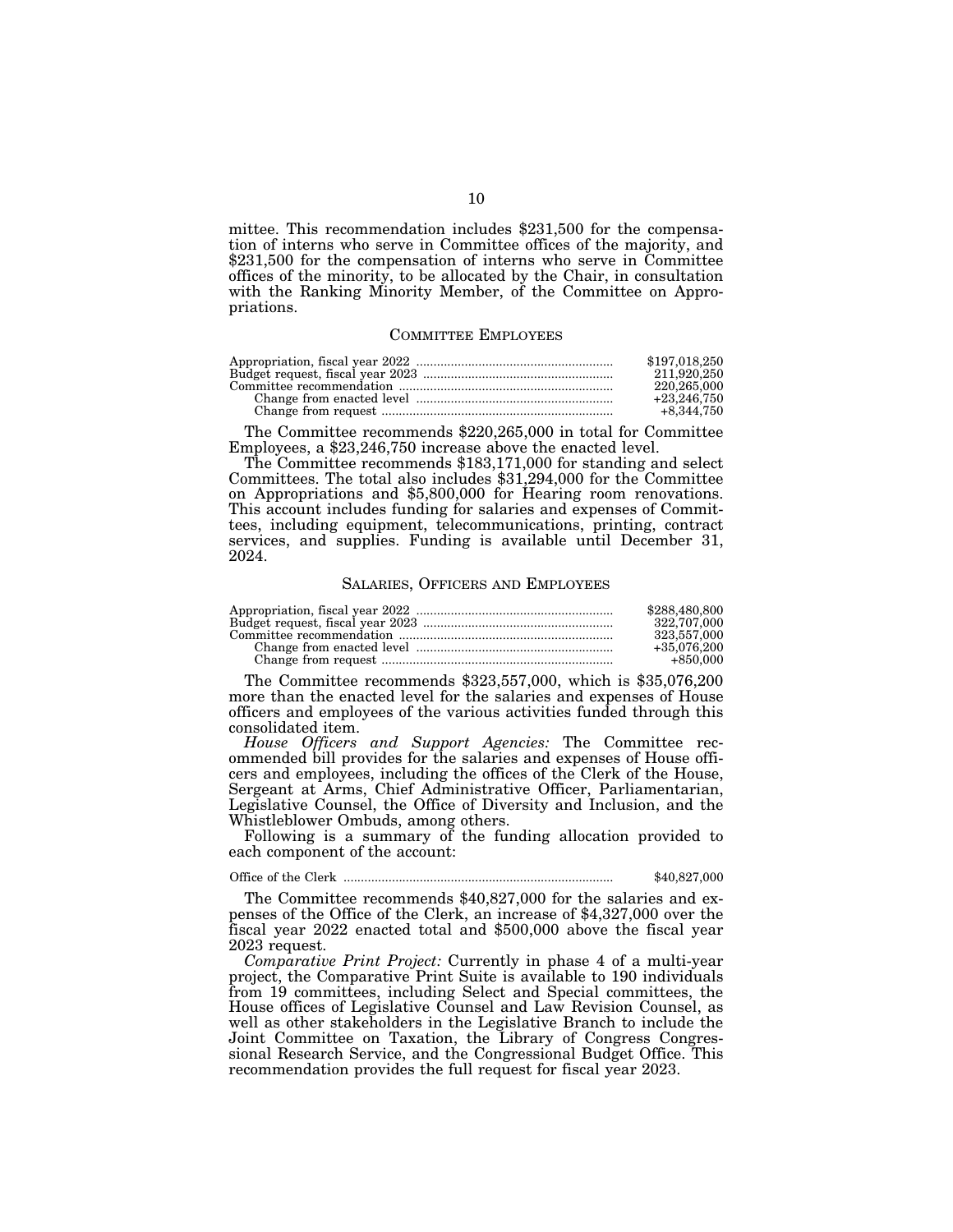mittee. This recommendation includes $231,500 for the compensation of interns who serve in Committee offices of the majority, and $231,500 for the compensation of interns who serve in Committee offices of the minority, to be allocated by the Chair, in consultation with the Ranking Minority Member, of the Committee on Appropriations.

### COMMITTEE EMPLOYEES

| | |
|---|---|
| Appropriation, fiscal year 2022 | $197,018,250 |
| Budget request, fiscal year 2023 | 211,920,250 |
| Committee recommendation | 220,265,000 |
| Change from enacted level | +23,246,750 |
| Change from request | +8,344,750 |

The Committee recommends $220,265,000 in total for Committee Employees, a $23,246,750 increase above the enacted level.

The Committee recommends $183,171,000 for standing and select Committees. The total also includes $31,294,000 for the Committee on Appropriations and $5,800,000 for Hearing room renovations. This account includes funding for salaries and expenses of Committees, including equipment, telecommunications, printing, contract services, and supplies. Funding is available until December 31, 2024.

### SALARIES, OFFICERS AND EMPLOYEES

| | |
|---|---|
| Appropriation, fiscal year 2022 | $288,480,800 |
| Budget request, fiscal year 2023 | 322,707,000 |
| Committee recommendation | 323,557,000 |
| Change from enacted level | +35,076,200 |
| Change from request | +850,000 |

The Committee recommends $323,557,000, which is $35,076,200 more than the enacted level for the salaries and expenses of House officers and employees of the various activities funded through this consolidated item.

*House Officers and Support Agencies:* The Committee recommended bill provides for the salaries and expenses of House officers and employees, including the offices of the Clerk of the House, Sergeant at Arms, Chief Administrative Officer, Parliamentarian, Legislative Counsel, the Office of Diversity and Inclusion, and the Whistleblower Ombuds, among others.

Following is a summary of the funding allocation provided to each component of the account:

| | |
|---|---|
| Office of the Clerk | $40,827,000 |

The Committee recommends $40,827,000 for the salaries and expenses of the Office of the Clerk, an increase of $4,327,000 over the fiscal year 2022 enacted total and $500,000 above the fiscal year 2023 request.

*Comparative Print Project:* Currently in phase 4 of a multi-year project, the Comparative Print Suite is available to 190 individuals from 19 committees, including Select and Special committees, the House offices of Legislative Counsel and Law Revision Counsel, as well as other stakeholders in the Legislative Branch to include the Joint Committee on Taxation, the Library of Congress Congressional Research Service, and the Congressional Budget Office. This recommendation provides the full request for fiscal year 2023.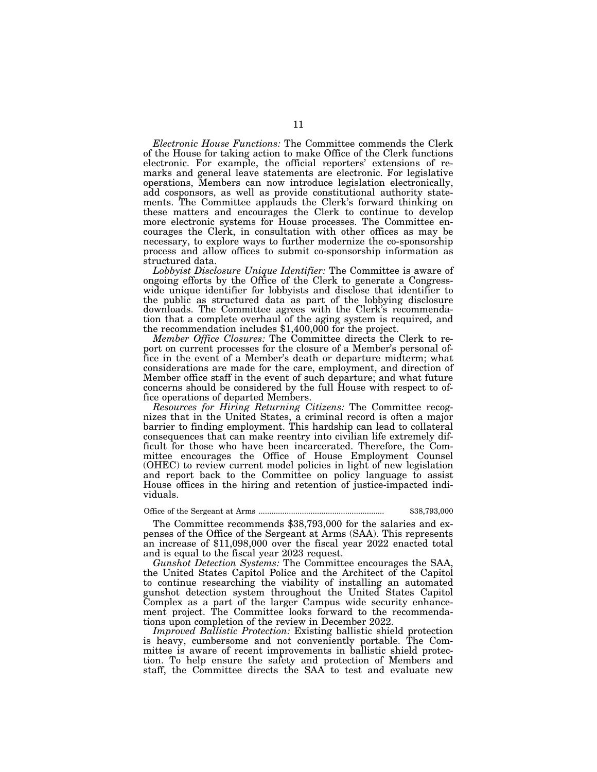*Electronic House Functions:* The Committee commends the Clerk of the House for taking action to make Office of the Clerk functions electronic. For example, the official reporters' extensions of remarks and general leave statements are electronic. For legislative operations, Members can now introduce legislation electronically, add cosponsors, as well as provide constitutional authority statements. The Committee applauds the Clerk's forward thinking on these matters and encourages the Clerk to continue to develop more electronic systems for House processes. The Committee encourages the Clerk, in consultation with other offices as may be necessary, to explore ways to further modernize the co-sponsorship process and allow offices to submit co-sponsorship information as structured data.

*Lobbyist Disclosure Unique Identifier:* The Committee is aware of ongoing efforts by the Office of the Clerk to generate a Congress-wide unique identifier for lobbyists and disclose that identifier to the public as structured data as part of the lobbying disclosure downloads. The Committee agrees with the Clerk's recommendation that a complete overhaul of the aging system is required, and the recommendation includes $1,400,000 for the project.

*Member Office Closures:* The Committee directs the Clerk to report on current processes for the closure of a Member's personal office in the event of a Member's death or departure midterm; what considerations are made for the care, employment, and direction of Member office staff in the event of such departure; and what future concerns should be considered by the full House with respect to office operations of departed Members.

*Resources for Hiring Returning Citizens:* The Committee recognizes that in the United States, a criminal record is often a major barrier to finding employment. This hardship can lead to collateral consequences that can make reentry into civilian life extremely difficult for those who have been incarcerated. Therefore, the Committee encourages the Office of House Employment Counsel (OHEC) to review current model policies in light of new legislation and report back to the Committee on policy language to assist House offices in the hiring and retention of justice-impacted individuals.

Office of the Sergeant at Arms ......................................................... $38,793,000

The Committee recommends $38,793,000 for the salaries and expenses of the Office of the Sergeant at Arms (SAA). This represents an increase of $11,098,000 over the fiscal year 2022 enacted total and is equal to the fiscal year 2023 request.

*Gunshot Detection Systems:* The Committee encourages the SAA, the United States Capitol Police and the Architect of the Capitol to continue researching the viability of installing an automated gunshot detection system throughout the United States Capitol Complex as a part of the larger Campus wide security enhancement project. The Committee looks forward to the recommendations upon completion of the review in December 2022.

*Improved Ballistic Protection:* Existing ballistic shield protection is heavy, cumbersome and not conveniently portable. The Committee is aware of recent improvements in ballistic shield protection. To help ensure the safety and protection of Members and staff, the Committee directs the SAA to test and evaluate new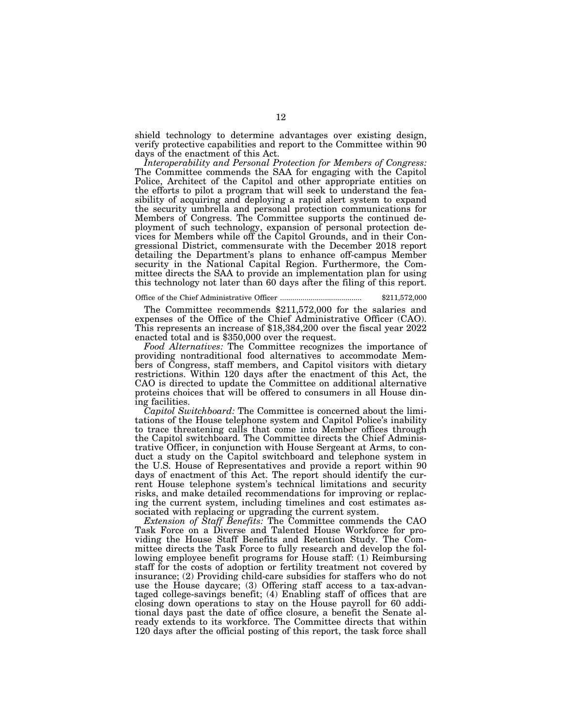shield technology to determine advantages over existing design, verify protective capabilities and report to the Committee within 90 days of the enactment of this Act.

*Interoperability and Personal Protection for Members of Congress:* The Committee commends the SAA for engaging with the Capitol Police, Architect of the Capitol and other appropriate entities on the efforts to pilot a program that will seek to understand the feasibility of acquiring and deploying a rapid alert system to expand the security umbrella and personal protection communications for Members of Congress. The Committee supports the continued deployment of such technology, expansion of personal protection devices for Members while off the Capitol Grounds, and in their Congressional District, commensurate with the December 2018 report detailing the Department's plans to enhance off-campus Member security in the National Capital Region. Furthermore, the Committee directs the SAA to provide an implementation plan for using this technology not later than 60 days after the filing of this report.

| | |
|---|---|
| Office of the Chief Administrative Officer | $211,572,000 |

The Committee recommends $211,572,000 for the salaries and expenses of the Office of the Chief Administrative Officer (CAO). This represents an increase of $18,384,200 over the fiscal year 2022 enacted total and is $350,000 over the request.

*Food Alternatives:* The Committee recognizes the importance of providing nontraditional food alternatives to accommodate Members of Congress, staff members, and Capitol visitors with dietary restrictions. Within 120 days after the enactment of this Act, the CAO is directed to update the Committee on additional alternative proteins choices that will be offered to consumers in all House dining facilities.

*Capitol Switchboard:* The Committee is concerned about the limitations of the House telephone system and Capitol Police's inability to trace threatening calls that come into Member offices through the Capitol switchboard. The Committee directs the Chief Administrative Officer, in conjunction with House Sergeant at Arms, to conduct a study on the Capitol switchboard and telephone system in the U.S. House of Representatives and provide a report within 90 days of enactment of this Act. The report should identify the current House telephone system's technical limitations and security risks, and make detailed recommendations for improving or replacing the current system, including timelines and cost estimates associated with replacing or upgrading the current system.

*Extension of Staff Benefits:* The Committee commends the CAO Task Force on a Diverse and Talented House Workforce for providing the House Staff Benefits and Retention Study. The Committee directs the Task Force to fully research and develop the following employee benefit programs for House staff: (1) Reimbursing staff for the costs of adoption or fertility treatment not covered by insurance; (2) Providing child-care subsidies for staffers who do not use the House daycare; (3) Offering staff access to a tax-advantaged college-savings benefit; (4) Enabling staff of offices that are closing down operations to stay on the House payroll for 60 additional days past the date of office closure, a benefit the Senate already extends to its workforce. The Committee directs that within 120 days after the official posting of this report, the task force shall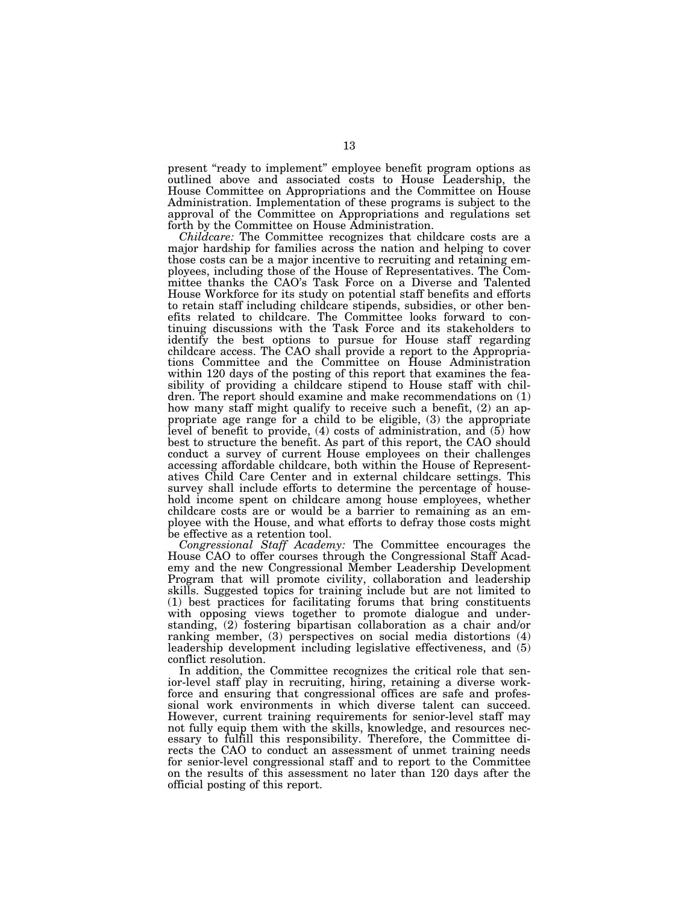present "ready to implement" employee benefit program options as outlined above and associated costs to House Leadership, the House Committee on Appropriations and the Committee on House Administration. Implementation of these programs is subject to the approval of the Committee on Appropriations and regulations set forth by the Committee on House Administration.

*Childcare:* The Committee recognizes that childcare costs are a major hardship for families across the nation and helping to cover those costs can be a major incentive to recruiting and retaining employees, including those of the House of Representatives. The Committee thanks the CAO's Task Force on a Diverse and Talented House Workforce for its study on potential staff benefits and efforts to retain staff including childcare stipends, subsidies, or other benefits related to childcare. The Committee looks forward to continuing discussions with the Task Force and its stakeholders to identify the best options to pursue for House staff regarding childcare access. The CAO shall provide a report to the Appropriations Committee and the Committee on House Administration within 120 days of the posting of this report that examines the feasibility of providing a childcare stipend to House staff with children. The report should examine and make recommendations on (1) how many staff might qualify to receive such a benefit, (2) an appropriate age range for a child to be eligible, (3) the appropriate level of benefit to provide, (4) costs of administration, and (5) how best to structure the benefit. As part of this report, the CAO should conduct a survey of current House employees on their challenges accessing affordable childcare, both within the House of Representatives Child Care Center and in external childcare settings. This survey shall include efforts to determine the percentage of household income spent on childcare among house employees, whether childcare costs are or would be a barrier to remaining as an employee with the House, and what efforts to defray those costs might be effective as a retention tool.

*Congressional Staff Academy:* The Committee encourages the House CAO to offer courses through the Congressional Staff Academy and the new Congressional Member Leadership Development Program that will promote civility, collaboration and leadership skills. Suggested topics for training include but are not limited to (1) best practices for facilitating forums that bring constituents with opposing views together to promote dialogue and understanding, (2) fostering bipartisan collaboration as a chair and/or ranking member, (3) perspectives on social media distortions (4) leadership development including legislative effectiveness, and (5) conflict resolution.

In addition, the Committee recognizes the critical role that senior-level staff play in recruiting, hiring, retaining a diverse workforce and ensuring that congressional offices are safe and professional work environments in which diverse talent can succeed. However, current training requirements for senior-level staff may not fully equip them with the skills, knowledge, and resources necessary to fulfill this responsibility. Therefore, the Committee directs the CAO to conduct an assessment of unmet training needs for senior-level congressional staff and to report to the Committee on the results of this assessment no later than 120 days after the official posting of this report.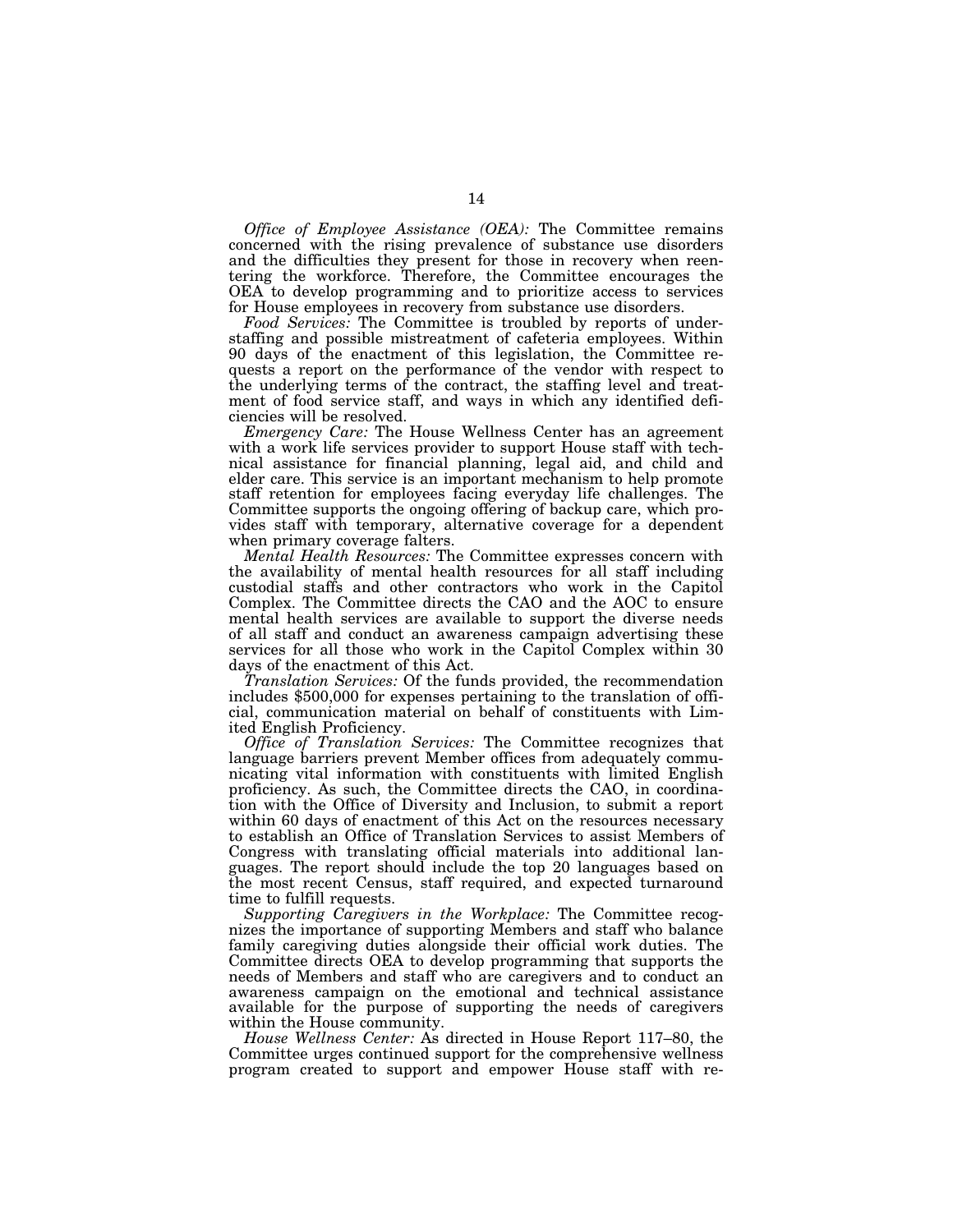*Office of Employee Assistance (OEA):* The Committee remains concerned with the rising prevalence of substance use disorders and the difficulties they present for those in recovery when reentering the workforce. Therefore, the Committee encourages the OEA to develop programming and to prioritize access to services for House employees in recovery from substance use disorders.

*Food Services:* The Committee is troubled by reports of understaffing and possible mistreatment of cafeteria employees. Within 90 days of the enactment of this legislation, the Committee requests a report on the performance of the vendor with respect to the underlying terms of the contract, the staffing level and treatment of food service staff, and ways in which any identified deficiencies will be resolved.

*Emergency Care:* The House Wellness Center has an agreement with a work life services provider to support House staff with technical assistance for financial planning, legal aid, and child and elder care. This service is an important mechanism to help promote staff retention for employees facing everyday life challenges. The Committee supports the ongoing offering of backup care, which provides staff with temporary, alternative coverage for a dependent when primary coverage falters.

*Mental Health Resources:* The Committee expresses concern with the availability of mental health resources for all staff including custodial staffs and other contractors who work in the Capitol Complex. The Committee directs the CAO and the AOC to ensure mental health services are available to support the diverse needs of all staff and conduct an awareness campaign advertising these services for all those who work in the Capitol Complex within 30 days of the enactment of this Act.

*Translation Services:* Of the funds provided, the recommendation includes $500,000 for expenses pertaining to the translation of official, communication material on behalf of constituents with Limited English Proficiency.

*Office of Translation Services:* The Committee recognizes that language barriers prevent Member offices from adequately communicating vital information with constituents with limited English proficiency. As such, the Committee directs the CAO, in coordination with the Office of Diversity and Inclusion, to submit a report within 60 days of enactment of this Act on the resources necessary to establish an Office of Translation Services to assist Members of Congress with translating official materials into additional languages. The report should include the top 20 languages based on the most recent Census, staff required, and expected turnaround time to fulfill requests.

*Supporting Caregivers in the Workplace:* The Committee recognizes the importance of supporting Members and staff who balance family caregiving duties alongside their official work duties. The Committee directs OEA to develop programming that supports the needs of Members and staff who are caregivers and to conduct an awareness campaign on the emotional and technical assistance available for the purpose of supporting the needs of caregivers within the House community.

*House Wellness Center:* As directed in House Report 117–80, the Committee urges continued support for the comprehensive wellness program created to support and empower House staff with re-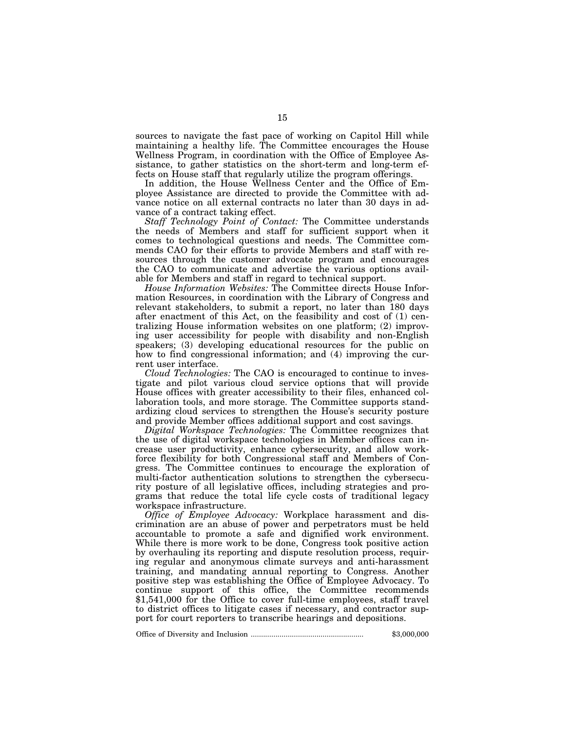sources to navigate the fast pace of working on Capitol Hill while maintaining a healthy life. The Committee encourages the House Wellness Program, in coordination with the Office of Employee Assistance, to gather statistics on the short-term and long-term effects on House staff that regularly utilize the program offerings.

In addition, the House Wellness Center and the Office of Employee Assistance are directed to provide the Committee with advance notice on all external contracts no later than 30 days in advance of a contract taking effect.

*Staff Technology Point of Contact:* The Committee understands the needs of Members and staff for sufficient support when it comes to technological questions and needs. The Committee commends CAO for their efforts to provide Members and staff with resources through the customer advocate program and encourages the CAO to communicate and advertise the various options available for Members and staff in regard to technical support.

*House Information Websites:* The Committee directs House Information Resources, in coordination with the Library of Congress and relevant stakeholders, to submit a report, no later than 180 days after enactment of this Act, on the feasibility and cost of (1) centralizing House information websites on one platform; (2) improving user accessibility for people with disability and non-English speakers; (3) developing educational resources for the public on how to find congressional information; and (4) improving the current user interface.

*Cloud Technologies:* The CAO is encouraged to continue to investigate and pilot various cloud service options that will provide House offices with greater accessibility to their files, enhanced collaboration tools, and more storage. The Committee supports standardizing cloud services to strengthen the House's security posture and provide Member offices additional support and cost savings.

*Digital Workspace Technologies:* The Committee recognizes that the use of digital workspace technologies in Member offices can increase user productivity, enhance cybersecurity, and allow workforce flexibility for both Congressional staff and Members of Congress. The Committee continues to encourage the exploration of multi-factor authentication solutions to strengthen the cybersecurity posture of all legislative offices, including strategies and programs that reduce the total life cycle costs of traditional legacy workspace infrastructure.

*Office of Employee Advocacy:* Workplace harassment and discrimination are an abuse of power and perpetrators must be held accountable to promote a safe and dignified work environment. While there is more work to be done, Congress took positive action by overhauling its reporting and dispute resolution process, requiring regular and anonymous climate surveys and anti-harassment training, and mandating annual reporting to Congress. Another positive step was establishing the Office of Employee Advocacy. To continue support of this office, the Committee recommends $1,541,000 for the Office to cover full-time employees, staff travel to district offices to litigate cases if necessary, and contractor support for court reporters to transcribe hearings and depositions.

Office of Diversity and Inclusion ...................................................... $3,000,000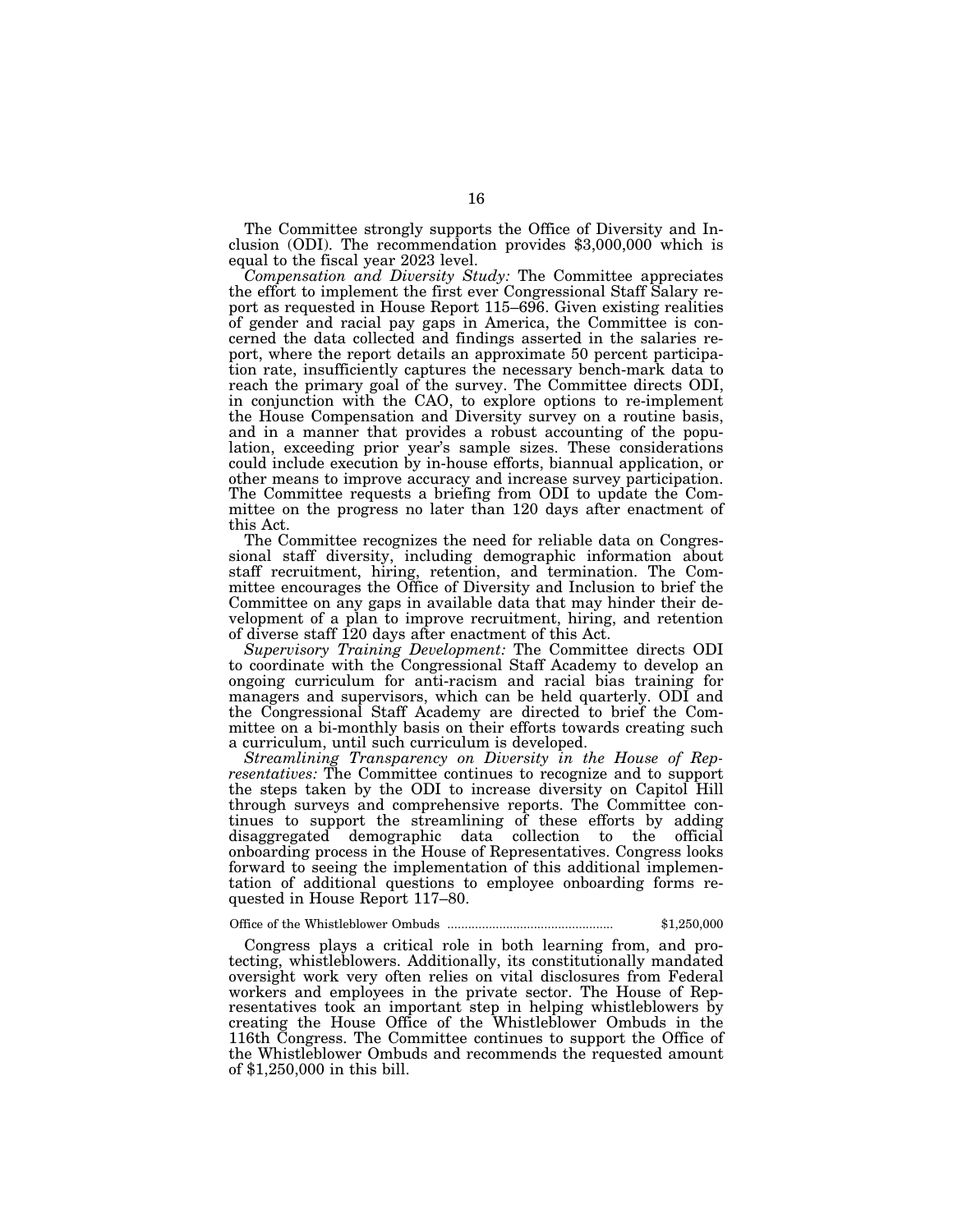The Committee strongly supports the Office of Diversity and Inclusion (ODI). The recommendation provides $3,000,000 which is equal to the fiscal year 2023 level.

*Compensation and Diversity Study:* The Committee appreciates the effort to implement the first ever Congressional Staff Salary report as requested in House Report 115–696. Given existing realities of gender and racial pay gaps in America, the Committee is concerned the data collected and findings asserted in the salaries report, where the report details an approximate 50 percent participation rate, insufficiently captures the necessary bench-mark data to reach the primary goal of the survey. The Committee directs ODI, in conjunction with the CAO, to explore options to re-implement the House Compensation and Diversity survey on a routine basis, and in a manner that provides a robust accounting of the population, exceeding prior year's sample sizes. These considerations could include execution by in-house efforts, biannual application, or other means to improve accuracy and increase survey participation. The Committee requests a briefing from ODI to update the Committee on the progress no later than 120 days after enactment of this Act.

The Committee recognizes the need for reliable data on Congressional staff diversity, including demographic information about staff recruitment, hiring, retention, and termination. The Committee encourages the Office of Diversity and Inclusion to brief the Committee on any gaps in available data that may hinder their development of a plan to improve recruitment, hiring, and retention of diverse staff 120 days after enactment of this Act.

*Supervisory Training Development:* The Committee directs ODI to coordinate with the Congressional Staff Academy to develop an ongoing curriculum for anti-racism and racial bias training for managers and supervisors, which can be held quarterly. ODI and the Congressional Staff Academy are directed to brief the Committee on a bi-monthly basis on their efforts towards creating such a curriculum, until such curriculum is developed.

*Streamlining Transparency on Diversity in the House of Representatives:* The Committee continues to recognize and to support the steps taken by the ODI to increase diversity on Capitol Hill through surveys and comprehensive reports. The Committee continues to support the streamlining of these efforts by adding disaggregated demographic data collection to the official onboarding process in the House of Representatives. Congress looks forward to seeing the implementation of this additional implementation of additional questions to employee onboarding forms requested in House Report 117–80.

Office of the Whistleblower Ombuds ............................................... $1,250,000

Congress plays a critical role in both learning from, and protecting, whistleblowers. Additionally, its constitutionally mandated oversight work very often relies on vital disclosures from Federal workers and employees in the private sector. The House of Representatives took an important step in helping whistleblowers by creating the House Office of the Whistleblower Ombuds in the 116th Congress. The Committee continues to support the Office of the Whistleblower Ombuds and recommends the requested amount of $1,250,000 in this bill.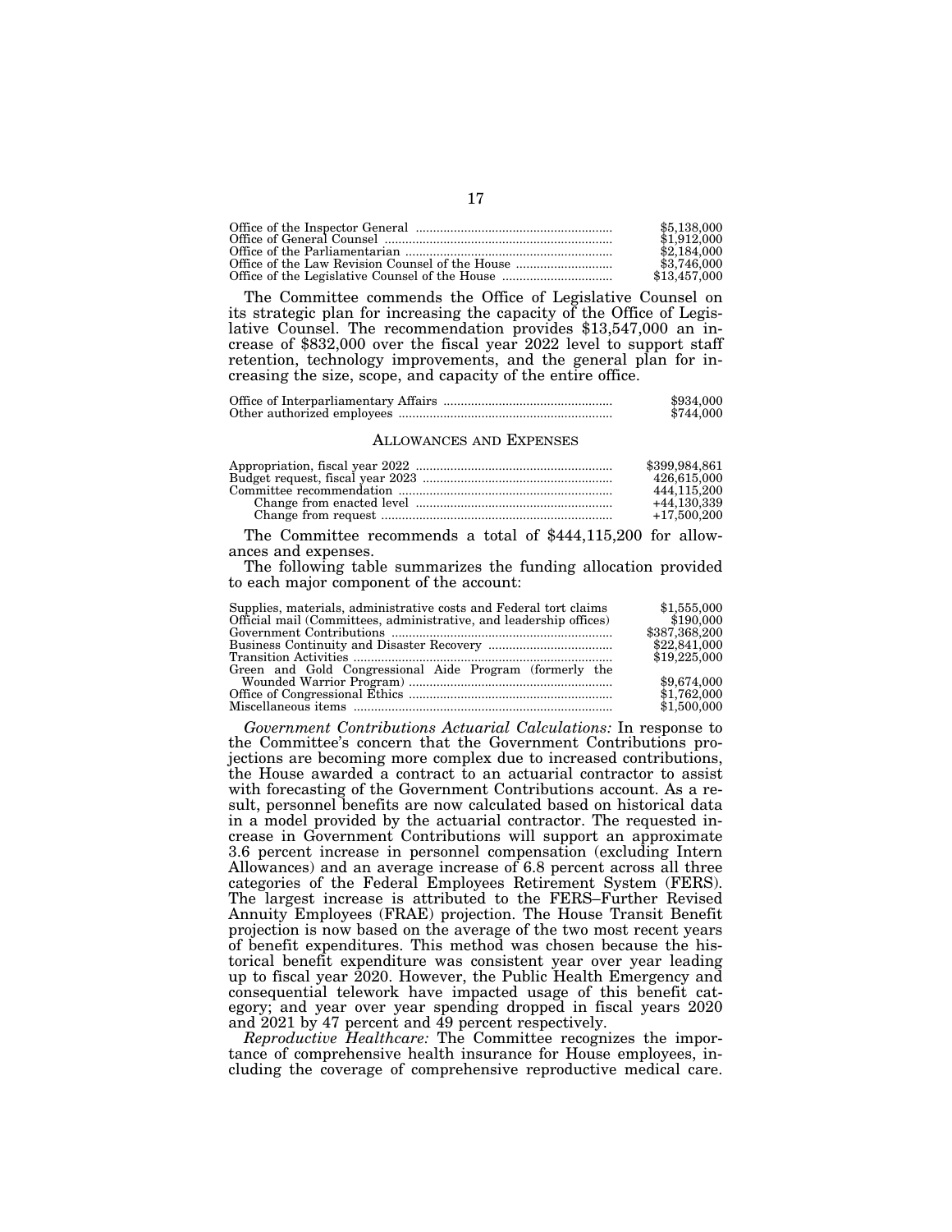| | |
|---|---|
| Office of the Inspector General | $5,138,000 |
| Office of General Counsel | $1,912,000 |
| Office of the Parliamentarian | $2,184,000 |
| Office of the Law Revision Counsel of the House | $3,746,000 |
| Office of the Legislative Counsel of the House | $13,457,000 |

The Committee commends the Office of Legislative Counsel on its strategic plan for increasing the capacity of the Office of Legislative Counsel. The recommendation provides $13,547,000 an increase of $832,000 over the fiscal year 2022 level to support staff retention, technology improvements, and the general plan for increasing the size, scope, and capacity of the entire office.

| | |
|---|---|
| Office of Interparliamentary Affairs | $934,000 |
| Other authorized employees | $744,000 |

## ALLOWANCES AND EXPENSES

| | |
|---|---|
| Appropriation, fiscal year 2022 | $399,984,861 |
| Budget request, fiscal year 2023 | 426,615,000 |
| Committee recommendation | 444,115,200 |
| Change from enacted level | +44,130,339 |
| Change from request | +17,500,200 |

The Committee recommends a total of $444,115,200 for allowances and expenses.

The following table summarizes the funding allocation provided to each major component of the account:

| | |
|---|---|
| Supplies, materials, administrative costs and Federal tort claims | $1,555,000 |
| Official mail (Committees, administrative, and leadership offices) | $190,000 |
| Government Contributions | $387,368,200 |
| Business Continuity and Disaster Recovery | $22,841,000 |
| Transition Activities | $19,225,000 |
| Green and Gold Congressional Aide Program (formerly the Wounded Warrior Program) | $9,674,000 |
| Office of Congressional Ethics | $1,762,000 |
| Miscellaneous items | $1,500,000 |

*Government Contributions Actuarial Calculations:* In response to the Committee's concern that the Government Contributions projections are becoming more complex due to increased contributions, the House awarded a contract to an actuarial contractor to assist with forecasting of the Government Contributions account. As a result, personnel benefits are now calculated based on historical data in a model provided by the actuarial contractor. The requested increase in Government Contributions will support an approximate 3.6 percent increase in personnel compensation (excluding Intern Allowances) and an average increase of 6.8 percent across all three categories of the Federal Employees Retirement System (FERS). The largest increase is attributed to the FERS–Further Revised Annuity Employees (FRAE) projection. The House Transit Benefit projection is now based on the average of the two most recent years of benefit expenditures. This method was chosen because the historical benefit expenditure was consistent year over year leading up to fiscal year 2020. However, the Public Health Emergency and consequential telework have impacted usage of this benefit category; and year over year spending dropped in fiscal years 2020 and 2021 by 47 percent and 49 percent respectively.

*Reproductive Healthcare:* The Committee recognizes the importance of comprehensive health insurance for House employees, including the coverage of comprehensive reproductive medical care.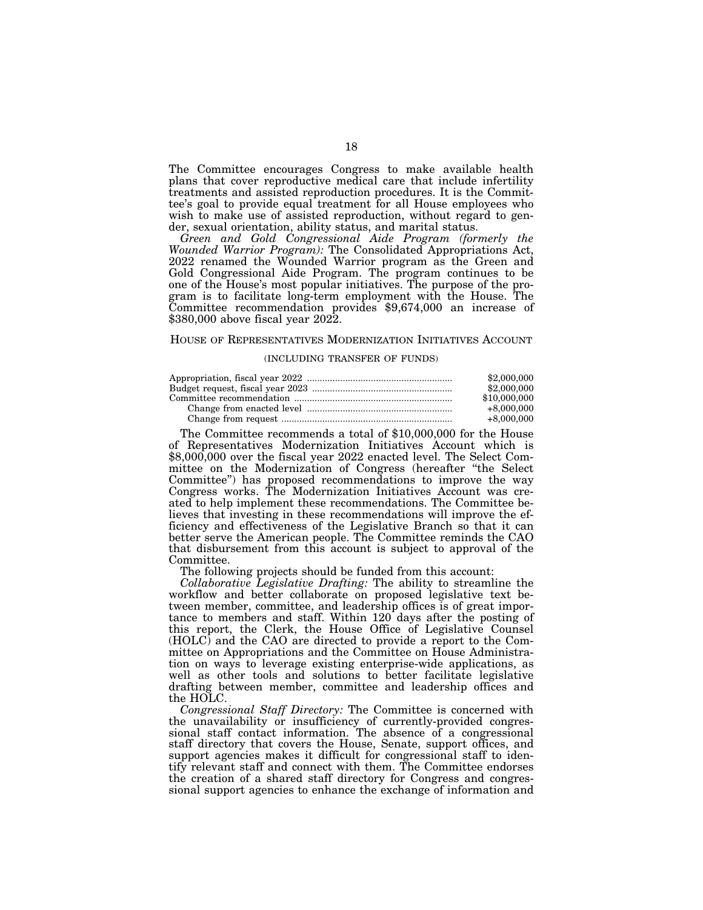The Committee encourages Congress to make available health plans that cover reproductive medical care that include infertility treatments and assisted reproduction procedures. It is the Committee's goal to provide equal treatment for all House employees who wish to make use of assisted reproduction, without regard to gender, sexual orientation, ability status, and marital status.

*Green and Gold Congressional Aide Program (formerly the Wounded Warrior Program):* The Consolidated Appropriations Act, 2022 renamed the Wounded Warrior program as the Green and Gold Congressional Aide Program. The program continues to be one of the House's most popular initiatives. The purpose of the program is to facilitate long-term employment with the House. The Committee recommendation provides $9,674,000 an increase of $380,000 above fiscal year 2022.

## HOUSE OF REPRESENTATIVES MODERNIZATION INITIATIVES ACCOUNT

(INCLUDING TRANSFER OF FUNDS)

| | |
|---|---|
| Appropriation, fiscal year 2022 | $2,000,000 |
| Budget request, fiscal year 2023 | $2,000,000 |
| Committee recommendation | $10,000,000 |
| Change from enacted level | +8,000,000 |
| Change from request | +8,000,000 |

The Committee recommends a total of $10,000,000 for the House of Representatives Modernization Initiatives Account which is $8,000,000 over the fiscal year 2022 enacted level. The Select Committee on the Modernization of Congress (hereafter "the Select Committee") has proposed recommendations to improve the way Congress works. The Modernization Initiatives Account was created to help implement these recommendations. The Committee believes that investing in these recommendations will improve the efficiency and effectiveness of the Legislative Branch so that it can better serve the American people. The Committee reminds the CAO that disbursement from this account is subject to approval of the Committee.

The following projects should be funded from this account:

*Collaborative Legislative Drafting:* The ability to streamline the workflow and better collaborate on proposed legislative text between member, committee, and leadership offices is of great importance to members and staff. Within 120 days after the posting of this report, the Clerk, the House Office of Legislative Counsel (HOLC) and the CAO are directed to provide a report to the Committee on Appropriations and the Committee on House Administration on ways to leverage existing enterprise-wide applications, as well as other tools and solutions to better facilitate legislative drafting between member, committee and leadership offices and the HOLC.

*Congressional Staff Directory:* The Committee is concerned with the unavailability or insufficiency of currently-provided congressional staff contact information. The absence of a congressional staff directory that covers the House, Senate, support offices, and support agencies makes it difficult for congressional staff to identify relevant staff and connect with them. The Committee endorses the creation of a shared staff directory for Congress and congressional support agencies to enhance the exchange of information and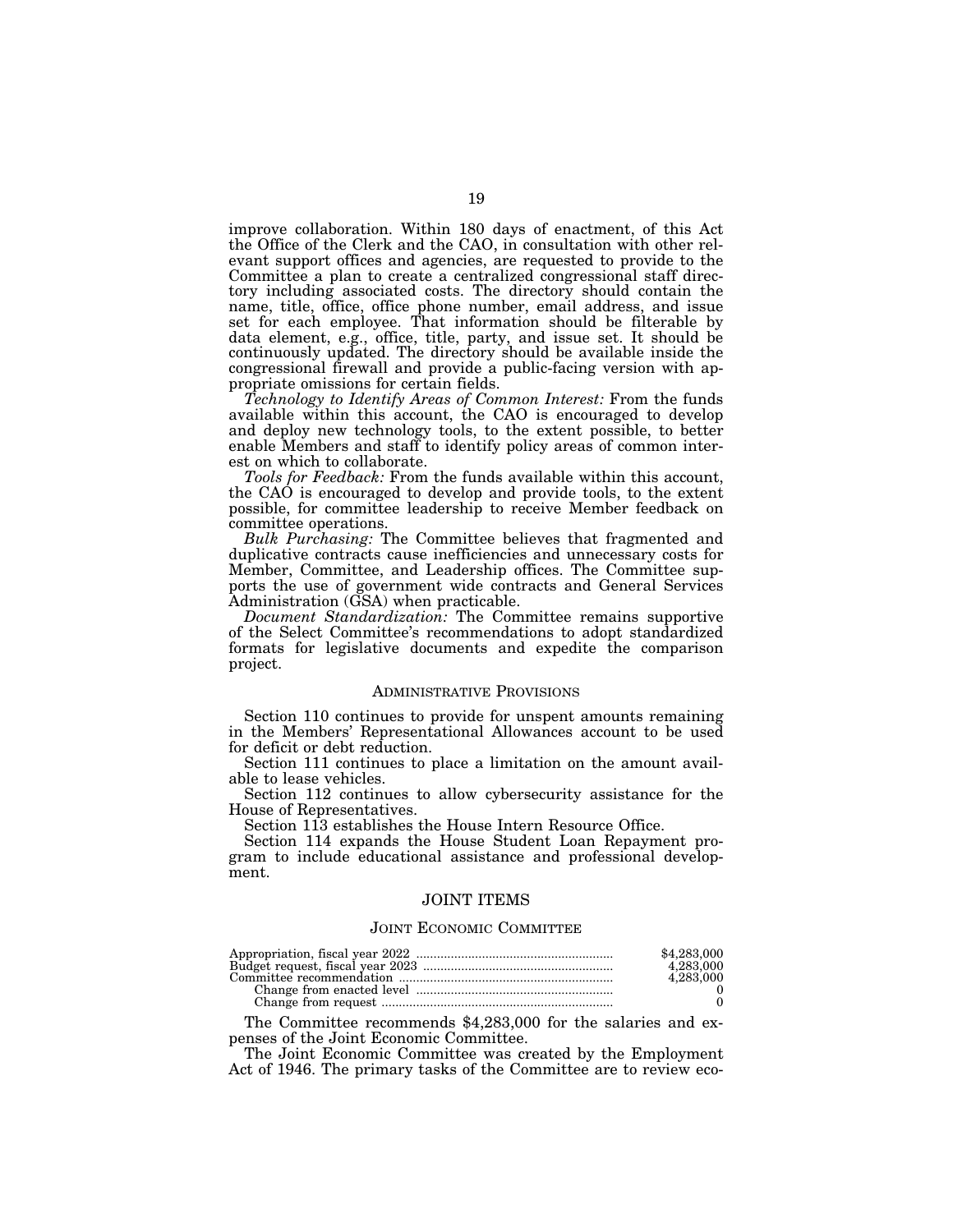improve collaboration. Within 180 days of enactment, of this Act the Office of the Clerk and the CAO, in consultation with other relevant support offices and agencies, are requested to provide to the Committee a plan to create a centralized congressional staff directory including associated costs. The directory should contain the name, title, office, office phone number, email address, and issue set for each employee. That information should be filterable by data element, e.g., office, title, party, and issue set. It should be continuously updated. The directory should be available inside the congressional firewall and provide a public-facing version with appropriate omissions for certain fields.

*Technology to Identify Areas of Common Interest:* From the funds available within this account, the CAO is encouraged to develop and deploy new technology tools, to the extent possible, to better enable Members and staff to identify policy areas of common interest on which to collaborate.

*Tools for Feedback:* From the funds available within this account, the CAO is encouraged to develop and provide tools, to the extent possible, for committee leadership to receive Member feedback on committee operations.

*Bulk Purchasing:* The Committee believes that fragmented and duplicative contracts cause inefficiencies and unnecessary costs for Member, Committee, and Leadership offices. The Committee supports the use of government wide contracts and General Services Administration (GSA) when practicable.

*Document Standardization:* The Committee remains supportive of the Select Committee's recommendations to adopt standardized formats for legislative documents and expedite the comparison project.

### Administrative Provisions

Section 110 continues to provide for unspent amounts remaining in the Members' Representational Allowances account to be used for deficit or debt reduction.

Section 111 continues to place a limitation on the amount available to lease vehicles.

Section 112 continues to allow cybersecurity assistance for the House of Representatives.

Section 113 establishes the House Intern Resource Office.

Section 114 expands the House Student Loan Repayment program to include educational assistance and professional development.

## JOINT ITEMS

### Joint Economic Committee

| | |
|---|---|
| Appropriation, fiscal year 2022 | $4,283,000 |
| Budget request, fiscal year 2023 | 4,283,000 |
| Committee recommendation | 4,283,000 |
| Change from enacted level | 0 |
| Change from request | 0 |

The Committee recommends $4,283,000 for the salaries and expenses of the Joint Economic Committee.

The Joint Economic Committee was created by the Employment Act of 1946. The primary tasks of the Committee are to review eco-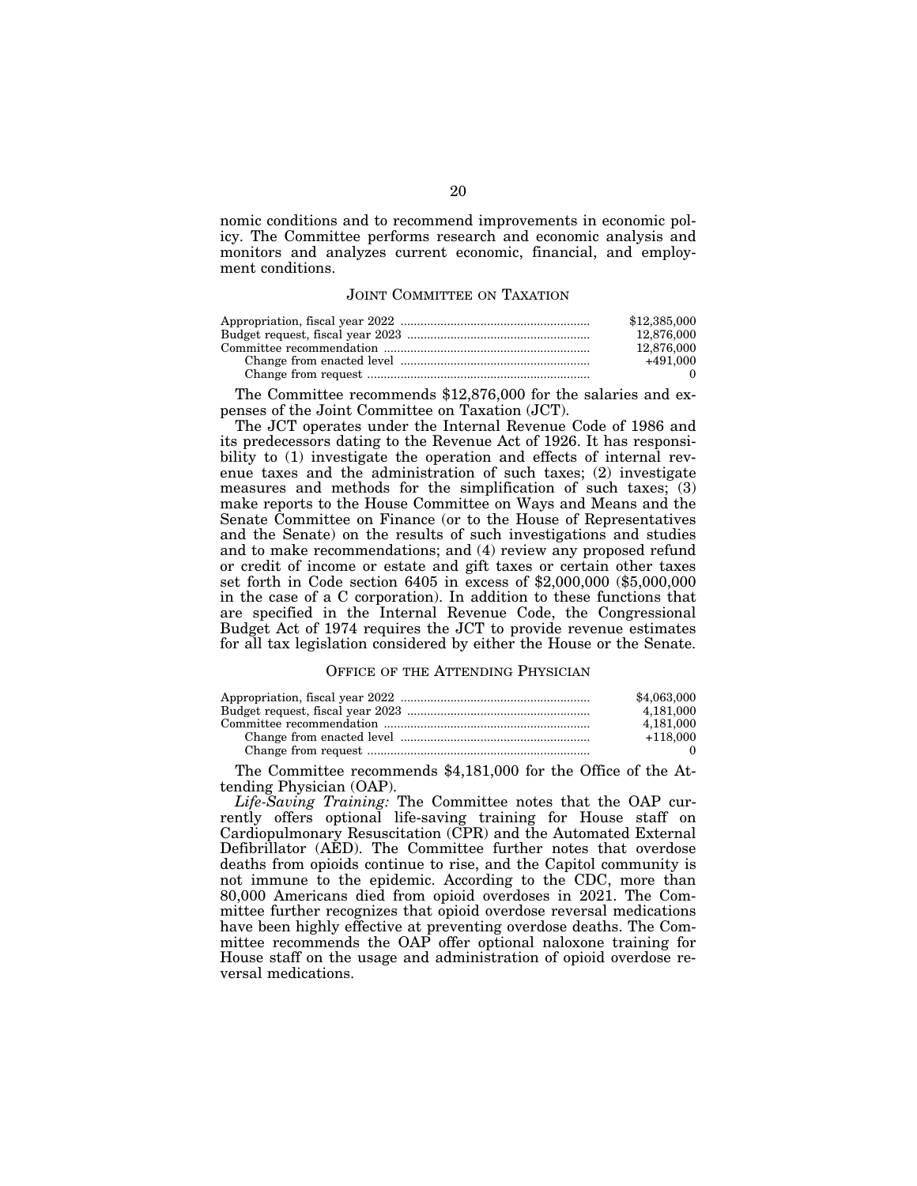nomic conditions and to recommend improvements in economic policy. The Committee performs research and economic analysis and monitors and analyzes current economic, financial, and employment conditions.

## JOINT COMMITTEE ON TAXATION

| | |
|---|---|
| Appropriation, fiscal year 2022 | $12,385,000 |
| Budget request, fiscal year 2023 | 12,876,000 |
| Committee recommendation | 12,876,000 |
| Change from enacted level | +491,000 |
| Change from request | 0 |

The Committee recommends $12,876,000 for the salaries and expenses of the Joint Committee on Taxation (JCT).

The JCT operates under the Internal Revenue Code of 1986 and its predecessors dating to the Revenue Act of 1926. It has responsibility to (1) investigate the operation and effects of internal revenue taxes and the administration of such taxes; (2) investigate measures and methods for the simplification of such taxes; (3) make reports to the House Committee on Ways and Means and the Senate Committee on Finance (or to the House of Representatives and the Senate) on the results of such investigations and studies and to make recommendations; and (4) review any proposed refund or credit of income or estate and gift taxes or certain other taxes set forth in Code section 6405 in excess of $2,000,000 ($5,000,000 in the case of a C corporation). In addition to these functions that are specified in the Internal Revenue Code, the Congressional Budget Act of 1974 requires the JCT to provide revenue estimates for all tax legislation considered by either the House or the Senate.

## OFFICE OF THE ATTENDING PHYSICIAN

| | |
|---|---|
| Appropriation, fiscal year 2022 | $4,063,000 |
| Budget request, fiscal year 2023 | 4,181,000 |
| Committee recommendation | 4,181,000 |
| Change from enacted level | +118,000 |
| Change from request | 0 |

The Committee recommends $4,181,000 for the Office of the Attending Physician (OAP).

*Life-Saving Training:* The Committee notes that the OAP currently offers optional life-saving training for House staff on Cardiopulmonary Resuscitation (CPR) and the Automated External Defibrillator (AED). The Committee further notes that overdose deaths from opioids continue to rise, and the Capitol community is not immune to the epidemic. According to the CDC, more than 80,000 Americans died from opioid overdoses in 2021. The Committee further recognizes that opioid overdose reversal medications have been highly effective at preventing overdose deaths. The Committee recommends the OAP offer optional naloxone training for House staff on the usage and administration of opioid overdose reversal medications.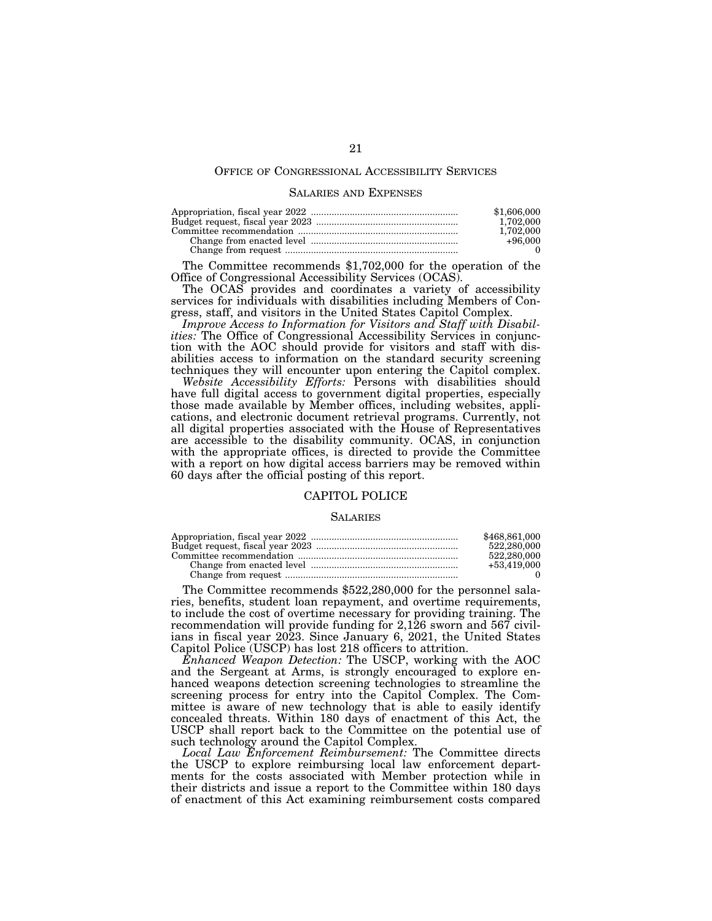## Office of Congressional Accessibility Services

### Salaries and Expenses

| | |
|---|---|
| Appropriation, fiscal year 2022 | $1,606,000 |
| Budget request, fiscal year 2023 | 1,702,000 |
| Committee recommendation | 1,702,000 |
| Change from enacted level | +96,000 |
| Change from request | 0 |

The Committee recommends $1,702,000 for the operation of the Office of Congressional Accessibility Services (OCAS).

The OCAS provides and coordinates a variety of accessibility services for individuals with disabilities including Members of Congress, staff, and visitors in the United States Capitol Complex.

*Improve Access to Information for Visitors and Staff with Disabilities:* The Office of Congressional Accessibility Services in conjunction with the AOC should provide for visitors and staff with disabilities access to information on the standard security screening techniques they will encounter upon entering the Capitol complex.

*Website Accessibility Efforts:* Persons with disabilities should have full digital access to government digital properties, especially those made available by Member offices, including websites, applications, and electronic document retrieval programs. Currently, not all digital properties associated with the House of Representatives are accessible to the disability community. OCAS, in conjunction with the appropriate offices, is directed to provide the Committee with a report on how digital access barriers may be removed within 60 days after the official posting of this report.

## CAPITOL POLICE

### Salaries

| | |
|---|---|
| Appropriation, fiscal year 2022 | $468,861,000 |
| Budget request, fiscal year 2023 | 522,280,000 |
| Committee recommendation | 522,280,000 |
| Change from enacted level | +53,419,000 |
| Change from request | 0 |

The Committee recommends $522,280,000 for the personnel salaries, benefits, student loan repayment, and overtime requirements, to include the cost of overtime necessary for providing training. The recommendation will provide funding for 2,126 sworn and 567 civilians in fiscal year 2023. Since January 6, 2021, the United States Capitol Police (USCP) has lost 218 officers to attrition.

*Enhanced Weapon Detection:* The USCP, working with the AOC and the Sergeant at Arms, is strongly encouraged to explore enhanced weapons detection screening technologies to streamline the screening process for entry into the Capitol Complex. The Committee is aware of new technology that is able to easily identify concealed threats. Within 180 days of enactment of this Act, the USCP shall report back to the Committee on the potential use of such technology around the Capitol Complex.

*Local Law Enforcement Reimbursement:* The Committee directs the USCP to explore reimbursing local law enforcement departments for the costs associated with Member protection while in their districts and issue a report to the Committee within 180 days of enactment of this Act examining reimbursement costs compared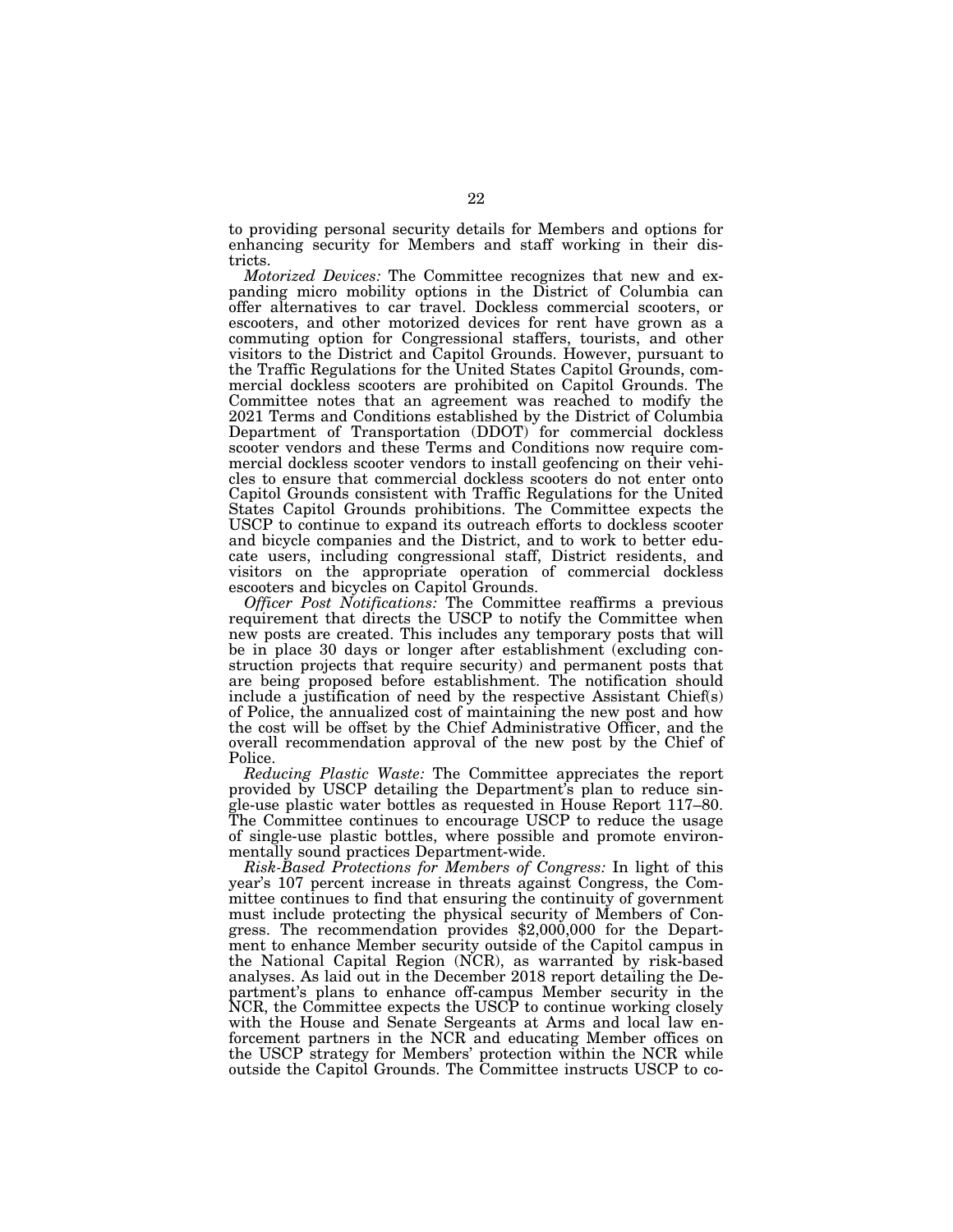to providing personal security details for Members and options for enhancing security for Members and staff working in their districts.

*Motorized Devices:* The Committee recognizes that new and expanding micro mobility options in the District of Columbia can offer alternatives to car travel. Dockless commercial scooters, or escooters, and other motorized devices for rent have grown as a commuting option for Congressional staffers, tourists, and other visitors to the District and Capitol Grounds. However, pursuant to the Traffic Regulations for the United States Capitol Grounds, commercial dockless scooters are prohibited on Capitol Grounds. The Committee notes that an agreement was reached to modify the 2021 Terms and Conditions established by the District of Columbia Department of Transportation (DDOT) for commercial dockless scooter vendors and these Terms and Conditions now require commercial dockless scooter vendors to install geofencing on their vehicles to ensure that commercial dockless scooters do not enter onto Capitol Grounds consistent with Traffic Regulations for the United States Capitol Grounds prohibitions. The Committee expects the USCP to continue to expand its outreach efforts to dockless scooter and bicycle companies and the District, and to work to better educate users, including congressional staff, District residents, and visitors on the appropriate operation of commercial dockless escooters and bicycles on Capitol Grounds.

*Officer Post Notifications:* The Committee reaffirms a previous requirement that directs the USCP to notify the Committee when new posts are created. This includes any temporary posts that will be in place 30 days or longer after establishment (excluding construction projects that require security) and permanent posts that are being proposed before establishment. The notification should include a justification of need by the respective Assistant Chief(s) of Police, the annualized cost of maintaining the new post and how the cost will be offset by the Chief Administrative Officer, and the overall recommendation approval of the new post by the Chief of Police.

*Reducing Plastic Waste:* The Committee appreciates the report provided by USCP detailing the Department's plan to reduce single-use plastic water bottles as requested in House Report 117–80. The Committee continues to encourage USCP to reduce the usage of single-use plastic bottles, where possible and promote environmentally sound practices Department-wide.

*Risk-Based Protections for Members of Congress:* In light of this year's 107 percent increase in threats against Congress, the Committee continues to find that ensuring the continuity of government must include protecting the physical security of Members of Congress. The recommendation provides $2,000,000 for the Department to enhance Member security outside of the Capitol campus in the National Capital Region (NCR), as warranted by risk-based analyses. As laid out in the December 2018 report detailing the Department's plans to enhance off-campus Member security in the NCR, the Committee expects the USCP to continue working closely with the House and Senate Sergeants at Arms and local law enforcement partners in the NCR and educating Member offices on the USCP strategy for Members' protection within the NCR while outside the Capitol Grounds. The Committee instructs USCP to co-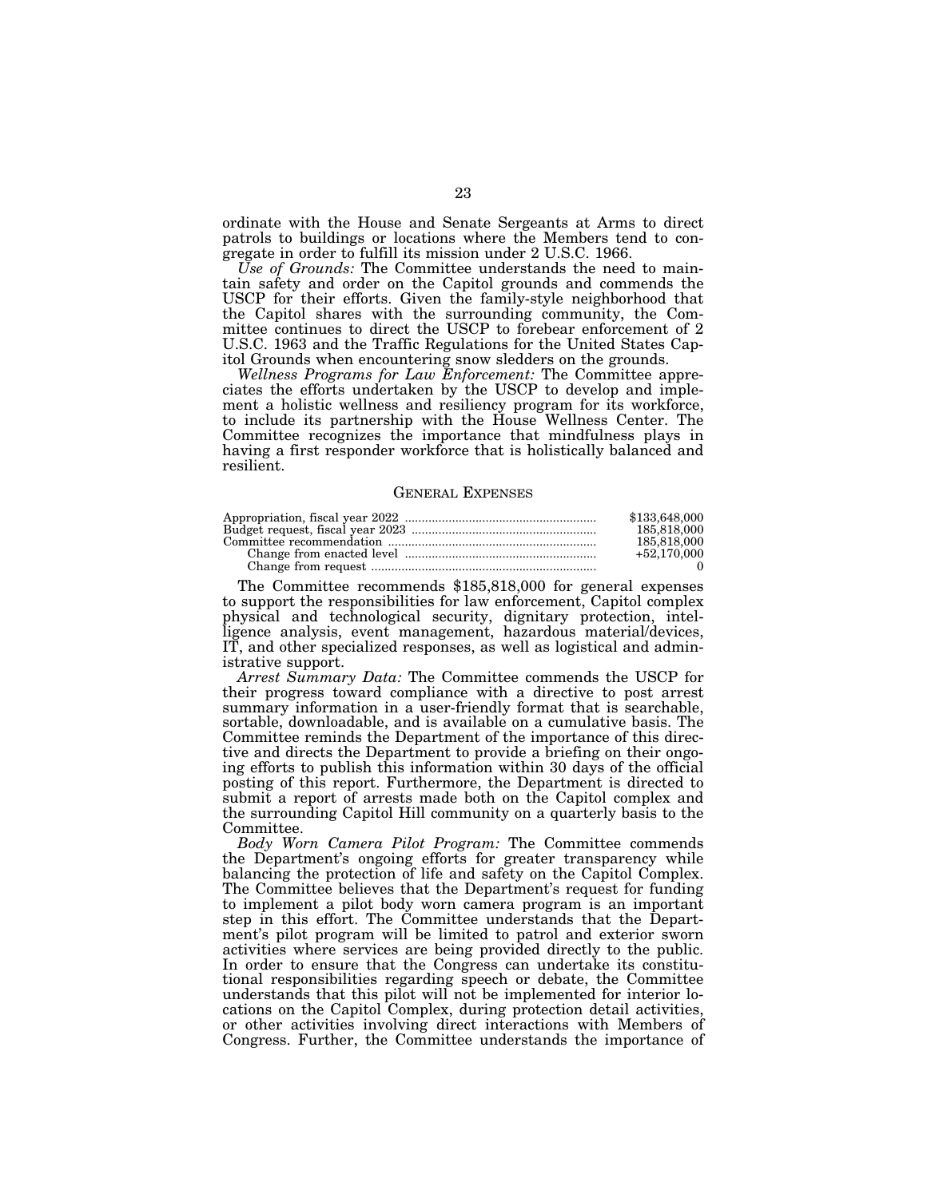ordinate with the House and Senate Sergeants at Arms to direct patrols to buildings or locations where the Members tend to congregate in order to fulfill its mission under 2 U.S.C. 1966.

*Use of Grounds:* The Committee understands the need to maintain safety and order on the Capitol grounds and commends the USCP for their efforts. Given the family-style neighborhood that the Capitol shares with the surrounding community, the Committee continues to direct the USCP to forebear enforcement of 2 U.S.C. 1963 and the Traffic Regulations for the United States Capitol Grounds when encountering snow sledders on the grounds.

*Wellness Programs for Law Enforcement:* The Committee appreciates the efforts undertaken by the USCP to develop and implement a holistic wellness and resiliency program for its workforce, to include its partnership with the House Wellness Center. The Committee recognizes the importance that mindfulness plays in having a first responder workforce that is holistically balanced and resilient.

## GENERAL EXPENSES

| | |
|---|---|
| Appropriation, fiscal year 2022 | $133,648,000 |
| Budget request, fiscal year 2023 | 185,818,000 |
| Committee recommendation | 185,818,000 |
| Change from enacted level | +52,170,000 |
| Change from request | 0 |

The Committee recommends $185,818,000 for general expenses to support the responsibilities for law enforcement, Capitol complex physical and technological security, dignitary protection, intelligence analysis, event management, hazardous material/devices, IT, and other specialized responses, as well as logistical and administrative support.

*Arrest Summary Data:* The Committee commends the USCP for their progress toward compliance with a directive to post arrest summary information in a user-friendly format that is searchable, sortable, downloadable, and is available on a cumulative basis. The Committee reminds the Department of the importance of this directive and directs the Department to provide a briefing on their ongoing efforts to publish this information within 30 days of the official posting of this report. Furthermore, the Department is directed to submit a report of arrests made both on the Capitol complex and the surrounding Capitol Hill community on a quarterly basis to the Committee.

*Body Worn Camera Pilot Program:* The Committee commends the Department's ongoing efforts for greater transparency while balancing the protection of life and safety on the Capitol Complex. The Committee believes that the Department's request for funding to implement a pilot body worn camera program is an important step in this effort. The Committee understands that the Department's pilot program will be limited to patrol and exterior sworn activities where services are being provided directly to the public. In order to ensure that the Congress can undertake its constitutional responsibilities regarding speech or debate, the Committee understands that this pilot will not be implemented for interior locations on the Capitol Complex, during protection detail activities, or other activities involving direct interactions with Members of Congress. Further, the Committee understands the importance of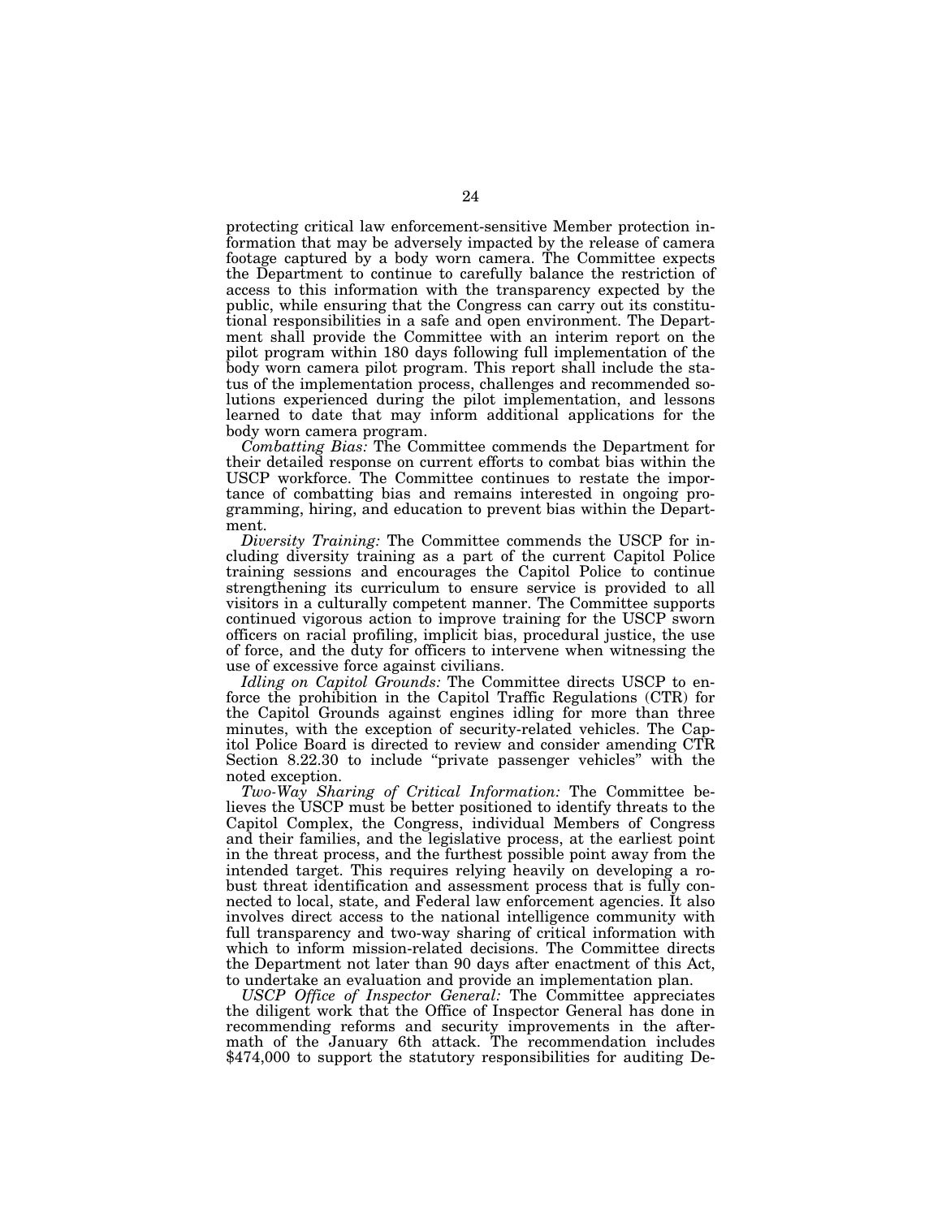protecting critical law enforcement-sensitive Member protection information that may be adversely impacted by the release of camera footage captured by a body worn camera. The Committee expects the Department to continue to carefully balance the restriction of access to this information with the transparency expected by the public, while ensuring that the Congress can carry out its constitutional responsibilities in a safe and open environment. The Department shall provide the Committee with an interim report on the pilot program within 180 days following full implementation of the body worn camera pilot program. This report shall include the status of the implementation process, challenges and recommended solutions experienced during the pilot implementation, and lessons learned to date that may inform additional applications for the body worn camera program.

*Combatting Bias:* The Committee commends the Department for their detailed response on current efforts to combat bias within the USCP workforce. The Committee continues to restate the importance of combatting bias and remains interested in ongoing programming, hiring, and education to prevent bias within the Department.

*Diversity Training:* The Committee commends the USCP for including diversity training as a part of the current Capitol Police training sessions and encourages the Capitol Police to continue strengthening its curriculum to ensure service is provided to all visitors in a culturally competent manner. The Committee supports continued vigorous action to improve training for the USCP sworn officers on racial profiling, implicit bias, procedural justice, the use of force, and the duty for officers to intervene when witnessing the use of excessive force against civilians.

*Idling on Capitol Grounds:* The Committee directs USCP to enforce the prohibition in the Capitol Traffic Regulations (CTR) for the Capitol Grounds against engines idling for more than three minutes, with the exception of security-related vehicles. The Capitol Police Board is directed to review and consider amending CTR Section 8.22.30 to include "private passenger vehicles" with the noted exception.

*Two-Way Sharing of Critical Information:* The Committee believes the USCP must be better positioned to identify threats to the Capitol Complex, the Congress, individual Members of Congress and their families, and the legislative process, at the earliest point in the threat process, and the furthest possible point away from the intended target. This requires relying heavily on developing a robust threat identification and assessment process that is fully connected to local, state, and Federal law enforcement agencies. It also involves direct access to the national intelligence community with full transparency and two-way sharing of critical information with which to inform mission-related decisions. The Committee directs the Department not later than 90 days after enactment of this Act, to undertake an evaluation and provide an implementation plan.

*USCP Office of Inspector General:* The Committee appreciates the diligent work that the Office of Inspector General has done in recommending reforms and security improvements in the aftermath of the January 6th attack. The recommendation includes $474,000 to support the statutory responsibilities for auditing De-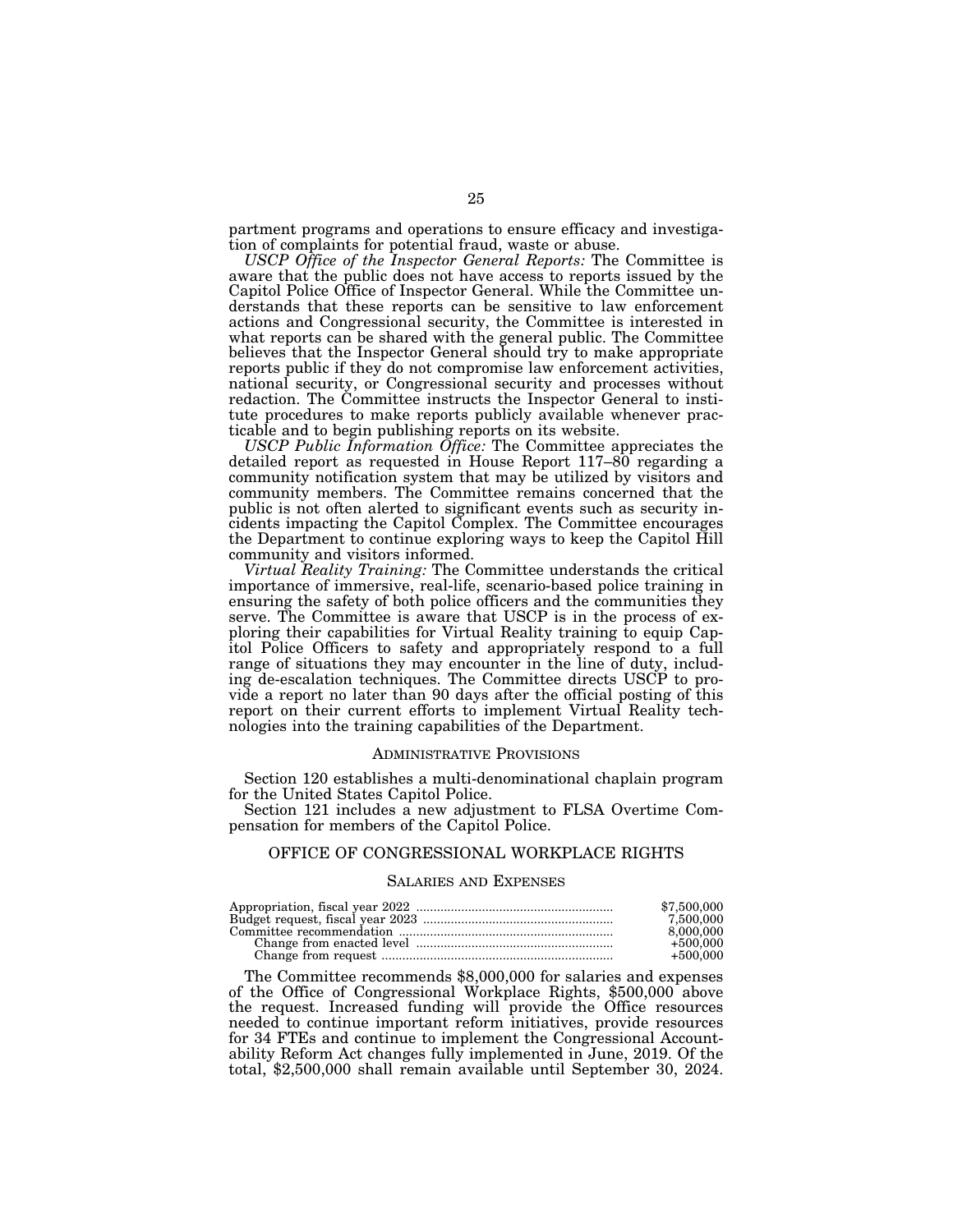partment programs and operations to ensure efficacy and investigation of complaints for potential fraud, waste or abuse.

*USCP Office of the Inspector General Reports:* The Committee is aware that the public does not have access to reports issued by the Capitol Police Office of Inspector General. While the Committee understands that these reports can be sensitive to law enforcement actions and Congressional security, the Committee is interested in what reports can be shared with the general public. The Committee believes that the Inspector General should try to make appropriate reports public if they do not compromise law enforcement activities, national security, or Congressional security and processes without redaction. The Committee instructs the Inspector General to institute procedures to make reports publicly available whenever practicable and to begin publishing reports on its website.

*USCP Public Information Office:* The Committee appreciates the detailed report as requested in House Report 117–80 regarding a community notification system that may be utilized by visitors and community members. The Committee remains concerned that the public is not often alerted to significant events such as security incidents impacting the Capitol Complex. The Committee encourages the Department to continue exploring ways to keep the Capitol Hill community and visitors informed.

*Virtual Reality Training:* The Committee understands the critical importance of immersive, real-life, scenario-based police training in ensuring the safety of both police officers and the communities they serve. The Committee is aware that USCP is in the process of exploring their capabilities for Virtual Reality training to equip Capitol Police Officers to safety and appropriately respond to a full range of situations they may encounter in the line of duty, including de-escalation techniques. The Committee directs USCP to provide a report no later than 90 days after the official posting of this report on their current efforts to implement Virtual Reality technologies into the training capabilities of the Department.

### Administrative Provisions

Section 120 establishes a multi-denominational chaplain program for the United States Capitol Police.

Section 121 includes a new adjustment to FLSA Overtime Compensation for members of the Capitol Police.

## OFFICE OF CONGRESSIONAL WORKPLACE RIGHTS

### Salaries and Expenses

| | |
|---|---|
| Appropriation, fiscal year 2022 | $7,500,000 |
| Budget request, fiscal year 2023 | 7,500,000 |
| Committee recommendation | 8,000,000 |
| Change from enacted level | +500,000 |
| Change from request | +500,000 |

The Committee recommends $8,000,000 for salaries and expenses of the Office of Congressional Workplace Rights, $500,000 above the request. Increased funding will provide the Office resources needed to continue important reform initiatives, provide resources for 34 FTEs and continue to implement the Congressional Accountability Reform Act changes fully implemented in June, 2019. Of the total, $2,500,000 shall remain available until September 30, 2024.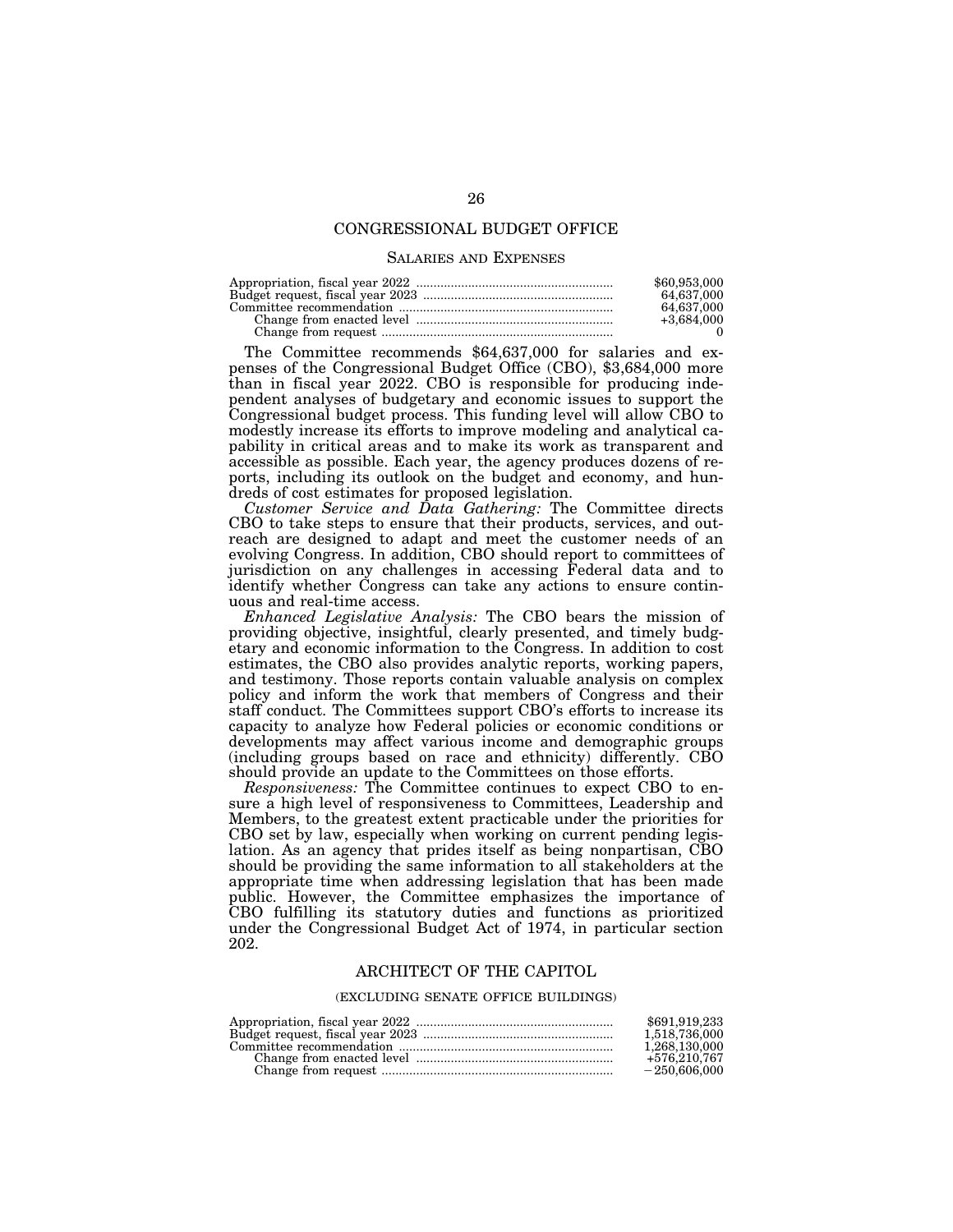## CONGRESSIONAL BUDGET OFFICE

### SALARIES AND EXPENSES

| | |
|---|---|
| Appropriation, fiscal year 2022 | $60,953,000 |
| Budget request, fiscal year 2023 | 64,637,000 |
| Committee recommendation | 64,637,000 |
| Change from enacted level | +3,684,000 |
| Change from request | 0 |

The Committee recommends $64,637,000 for salaries and expenses of the Congressional Budget Office (CBO), $3,684,000 more than in fiscal year 2022. CBO is responsible for producing independent analyses of budgetary and economic issues to support the Congressional budget process. This funding level will allow CBO to modestly increase its efforts to improve modeling and analytical capability in critical areas and to make its work as transparent and accessible as possible. Each year, the agency produces dozens of reports, including its outlook on the budget and economy, and hundreds of cost estimates for proposed legislation.

*Customer Service and Data Gathering:* The Committee directs CBO to take steps to ensure that their products, services, and outreach are designed to adapt and meet the customer needs of an evolving Congress. In addition, CBO should report to committees of jurisdiction on any challenges in accessing Federal data and to identify whether Congress can take any actions to ensure continuous and real-time access.

*Enhanced Legislative Analysis:* The CBO bears the mission of providing objective, insightful, clearly presented, and timely budgetary and economic information to the Congress. In addition to cost estimates, the CBO also provides analytic reports, working papers, and testimony. Those reports contain valuable analysis on complex policy and inform the work that members of Congress and their staff conduct. The Committees support CBO's efforts to increase its capacity to analyze how Federal policies or economic conditions or developments may affect various income and demographic groups (including groups based on race and ethnicity) differently. CBO should provide an update to the Committees on those efforts.

*Responsiveness:* The Committee continues to expect CBO to ensure a high level of responsiveness to Committees, Leadership and Members, to the greatest extent practicable under the priorities for CBO set by law, especially when working on current pending legislation. As an agency that prides itself as being nonpartisan, CBO should be providing the same information to all stakeholders at the appropriate time when addressing legislation that has been made public. However, the Committee emphasizes the importance of CBO fulfilling its statutory duties and functions as prioritized under the Congressional Budget Act of 1974, in particular section 202.

## ARCHITECT OF THE CAPITOL

(EXCLUDING SENATE OFFICE BUILDINGS)

| | |
|---|---|
| Appropriation, fiscal year 2022 | $691,919,233 |
| Budget request, fiscal year 2023 | 1,518,736,000 |
| Committee recommendation | 1,268,130,000 |
| Change from enacted level | +576,210,767 |
| Change from request | −250,606,000 |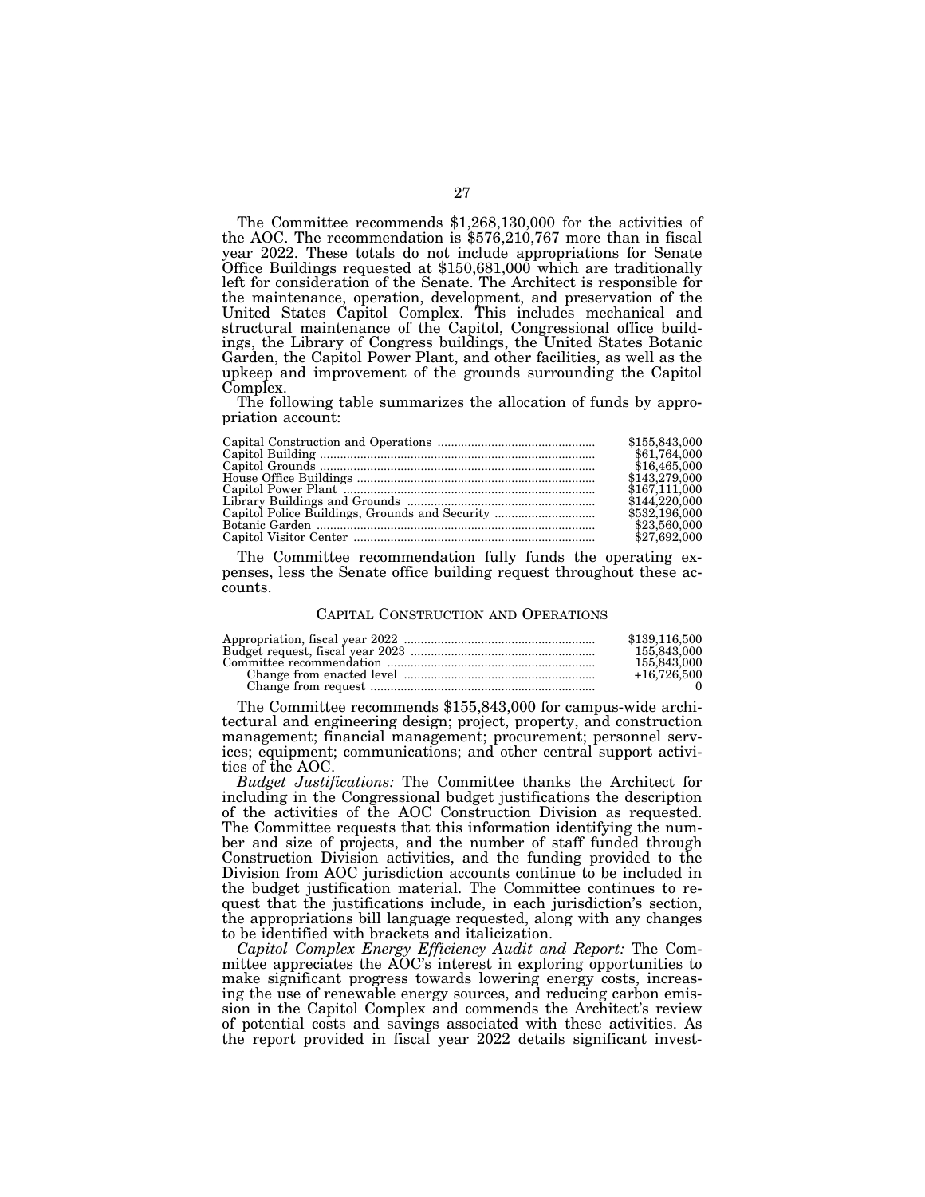The Committee recommends $1,268,130,000 for the activities of the AOC. The recommendation is $576,210,767 more than in fiscal year 2022. These totals do not include appropriations for Senate Office Buildings requested at $150,681,000 which are traditionally left for consideration of the Senate. The Architect is responsible for the maintenance, operation, development, and preservation of the United States Capitol Complex. This includes mechanical and structural maintenance of the Capitol, Congressional office buildings, the Library of Congress buildings, the United States Botanic Garden, the Capitol Power Plant, and other facilities, as well as the upkeep and improvement of the grounds surrounding the Capitol Complex.

The following table summarizes the allocation of funds by appropriation account:

| | |
|---|---|
| Capital Construction and Operations | $155,843,000 |
| Capitol Building | $61,764,000 |
| Capitol Grounds | $16,465,000 |
| House Office Buildings | $143,279,000 |
| Capitol Power Plant | $167,111,000 |
| Library Buildings and Grounds | $144,220,000 |
| Capitol Police Buildings, Grounds and Security | $532,196,000 |
| Botanic Garden | $23,560,000 |
| Capitol Visitor Center | $27,692,000 |

The Committee recommendation fully funds the operating expenses, less the Senate office building request throughout these accounts.

## CAPITAL CONSTRUCTION AND OPERATIONS

| | |
|---|---|
| Appropriation, fiscal year 2022 | $139,116,500 |
| Budget request, fiscal year 2023 | 155,843,000 |
| Committee recommendation | 155,843,000 |
| Change from enacted level | +16,726,500 |
| Change from request | 0 |

The Committee recommends $155,843,000 for campus-wide architectural and engineering design; project, property, and construction management; financial management; procurement; personnel services; equipment; communications; and other central support activities of the AOC.

*Budget Justifications:* The Committee thanks the Architect for including in the Congressional budget justifications the description of the activities of the AOC Construction Division as requested. The Committee requests that this information identifying the number and size of projects, and the number of staff funded through Construction Division activities, and the funding provided to the Division from AOC jurisdiction accounts continue to be included in the budget justification material. The Committee continues to request that the justifications include, in each jurisdiction's section, the appropriations bill language requested, along with any changes to be identified with brackets and italicization.

*Capitol Complex Energy Efficiency Audit and Report:* The Committee appreciates the AOC's interest in exploring opportunities to make significant progress towards lowering energy costs, increasing the use of renewable energy sources, and reducing carbon emission in the Capitol Complex and commends the Architect's review of potential costs and savings associated with these activities. As the report provided in fiscal year 2022 details significant invest-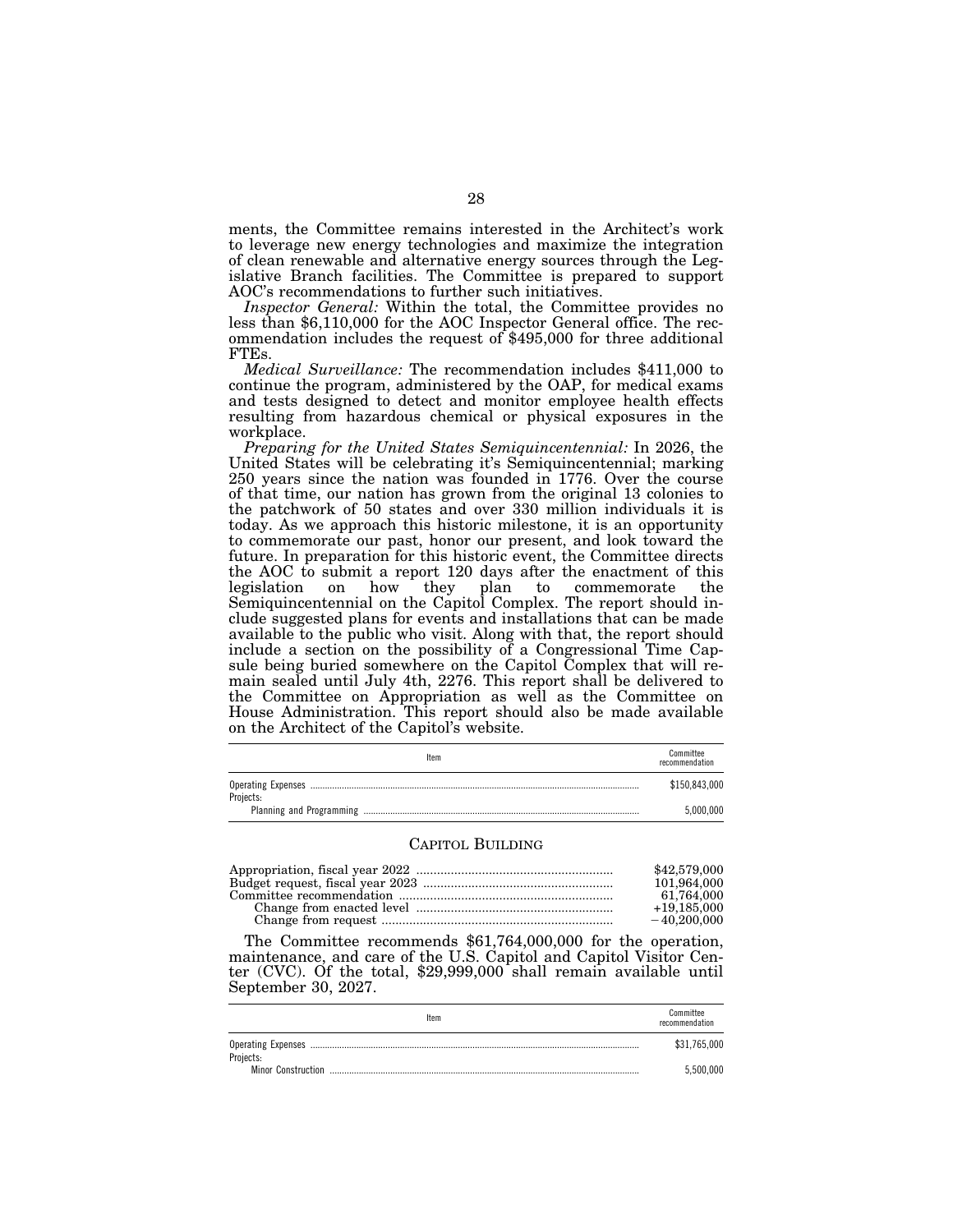ments, the Committee remains interested in the Architect's work to leverage new energy technologies and maximize the integration of clean renewable and alternative energy sources through the Legislative Branch facilities. The Committee is prepared to support AOC's recommendations to further such initiatives.

*Inspector General:* Within the total, the Committee provides no less than $6,110,000 for the AOC Inspector General office. The recommendation includes the request of $495,000 for three additional FTEs.

*Medical Surveillance:* The recommendation includes $411,000 to continue the program, administered by the OAP, for medical exams and tests designed to detect and monitor employee health effects resulting from hazardous chemical or physical exposures in the workplace.

*Preparing for the United States Semiquincentennial:* In 2026, the United States will be celebrating it's Semiquincentennial; marking 250 years since the nation was founded in 1776. Over the course of that time, our nation has grown from the original 13 colonies to the patchwork of 50 states and over 330 million individuals it is today. As we approach this historic milestone, it is an opportunity to commemorate our past, honor our present, and look toward the future. In preparation for this historic event, the Committee directs the AOC to submit a report 120 days after the enactment of this legislation on how they plan to commemorate the Semiquincentennial on the Capitol Complex. The report should include suggested plans for events and installations that can be made available to the public who visit. Along with that, the report should include a section on the possibility of a Congressional Time Capsule being buried somewhere on the Capitol Complex that will remain sealed until July 4th, 2276. This report shall be delivered to the Committee on Appropriation as well as the Committee on House Administration. This report should also be made available on the Architect of the Capitol's website.

| Item | Committee recommendation |
|---|---|
| Operating Expenses | $150,843,000 |
| Projects: | |
| Planning and Programming | 5,000,000 |

## CAPITOL BUILDING

| | |
|---|---|
| Appropriation, fiscal year 2022 | $42,579,000 |
| Budget request, fiscal year 2023 | 101,964,000 |
| Committee recommendation | 61,764,000 |
| Change from enacted level | +19,185,000 |
| Change from request | −40,200,000 |

The Committee recommends $61,764,000,000 for the operation, maintenance, and care of the U.S. Capitol and Capitol Visitor Center (CVC). Of the total, $29,999,000 shall remain available until September 30, 2027.

| Item | Committee recommendation |
|---|---|
| Operating Expenses | $31,765,000 |
| Projects: | |
| Minor Construction | 5,500,000 |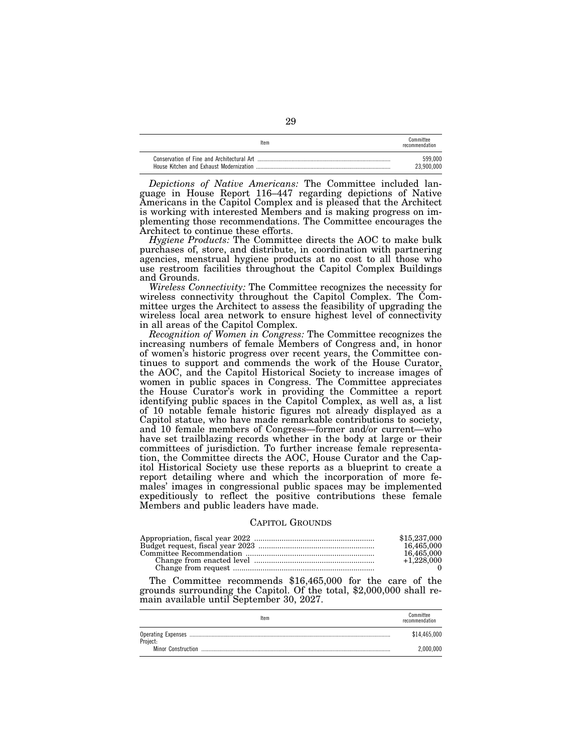| Item | Committee recommendation |
|---|---|
| Conservation of Fine and Architectural Art | 599,000 |
| House Kitchen and Exhaust Modernization | 23,900,000 |

*Depictions of Native Americans:* The Committee included language in House Report 116–447 regarding depictions of Native Americans in the Capitol Complex and is pleased that the Architect is working with interested Members and is making progress on implementing those recommendations. The Committee encourages the Architect to continue these efforts.

*Hygiene Products:* The Committee directs the AOC to make bulk purchases of, store, and distribute, in coordination with partnering agencies, menstrual hygiene products at no cost to all those who use restroom facilities throughout the Capitol Complex Buildings and Grounds.

*Wireless Connectivity:* The Committee recognizes the necessity for wireless connectivity throughout the Capitol Complex. The Committee urges the Architect to assess the feasibility of upgrading the wireless local area network to ensure highest level of connectivity in all areas of the Capitol Complex.

*Recognition of Women in Congress:* The Committee recognizes the increasing numbers of female Members of Congress and, in honor of women's historic progress over recent years, the Committee continues to support and commends the work of the House Curator, the AOC, and the Capitol Historical Society to increase images of women in public spaces in Congress. The Committee appreciates the House Curator's work in providing the Committee a report identifying public spaces in the Capitol Complex, as well as, a list of 10 notable female historic figures not already displayed as a Capitol statue, who have made remarkable contributions to society, and 10 female members of Congress—former and/or current—who have set trailblazing records whether in the body at large or their committees of jurisdiction. To further increase female representation, the Committee directs the AOC, House Curator and the Capitol Historical Society use these reports as a blueprint to create a report detailing where and which the incorporation of more females' images in congressional public spaces may be implemented expeditiously to reflect the positive contributions these female Members and public leaders have made.

## CAPITOL GROUNDS

| | |
|---|---|
| Appropriation, fiscal year 2022 | $15,237,000 |
| Budget request, fiscal year 2023 | 16,465,000 |
| Committee Recommendation | 16,465,000 |
| Change from enacted level | +1,228,000 |
| Change from request | 0 |

The Committee recommends $16,465,000 for the care of the grounds surrounding the Capitol. Of the total, $2,000,000 shall remain available until September 30, 2027.

| Item | Committee recommendation |
|---|---|
| Operating Expenses | $14,465,000 |
| Project: | |
| Minor Construction | 2,000,000 |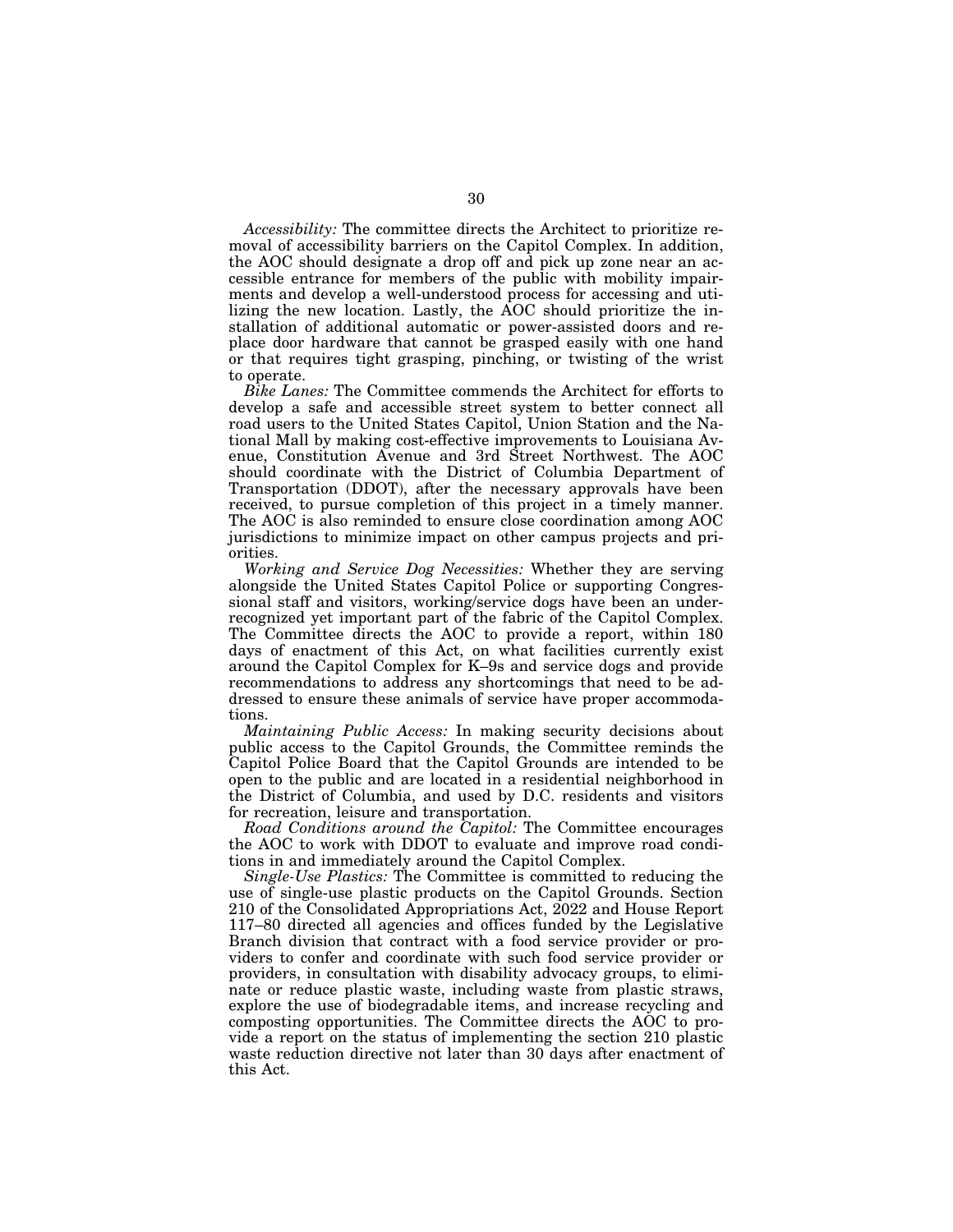*Accessibility:* The committee directs the Architect to prioritize removal of accessibility barriers on the Capitol Complex. In addition, the AOC should designate a drop off and pick up zone near an accessible entrance for members of the public with mobility impairments and develop a well-understood process for accessing and utilizing the new location. Lastly, the AOC should prioritize the installation of additional automatic or power-assisted doors and replace door hardware that cannot be grasped easily with one hand or that requires tight grasping, pinching, or twisting of the wrist to operate.

*Bike Lanes:* The Committee commends the Architect for efforts to develop a safe and accessible street system to better connect all road users to the United States Capitol, Union Station and the National Mall by making cost-effective improvements to Louisiana Avenue, Constitution Avenue and 3rd Street Northwest. The AOC should coordinate with the District of Columbia Department of Transportation (DDOT), after the necessary approvals have been received, to pursue completion of this project in a timely manner. The AOC is also reminded to ensure close coordination among AOC jurisdictions to minimize impact on other campus projects and priorities.

*Working and Service Dog Necessities:* Whether they are serving alongside the United States Capitol Police or supporting Congressional staff and visitors, working/service dogs have been an under-recognized yet important part of the fabric of the Capitol Complex. The Committee directs the AOC to provide a report, within 180 days of enactment of this Act, on what facilities currently exist around the Capitol Complex for K–9s and service dogs and provide recommendations to address any shortcomings that need to be addressed to ensure these animals of service have proper accommodations.

*Maintaining Public Access:* In making security decisions about public access to the Capitol Grounds, the Committee reminds the Capitol Police Board that the Capitol Grounds are intended to be open to the public and are located in a residential neighborhood in the District of Columbia, and used by D.C. residents and visitors for recreation, leisure and transportation.

*Road Conditions around the Capitol:* The Committee encourages the AOC to work with DDOT to evaluate and improve road conditions in and immediately around the Capitol Complex.

*Single-Use Plastics:* The Committee is committed to reducing the use of single-use plastic products on the Capitol Grounds. Section 210 of the Consolidated Appropriations Act, 2022 and House Report 117–80 directed all agencies and offices funded by the Legislative Branch division that contract with a food service provider or providers to confer and coordinate with such food service provider or providers, in consultation with disability advocacy groups, to eliminate or reduce plastic waste, including waste from plastic straws, explore the use of biodegradable items, and increase recycling and composting opportunities. The Committee directs the AOC to provide a report on the status of implementing the section 210 plastic waste reduction directive not later than 30 days after enactment of this Act.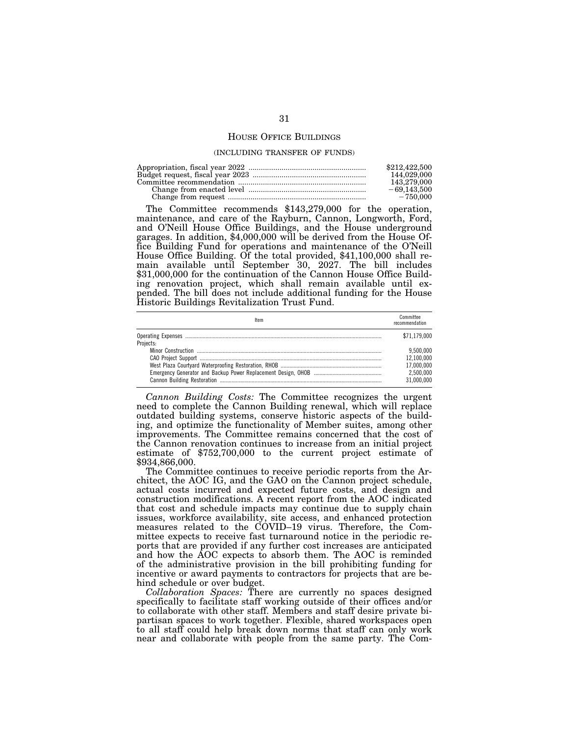## HOUSE OFFICE BUILDINGS

(INCLUDING TRANSFER OF FUNDS)

| | |
|---|---|
| Appropriation, fiscal year 2022 | $212,422,500 |
| Budget request, fiscal year 2023 | 144,029,000 |
| Committee recommendation | 143,279,000 |
| Change from enacted level | −69,143,500 |
| Change from request | −750,000 |

The Committee recommends $143,279,000 for the operation, maintenance, and care of the Rayburn, Cannon, Longworth, Ford, and O'Neill House Office Buildings, and the House underground garages. In addition, $4,000,000 will be derived from the House Office Building Fund for operations and maintenance of the O'Neill House Office Building. Of the total provided, $41,100,000 shall remain available until September 30, 2027. The bill includes $31,000,000 for the continuation of the Cannon House Office Building renovation project, which shall remain available until expended. The bill does not include additional funding for the House Historic Buildings Revitalization Trust Fund.

| Item | Committee recommendation |
|---|---|
| Operating Expenses | $71,179,000 |
| Projects: | |
| Minor Construction | 9,500,000 |
| CAO Project Support | 12,100,000 |
| West Plaza Courtyard Waterproofing Restoration, RHOB | 17,000,000 |
| Emergency Generator and Backup Power Replacement Design, OHOB | 2,500,000 |
| Cannon Building Restoration | 31,000,000 |

*Cannon Building Costs:* The Committee recognizes the urgent need to complete the Cannon Building renewal, which will replace outdated building systems, conserve historic aspects of the building, and optimize the functionality of Member suites, among other improvements. The Committee remains concerned that the cost of the Cannon renovation continues to increase from an initial project estimate of $752,700,000 to the current project estimate of $934,866,000.

The Committee continues to receive periodic reports from the Architect, the AOC IG, and the GAO on the Cannon project schedule, actual costs incurred and expected future costs, and design and construction modifications. A recent report from the AOC indicated that cost and schedule impacts may continue due to supply chain issues, workforce availability, site access, and enhanced protection measures related to the COVID–19 virus. Therefore, the Committee expects to receive fast turnaround notice in the periodic reports that are provided if any further cost increases are anticipated and how the AOC expects to absorb them. The AOC is reminded of the administrative provision in the bill prohibiting funding for incentive or award payments to contractors for projects that are behind schedule or over budget.

*Collaboration Spaces:* There are currently no spaces designed specifically to facilitate staff working outside of their offices and/or to collaborate with other staff. Members and staff desire private bipartisan spaces to work together. Flexible, shared workspaces open to all staff could help break down norms that staff can only work near and collaborate with people from the same party. The Com-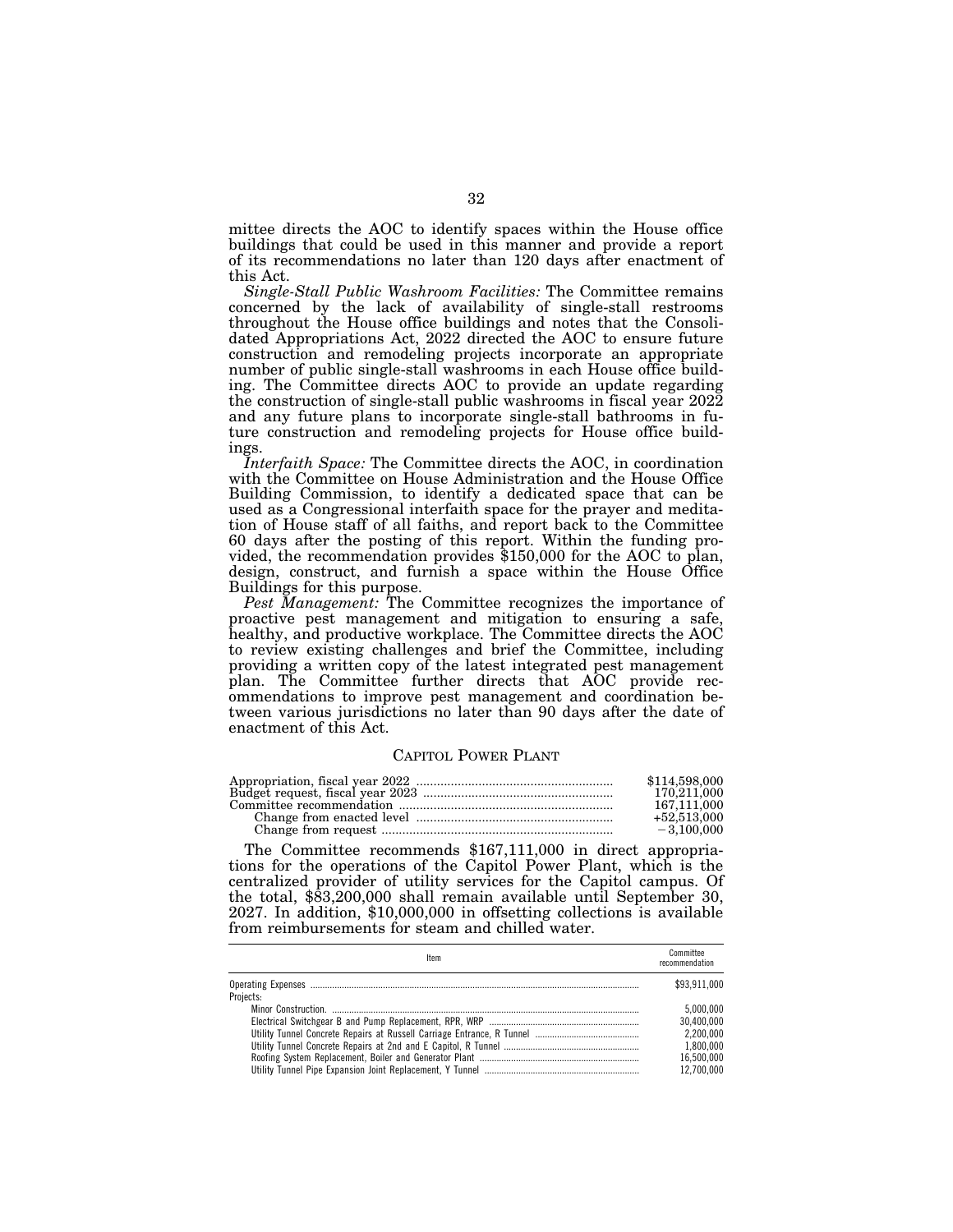mittee directs the AOC to identify spaces within the House office buildings that could be used in this manner and provide a report of its recommendations no later than 120 days after enactment of this Act.

*Single-Stall Public Washroom Facilities:* The Committee remains concerned by the lack of availability of single-stall restrooms throughout the House office buildings and notes that the Consolidated Appropriations Act, 2022 directed the AOC to ensure future construction and remodeling projects incorporate an appropriate number of public single-stall washrooms in each House office building. The Committee directs AOC to provide an update regarding the construction of single-stall public washrooms in fiscal year 2022 and any future plans to incorporate single-stall bathrooms in future construction and remodeling projects for House office buildings.

*Interfaith Space:* The Committee directs the AOC, in coordination with the Committee on House Administration and the House Office Building Commission, to identify a dedicated space that can be used as a Congressional interfaith space for the prayer and meditation of House staff of all faiths, and report back to the Committee 60 days after the posting of this report. Within the funding provided, the recommendation provides $150,000 for the AOC to plan, design, construct, and furnish a space within the House Office Buildings for this purpose.

*Pest Management:* The Committee recognizes the importance of proactive pest management and mitigation to ensuring a safe, healthy, and productive workplace. The Committee directs the AOC to review existing challenges and brief the Committee, including providing a written copy of the latest integrated pest management plan. The Committee further directs that AOC provide recommendations to improve pest management and coordination between various jurisdictions no later than 90 days after the date of enactment of this Act.

## CAPITOL POWER PLANT

| | |
|---|---|
| Appropriation, fiscal year 2022 | $114,598,000 |
| Budget request, fiscal year 2023 | 170,211,000 |
| Committee recommendation | 167,111,000 |
| Change from enacted level | +52,513,000 |
| Change from request | −3,100,000 |

The Committee recommends $167,111,000 in direct appropriations for the operations of the Capitol Power Plant, which is the centralized provider of utility services for the Capitol campus. Of the total, $83,200,000 shall remain available until September 30, 2027. In addition, $10,000,000 in offsetting collections is available from reimbursements for steam and chilled water.

| Item | Committee recommendation |
|---|---|
| Operating Expenses | $93,911,000 |
| Projects: | |
| Minor Construction. | 5,000,000 |
| Electrical Switchgear B and Pump Replacement, RPR, WRP | 30,400,000 |
| Utility Tunnel Concrete Repairs at Russell Carriage Entrance, R Tunnel | 2,200,000 |
| Utility Tunnel Concrete Repairs at 2nd and E Capitol, R Tunnel | 1,800,000 |
| Roofing System Replacement, Boiler and Generator Plant | 16,500,000 |
| Utility Tunnel Pipe Expansion Joint Replacement, Y Tunnel | 12,700,000 |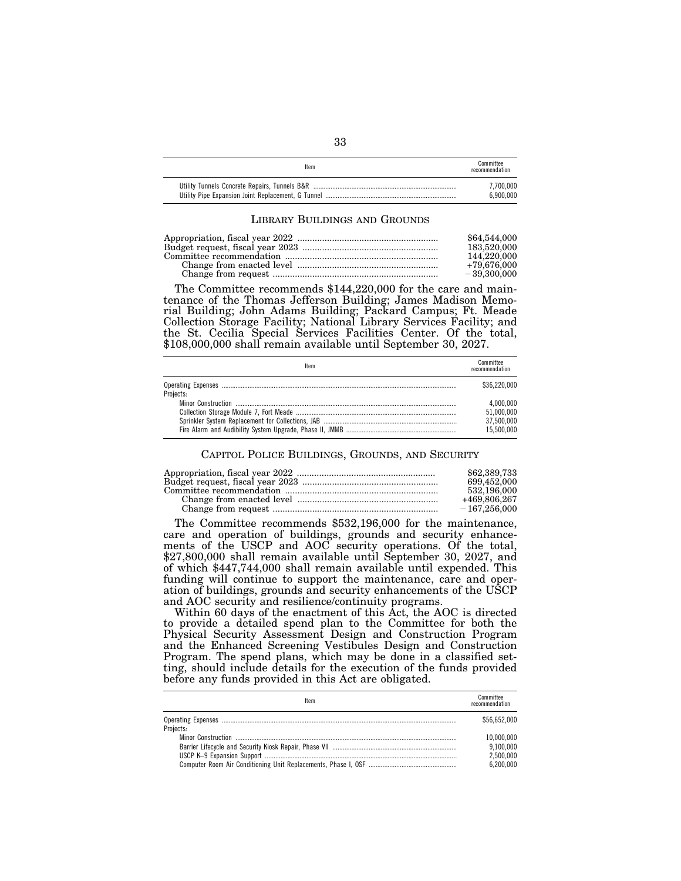| Item | Committee recommendation |
|---|---|
| Utility Tunnels Concrete Repairs, Tunnels B&R | 7,700,000 |
| Utility Pipe Expansion Joint Replacement, G Tunnel | 6,900,000 |

## LIBRARY BUILDINGS AND GROUNDS

| | |
|---|---|
| Appropriation, fiscal year 2022 | $64,544,000 |
| Budget request, fiscal year 2023 | 183,520,000 |
| Committee recommendation | 144,220,000 |
| Change from enacted level | +79,676,000 |
| Change from request | −39,300,000 |

The Committee recommends $144,220,000 for the care and maintenance of the Thomas Jefferson Building; James Madison Memorial Building; John Adams Building; Packard Campus; Ft. Meade Collection Storage Facility; National Library Services Facility; and the St. Cecilia Special Services Facilities Center. Of the total, $108,000,000 shall remain available until September 30, 2027.

| Item | Committee recommendation |
|---|---|
| Operating Expenses | $36,220,000 |
| Projects: | |
| Minor Construction | 4,000,000 |
| Collection Storage Module 7, Fort Meade | 51,000,000 |
| Sprinkler System Replacement for Collections, JAB | 37,500,000 |
| Fire Alarm and Audibility System Upgrade, Phase II, JMMB | 15,500,000 |

## CAPITOL POLICE BUILDINGS, GROUNDS, AND SECURITY

| | |
|---|---|
| Appropriation, fiscal year 2022 | $62,389,733 |
| Budget request, fiscal year 2023 | 699,452,000 |
| Committee recommendation | 532,196,000 |
| Change from enacted level | +469,806,267 |
| Change from request | −167,256,000 |

The Committee recommends $532,196,000 for the maintenance, care and operation of buildings, grounds and security enhancements of the USCP and AOC security operations. Of the total, $27,800,000 shall remain available until September 30, 2027, and of which $447,744,000 shall remain available until expended. This funding will continue to support the maintenance, care and operation of buildings, grounds and security enhancements of the USCP and AOC security and resilience/continuity programs.

Within 60 days of the enactment of this Act, the AOC is directed to provide a detailed spend plan to the Committee for both the Physical Security Assessment Design and Construction Program and the Enhanced Screening Vestibules Design and Construction Program. The spend plans, which may be done in a classified setting, should include details for the execution of the funds provided before any funds provided in this Act are obligated.

| Item | Committee recommendation |
|---|---|
| Operating Expenses | $56,652,000 |
| Projects: | |
| Minor Construction | 10,000,000 |
| Barrier Lifecycle and Security Kiosk Repair, Phase VII | 9,100,000 |
| USCP K–9 Expansion Support | 2,500,000 |
| Computer Room Air Conditioning Unit Replacements, Phase I, OSF | 6,200,000 |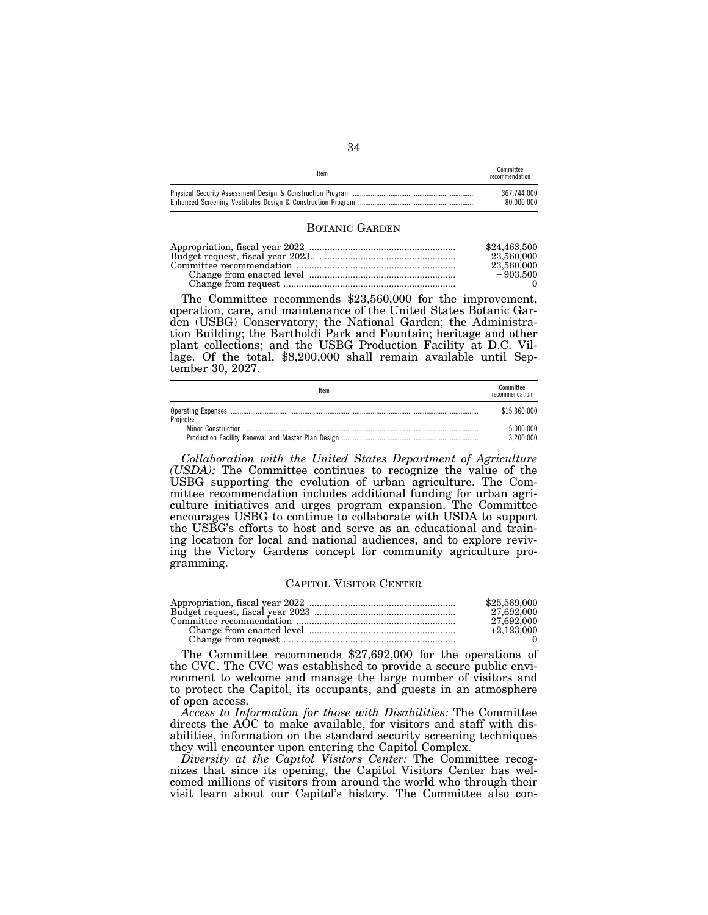| Item | Committee recommendation |
|---|---|
| Physical Security Assessment Design & Construction Program | 367,744,000 |
| Enhanced Screening Vestibules Design & Construction Program | 80,000,000 |

## BOTANIC GARDEN

| | |
|---|---|
| Appropriation, fiscal year 2022 | $24,463,500 |
| Budget request, fiscal year 2023.. | 23,560,000 |
| Committee recommendation | 23,560,000 |
| Change from enacted level | −903,500 |
| Change from request | 0 |

The Committee recommends $23,560,000 for the improvement, operation, care, and maintenance of the United States Botanic Garden (USBG) Conservatory; the National Garden; the Administration Building; the Bartholdi Park and Fountain; heritage and other plant collections; and the USBG Production Facility at D.C. Village. Of the total, $8,200,000 shall remain available until September 30, 2027.

| Item | Committee recommendation |
|---|---|
| Operating Expenses | $15,360,000 |
| Projects: | |
| Minor Construction. | 5,000,000 |
| Production Facility Renewal and Master Plan Design | 3,200,000 |

*Collaboration with the United States Department of Agriculture (USDA):* The Committee continues to recognize the value of the USBG supporting the evolution of urban agriculture. The Committee recommendation includes additional funding for urban agriculture initiatives and urges program expansion. The Committee encourages USBG to continue to collaborate with USDA to support the USBG's efforts to host and serve as an educational and training location for local and national audiences, and to explore reviving the Victory Gardens concept for community agriculture programming.

## CAPITOL VISITOR CENTER

| | |
|---|---|
| Appropriation, fiscal year 2022 | $25,569,000 |
| Budget request, fiscal year 2023 | 27,692,000 |
| Committee recommendation | 27,692,000 |
| Change from enacted level | +2,123,000 |
| Change from request | 0 |

The Committee recommends $27,692,000 for the operations of the CVC. The CVC was established to provide a secure public environment to welcome and manage the large number of visitors and to protect the Capitol, its occupants, and guests in an atmosphere of open access.

*Access to Information for those with Disabilities:* The Committee directs the AOC to make available, for visitors and staff with disabilities, information on the standard security screening techniques they will encounter upon entering the Capitol Complex.

*Diversity at the Capitol Visitors Center:* The Committee recognizes that since its opening, the Capitol Visitors Center has welcomed millions of visitors from around the world who through their visit learn about our Capitol's history. The Committee also con-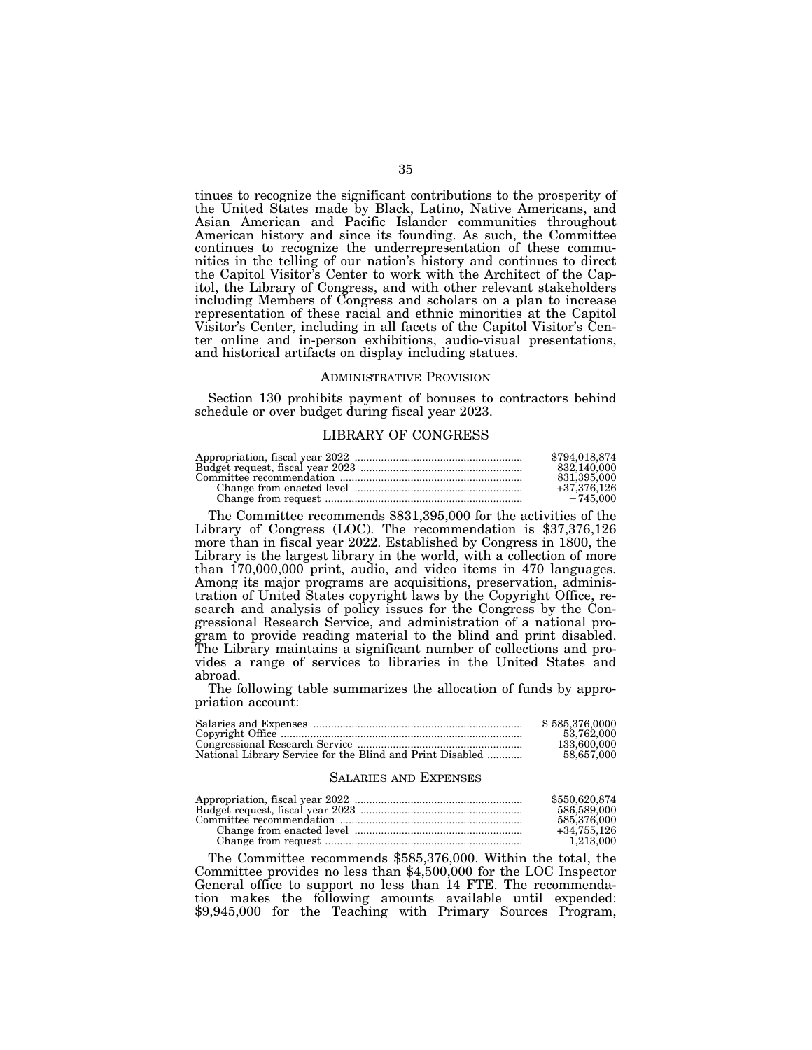tinues to recognize the significant contributions to the prosperity of the United States made by Black, Latino, Native Americans, and Asian American and Pacific Islander communities throughout American history and since its founding. As such, the Committee continues to recognize the underrepresentation of these communities in the telling of our nation's history and continues to direct the Capitol Visitor's Center to work with the Architect of the Capitol, the Library of Congress, and with other relevant stakeholders including Members of Congress and scholars on a plan to increase representation of these racial and ethnic minorities at the Capitol Visitor's Center, including in all facets of the Capitol Visitor's Center online and in-person exhibitions, audio-visual presentations, and historical artifacts on display including statues.

### Administrative Provision

Section 130 prohibits payment of bonuses to contractors behind schedule or over budget during fiscal year 2023.

## LIBRARY OF CONGRESS

| | |
|---|---|
| Appropriation, fiscal year 2022 | $794,018,874 |
| Budget request, fiscal year 2023 | 832,140,000 |
| Committee recommendation | 831,395,000 |
| Change from enacted level | +37,376,126 |
| Change from request | −745,000 |

The Committee recommends $831,395,000 for the activities of the Library of Congress (LOC). The recommendation is $37,376,126 more than in fiscal year 2022. Established by Congress in 1800, the Library is the largest library in the world, with a collection of more than 170,000,000 print, audio, and video items in 470 languages. Among its major programs are acquisitions, preservation, administration of United States copyright laws by the Copyright Office, research and analysis of policy issues for the Congress by the Congressional Research Service, and administration of a national program to provide reading material to the blind and print disabled. The Library maintains a significant number of collections and provides a range of services to libraries in the United States and abroad.

The following table summarizes the allocation of funds by appropriation account:

| | |
|---|---|
| Salaries and Expenses | $ 585,376,0000 |
| Copyright Office | 53,762,000 |
| Congressional Research Service | 133,600,000 |
| National Library Service for the Blind and Print Disabled | 58,657,000 |

### Salaries and Expenses

| | |
|---|---|
| Appropriation, fiscal year 2022 | $550,620,874 |
| Budget request, fiscal year 2023 | 586,589,000 |
| Committee recommendation | 585,376,000 |
| Change from enacted level | +34,755,126 |
| Change from request | −1,213,000 |

The Committee recommends $585,376,000. Within the total, the Committee provides no less than $4,500,000 for the LOC Inspector General office to support no less than 14 FTE. The recommendation makes the following amounts available until expended: $9,945,000 for the Teaching with Primary Sources Program,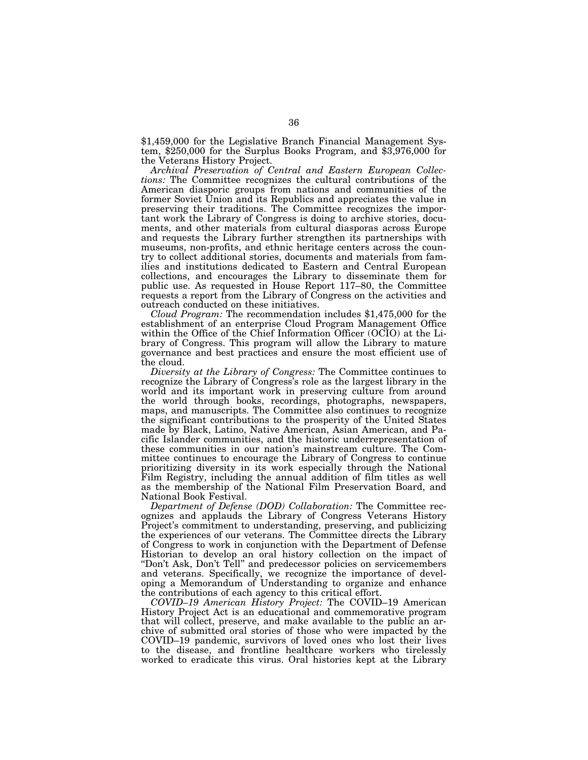$1,459,000 for the Legislative Branch Financial Management System, $250,000 for the Surplus Books Program, and $3,976,000 for the Veterans History Project.

*Archival Preservation of Central and Eastern European Collections:* The Committee recognizes the cultural contributions of the American diasporic groups from nations and communities of the former Soviet Union and its Republics and appreciates the value in preserving their traditions. The Committee recognizes the important work the Library of Congress is doing to archive stories, documents, and other materials from cultural diasporas across Europe and requests the Library further strengthen its partnerships with museums, non-profits, and ethnic heritage centers across the country to collect additional stories, documents and materials from families and institutions dedicated to Eastern and Central European collections, and encourages the Library to disseminate them for public use. As requested in House Report 117–80, the Committee requests a report from the Library of Congress on the activities and outreach conducted on these initiatives.

*Cloud Program:* The recommendation includes $1,475,000 for the establishment of an enterprise Cloud Program Management Office within the Office of the Chief Information Officer (OCIO) at the Library of Congress. This program will allow the Library to mature governance and best practices and ensure the most efficient use of the cloud.

*Diversity at the Library of Congress:* The Committee continues to recognize the Library of Congress's role as the largest library in the world and its important work in preserving culture from around the world through books, recordings, photographs, newspapers, maps, and manuscripts. The Committee also continues to recognize the significant contributions to the prosperity of the United States made by Black, Latino, Native American, Asian American, and Pacific Islander communities, and the historic underrepresentation of these communities in our nation's mainstream culture. The Committee continues to encourage the Library of Congress to continue prioritizing diversity in its work especially through the National Film Registry, including the annual addition of film titles as well as the membership of the National Film Preservation Board, and National Book Festival.

*Department of Defense (DOD) Collaboration:* The Committee recognizes and applauds the Library of Congress Veterans History Project's commitment to understanding, preserving, and publicizing the experiences of our veterans. The Committee directs the Library of Congress to work in conjunction with the Department of Defense Historian to develop an oral history collection on the impact of "Don't Ask, Don't Tell" and predecessor policies on servicemembers and veterans. Specifically, we recognize the importance of developing a Memorandum of Understanding to organize and enhance the contributions of each agency to this critical effort.

*COVID–19 American History Project:* The COVID–19 American History Project Act is an educational and commemorative program that will collect, preserve, and make available to the public an archive of submitted oral stories of those who were impacted by the COVID–19 pandemic, survivors of loved ones who lost their lives to the disease, and frontline healthcare workers who tirelessly worked to eradicate this virus. Oral histories kept at the Library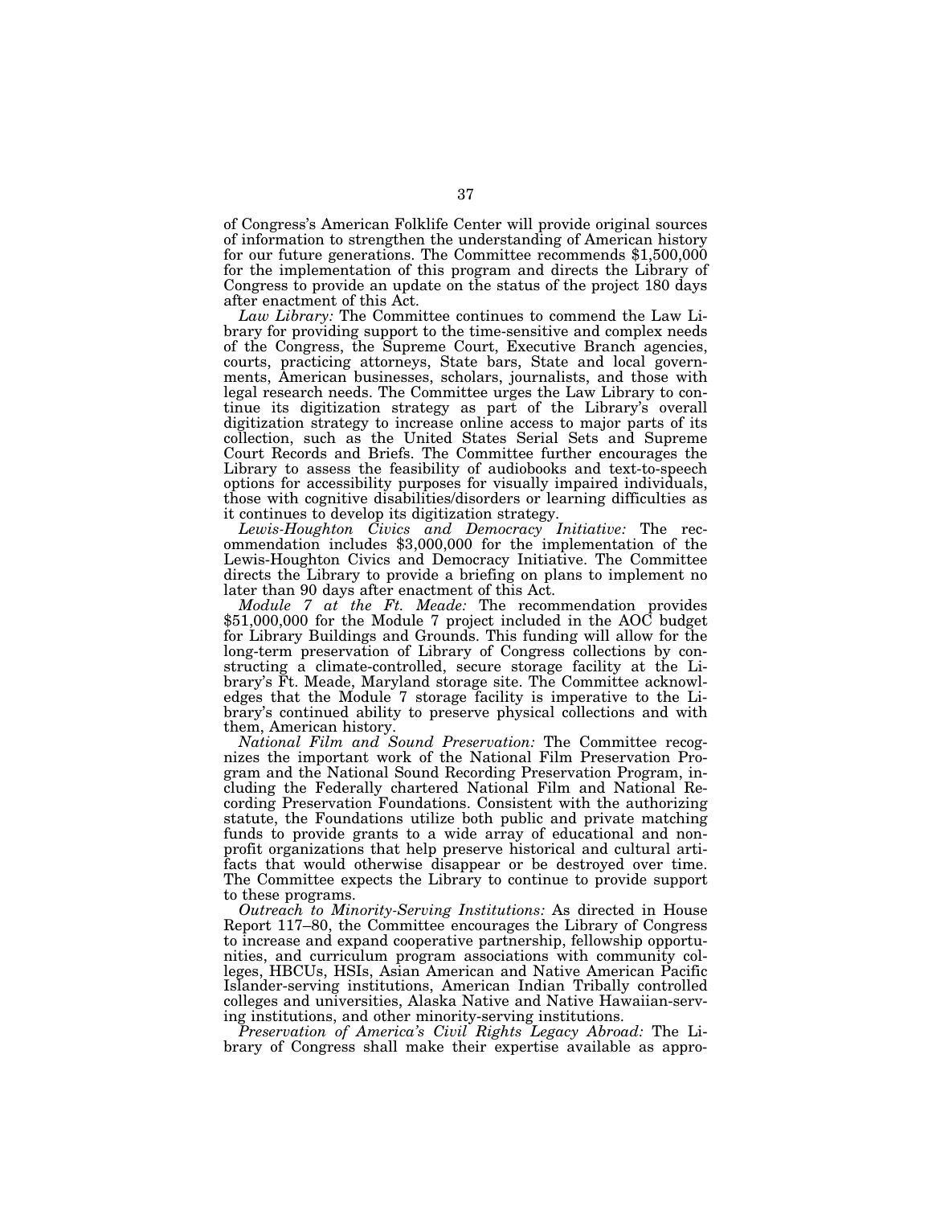of Congress's American Folklife Center will provide original sources of information to strengthen the understanding of American history for our future generations. The Committee recommends $1,500,000 for the implementation of this program and directs the Library of Congress to provide an update on the status of the project 180 days after enactment of this Act.

*Law Library:* The Committee continues to commend the Law Library for providing support to the time-sensitive and complex needs of the Congress, the Supreme Court, Executive Branch agencies, courts, practicing attorneys, State bars, State and local governments, American businesses, scholars, journalists, and those with legal research needs. The Committee urges the Law Library to continue its digitization strategy as part of the Library's overall digitization strategy to increase online access to major parts of its collection, such as the United States Serial Sets and Supreme Court Records and Briefs. The Committee further encourages the Library to assess the feasibility of audiobooks and text-to-speech options for accessibility purposes for visually impaired individuals, those with cognitive disabilities/disorders or learning difficulties as it continues to develop its digitization strategy.

*Lewis-Houghton Civics and Democracy Initiative:* The recommendation includes $3,000,000 for the implementation of the Lewis-Houghton Civics and Democracy Initiative. The Committee directs the Library to provide a briefing on plans to implement no later than 90 days after enactment of this Act.

*Module 7 at the Ft. Meade:* The recommendation provides $51,000,000 for the Module 7 project included in the AOC budget for Library Buildings and Grounds. This funding will allow for the long-term preservation of Library of Congress collections by constructing a climate-controlled, secure storage facility at the Library's Ft. Meade, Maryland storage site. The Committee acknowledges that the Module 7 storage facility is imperative to the Library's continued ability to preserve physical collections and with them, American history.

*National Film and Sound Preservation:* The Committee recognizes the important work of the National Film Preservation Program and the National Sound Recording Preservation Program, including the Federally chartered National Film and National Recording Preservation Foundations. Consistent with the authorizing statute, the Foundations utilize both public and private matching funds to provide grants to a wide array of educational and nonprofit organizations that help preserve historical and cultural artifacts that would otherwise disappear or be destroyed over time. The Committee expects the Library to continue to provide support to these programs.

*Outreach to Minority-Serving Institutions:* As directed in House Report 117–80, the Committee encourages the Library of Congress to increase and expand cooperative partnership, fellowship opportunities, and curriculum program associations with community colleges, HBCUs, HSIs, Asian American and Native American Pacific Islander-serving institutions, American Indian Tribally controlled colleges and universities, Alaska Native and Native Hawaiian-serving institutions, and other minority-serving institutions.

*Preservation of America's Civil Rights Legacy Abroad:* The Library of Congress shall make their expertise available as appro-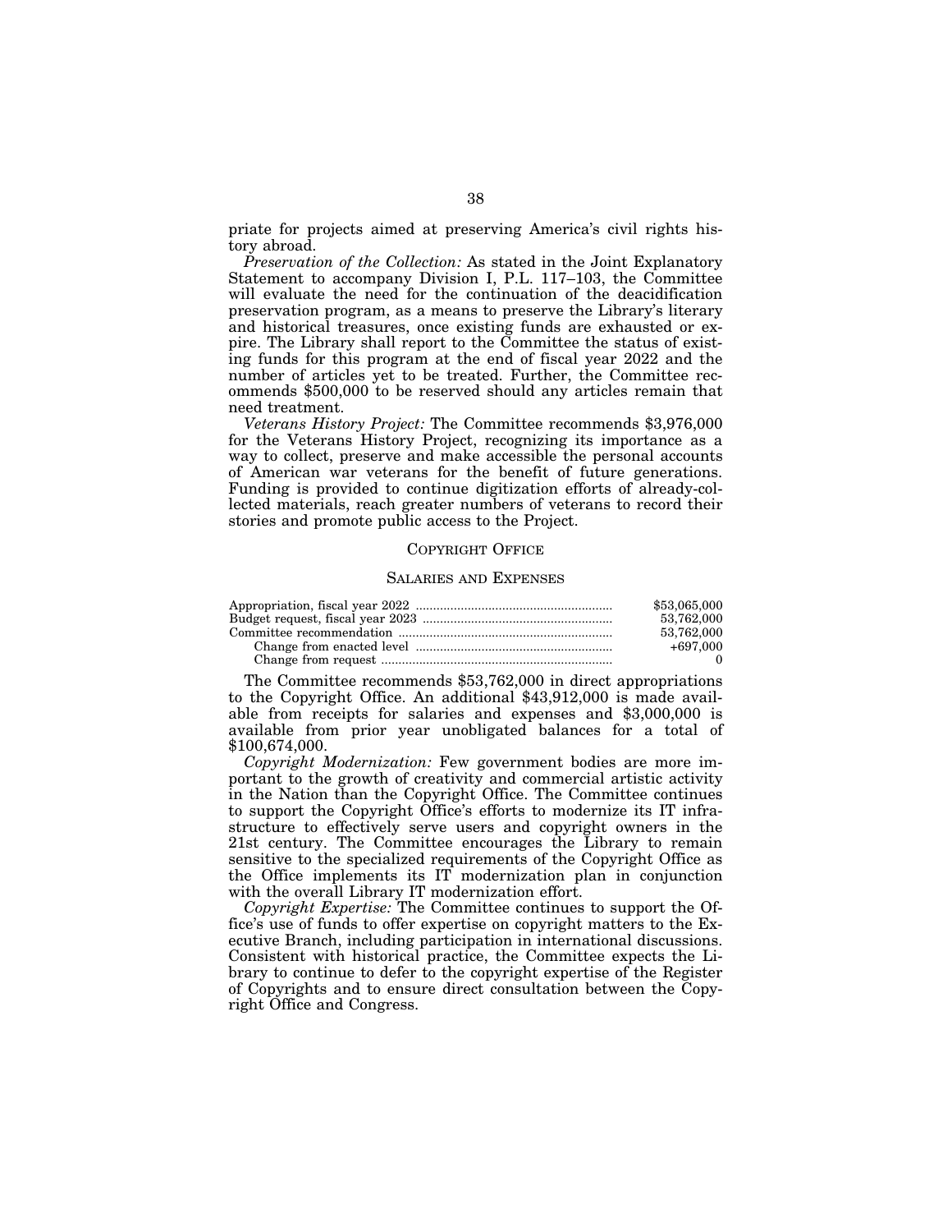priate for projects aimed at preserving America's civil rights history abroad.

*Preservation of the Collection:* As stated in the Joint Explanatory Statement to accompany Division I, P.L. 117–103, the Committee will evaluate the need for the continuation of the deacidification preservation program, as a means to preserve the Library's literary and historical treasures, once existing funds are exhausted or expire. The Library shall report to the Committee the status of existing funds for this program at the end of fiscal year 2022 and the number of articles yet to be treated. Further, the Committee recommends $500,000 to be reserved should any articles remain that need treatment.

*Veterans History Project:* The Committee recommends $3,976,000 for the Veterans History Project, recognizing its importance as a way to collect, preserve and make accessible the personal accounts of American war veterans for the benefit of future generations. Funding is provided to continue digitization efforts of already-collected materials, reach greater numbers of veterans to record their stories and promote public access to the Project.

## COPYRIGHT OFFICE

### SALARIES AND EXPENSES

| | |
|---|---|
| Appropriation, fiscal year 2022 | $53,065,000 |
| Budget request, fiscal year 2023 | 53,762,000 |
| Committee recommendation | 53,762,000 |
| Change from enacted level | +697,000 |
| Change from request | 0 |

The Committee recommends $53,762,000 in direct appropriations to the Copyright Office. An additional $43,912,000 is made available from receipts for salaries and expenses and $3,000,000 is available from prior year unobligated balances for a total of $100,674,000.

*Copyright Modernization:* Few government bodies are more important to the growth of creativity and commercial artistic activity in the Nation than the Copyright Office. The Committee continues to support the Copyright Office's efforts to modernize its IT infrastructure to effectively serve users and copyright owners in the 21st century. The Committee encourages the Library to remain sensitive to the specialized requirements of the Copyright Office as the Office implements its IT modernization plan in conjunction with the overall Library IT modernization effort.

*Copyright Expertise:* The Committee continues to support the Office's use of funds to offer expertise on copyright matters to the Executive Branch, including participation in international discussions. Consistent with historical practice, the Committee expects the Library to continue to defer to the copyright expertise of the Register of Copyrights and to ensure direct consultation between the Copyright Office and Congress.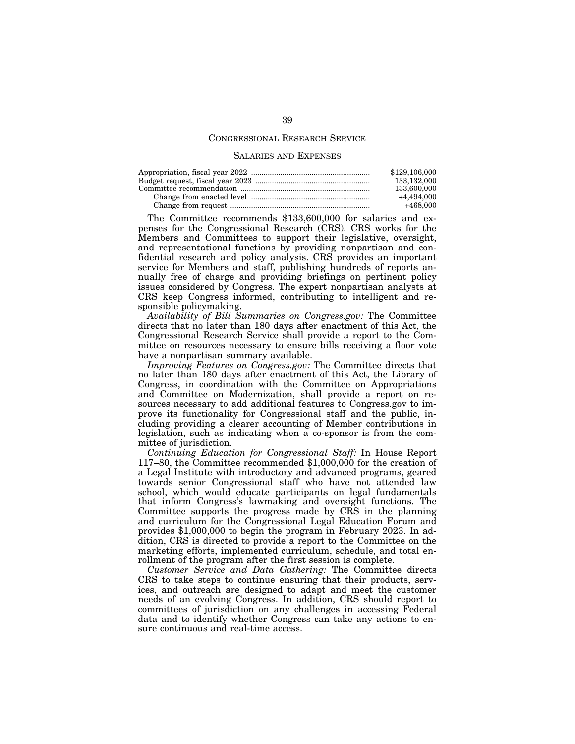## CONGRESSIONAL RESEARCH SERVICE

### SALARIES AND EXPENSES

| | |
|---|---|
| Appropriation, fiscal year 2022 | $129,106,000 |
| Budget request, fiscal year 2023 | 133,132,000 |
| Committee recommendation | 133,600,000 |
| Change from enacted level | +4,494,000 |
| Change from request | +468,000 |

The Committee recommends $133,600,000 for salaries and expenses for the Congressional Research (CRS). CRS works for the Members and Committees to support their legislative, oversight, and representational functions by providing nonpartisan and confidential research and policy analysis. CRS provides an important service for Members and staff, publishing hundreds of reports annually free of charge and providing briefings on pertinent policy issues considered by Congress. The expert nonpartisan analysts at CRS keep Congress informed, contributing to intelligent and responsible policymaking.

*Availability of Bill Summaries on Congress.gov:* The Committee directs that no later than 180 days after enactment of this Act, the Congressional Research Service shall provide a report to the Committee on resources necessary to ensure bills receiving a floor vote have a nonpartisan summary available.

*Improving Features on Congress.gov:* The Committee directs that no later than 180 days after enactment of this Act, the Library of Congress, in coordination with the Committee on Appropriations and Committee on Modernization, shall provide a report on resources necessary to add additional features to Congress.gov to improve its functionality for Congressional staff and the public, including providing a clearer accounting of Member contributions in legislation, such as indicating when a co-sponsor is from the committee of jurisdiction.

*Continuing Education for Congressional Staff:* In House Report 117–80, the Committee recommended $1,000,000 for the creation of a Legal Institute with introductory and advanced programs, geared towards senior Congressional staff who have not attended law school, which would educate participants on legal fundamentals that inform Congress's lawmaking and oversight functions. The Committee supports the progress made by CRS in the planning and curriculum for the Congressional Legal Education Forum and provides $1,000,000 to begin the program in February 2023. In addition, CRS is directed to provide a report to the Committee on the marketing efforts, implemented curriculum, schedule, and total enrollment of the program after the first session is complete.

*Customer Service and Data Gathering:* The Committee directs CRS to take steps to continue ensuring that their products, services, and outreach are designed to adapt and meet the customer needs of an evolving Congress. In addition, CRS should report to committees of jurisdiction on any challenges in accessing Federal data and to identify whether Congress can take any actions to ensure continuous and real-time access.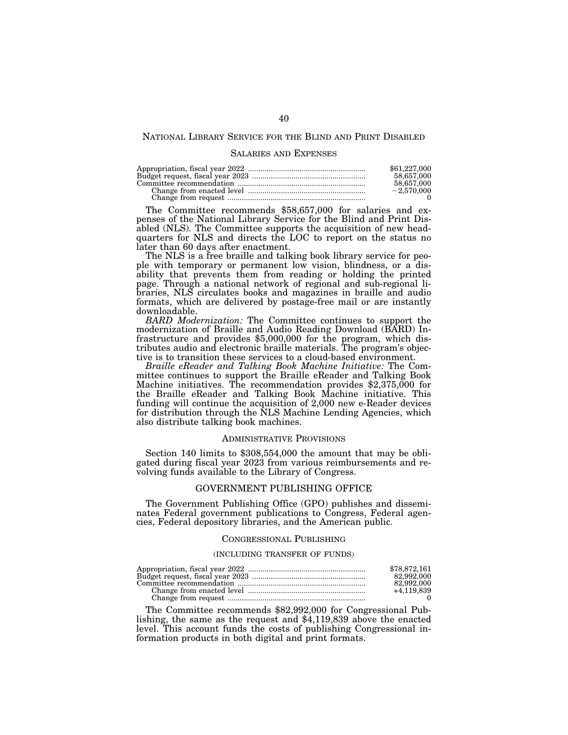## National Library Service for the Blind and Print Disabled

### Salaries and Expenses

| | |
|---|---|
| Appropriation, fiscal year 2022 | $61,227,000 |
| Budget request, fiscal year 2023 | 58,657,000 |
| Committee recommendation | 58,657,000 |
| Change from enacted level | −2,570,000 |
| Change from request | 0 |

The Committee recommends $58,657,000 for salaries and expenses of the National Library Service for the Blind and Print Disabled (NLS). The Committee supports the acquisition of new headquarters for NLS and directs the LOC to report on the status no later than 60 days after enactment.

The NLS is a free braille and talking book library service for people with temporary or permanent low vision, blindness, or a disability that prevents them from reading or holding the printed page. Through a national network of regional and sub-regional libraries, NLS circulates books and magazines in braille and audio formats, which are delivered by postage-free mail or are instantly downloadable.

*BARD Modernization:* The Committee continues to support the modernization of Braille and Audio Reading Download (BARD) Infrastructure and provides $5,000,000 for the program, which distributes audio and electronic braille materials. The program's objective is to transition these services to a cloud-based environment.

*Braille eReader and Talking Book Machine Initiative:* The Committee continues to support the Braille eReader and Talking Book Machine initiatives. The recommendation provides $2,375,000 for the Braille eReader and Talking Book Machine initiative. This funding will continue the acquisition of 2,000 new e-Reader devices for distribution through the NLS Machine Lending Agencies, which also distribute talking book machines.

### Administrative Provisions

Section 140 limits to $308,554,000 the amount that may be obligated during fiscal year 2023 from various reimbursements and revolving funds available to the Library of Congress.

## GOVERNMENT PUBLISHING OFFICE

The Government Publishing Office (GPO) publishes and disseminates Federal government publications to Congress, Federal agencies, Federal depository libraries, and the American public.

### Congressional Publishing

(INCLUDING TRANSFER OF FUNDS)

| | |
|---|---|
| Appropriation, fiscal year 2022 | $78,872,161 |
| Budget request, fiscal year 2023 | 82,992,000 |
| Committee recommendation | 82,992,000 |
| Change from enacted level | +4,119,839 |
| Change from request | 0 |

The Committee recommends $82,992,000 for Congressional Publishing, the same as the request and $4,119,839 above the enacted level. This account funds the costs of publishing Congressional information products in both digital and print formats.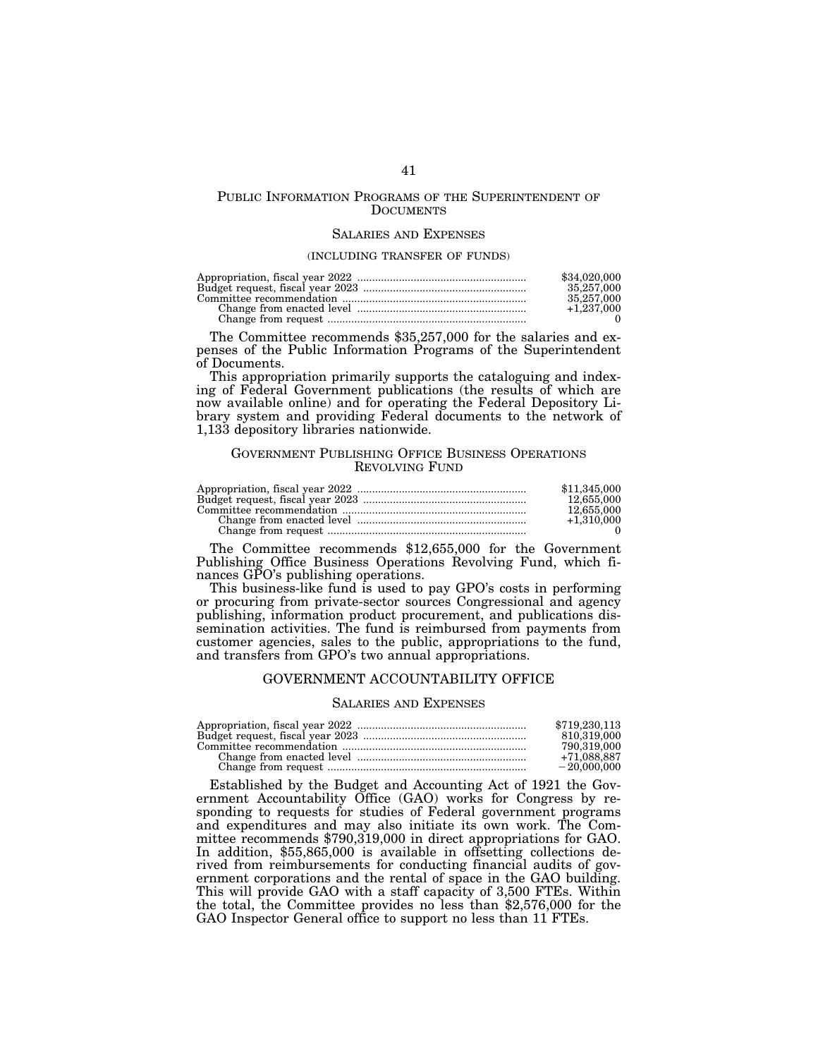## PUBLIC INFORMATION PROGRAMS OF THE SUPERINTENDENT OF DOCUMENTS

### SALARIES AND EXPENSES

(INCLUDING TRANSFER OF FUNDS)

| | |
|---|---|
| Appropriation, fiscal year 2022 | $34,020,000 |
| Budget request, fiscal year 2023 | 35,257,000 |
| Committee recommendation | 35,257,000 |
| Change from enacted level | +1,237,000 |
| Change from request | 0 |

The Committee recommends $35,257,000 for the salaries and expenses of the Public Information Programs of the Superintendent of Documents.

This appropriation primarily supports the cataloguing and indexing of Federal Government publications (the results of which are now available online) and for operating the Federal Depository Library system and providing Federal documents to the network of 1,133 depository libraries nationwide.

## GOVERNMENT PUBLISHING OFFICE BUSINESS OPERATIONS REVOLVING FUND

| | |
|---|---|
| Appropriation, fiscal year 2022 | $11,345,000 |
| Budget request, fiscal year 2023 | 12,655,000 |
| Committee recommendation | 12,655,000 |
| Change from enacted level | +1,310,000 |
| Change from request | 0 |

The Committee recommends $12,655,000 for the Government Publishing Office Business Operations Revolving Fund, which finances GPO's publishing operations.

This business-like fund is used to pay GPO's costs in performing or procuring from private-sector sources Congressional and agency publishing, information product procurement, and publications dissemination activities. The fund is reimbursed from payments from customer agencies, sales to the public, appropriations to the fund, and transfers from GPO's two annual appropriations.

## GOVERNMENT ACCOUNTABILITY OFFICE

### SALARIES AND EXPENSES

| | |
|---|---|
| Appropriation, fiscal year 2022 | $719,230,113 |
| Budget request, fiscal year 2023 | 810,319,000 |
| Committee recommendation | 790,319,000 |
| Change from enacted level | +71,088,887 |
| Change from request | −20,000,000 |

Established by the Budget and Accounting Act of 1921 the Government Accountability Office (GAO) works for Congress by responding to requests for studies of Federal government programs and expenditures and may also initiate its own work. The Committee recommends $790,319,000 in direct appropriations for GAO. In addition, $55,865,000 is available in offsetting collections derived from reimbursements for conducting financial audits of government corporations and the rental of space in the GAO building. This will provide GAO with a staff capacity of 3,500 FTEs. Within the total, the Committee provides no less than $2,576,000 for the GAO Inspector General office to support no less than 11 FTEs.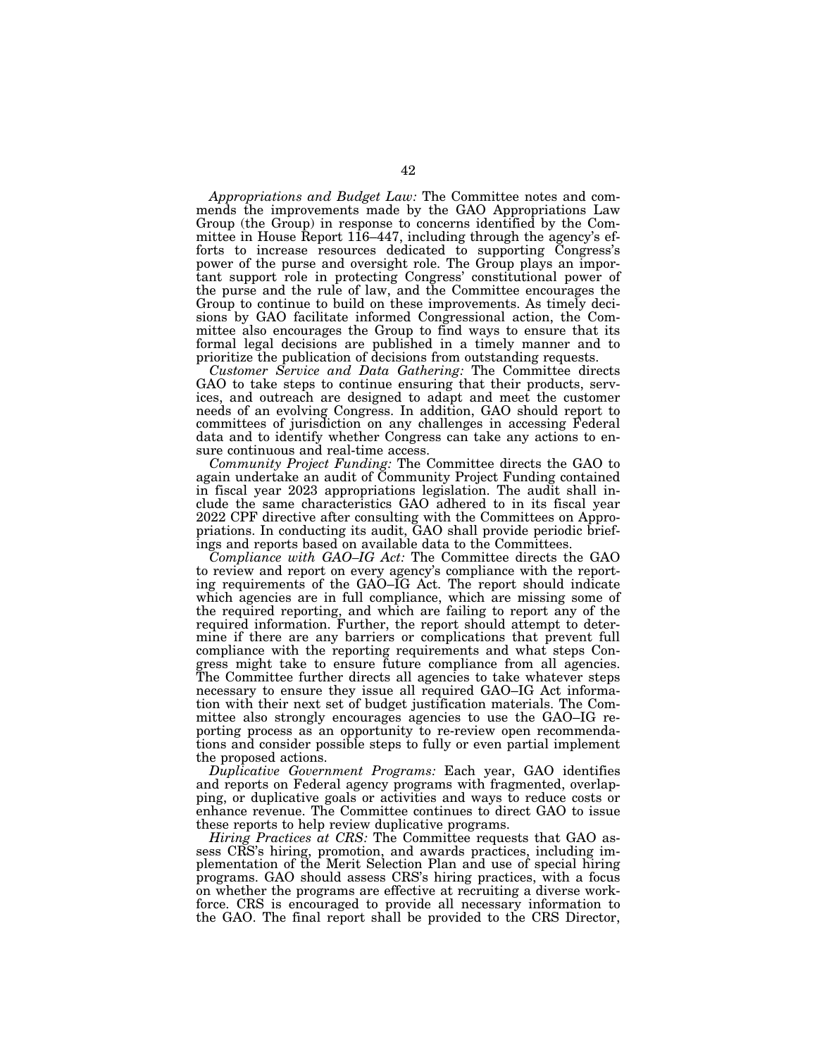*Appropriations and Budget Law:* The Committee notes and commends the improvements made by the GAO Appropriations Law Group (the Group) in response to concerns identified by the Committee in House Report 116–447, including through the agency's efforts to increase resources dedicated to supporting Congress's power of the purse and oversight role. The Group plays an important support role in protecting Congress' constitutional power of the purse and the rule of law, and the Committee encourages the Group to continue to build on these improvements. As timely decisions by GAO facilitate informed Congressional action, the Committee also encourages the Group to find ways to ensure that its formal legal decisions are published in a timely manner and to prioritize the publication of decisions from outstanding requests.

*Customer Service and Data Gathering:* The Committee directs GAO to take steps to continue ensuring that their products, services, and outreach are designed to adapt and meet the customer needs of an evolving Congress. In addition, GAO should report to committees of jurisdiction on any challenges in accessing Federal data and to identify whether Congress can take any actions to ensure continuous and real-time access.

*Community Project Funding:* The Committee directs the GAO to again undertake an audit of Community Project Funding contained in fiscal year 2023 appropriations legislation. The audit shall include the same characteristics GAO adhered to in its fiscal year 2022 CPF directive after consulting with the Committees on Appropriations. In conducting its audit, GAO shall provide periodic briefings and reports based on available data to the Committees.

*Compliance with GAO–IG Act:* The Committee directs the GAO to review and report on every agency's compliance with the reporting requirements of the GAO–IG Act. The report should indicate which agencies are in full compliance, which are missing some of the required reporting, and which are failing to report any of the required information. Further, the report should attempt to determine if there are any barriers or complications that prevent full compliance with the reporting requirements and what steps Congress might take to ensure future compliance from all agencies. The Committee further directs all agencies to take whatever steps necessary to ensure they issue all required GAO–IG Act information with their next set of budget justification materials. The Committee also strongly encourages agencies to use the GAO–IG reporting process as an opportunity to re-review open recommendations and consider possible steps to fully or even partial implement the proposed actions.

*Duplicative Government Programs:* Each year, GAO identifies and reports on Federal agency programs with fragmented, overlapping, or duplicative goals or activities and ways to reduce costs or enhance revenue. The Committee continues to direct GAO to issue these reports to help review duplicative programs.

*Hiring Practices at CRS:* The Committee requests that GAO assess CRS's hiring, promotion, and awards practices, including implementation of the Merit Selection Plan and use of special hiring programs. GAO should assess CRS's hiring practices, with a focus on whether the programs are effective at recruiting a diverse workforce. CRS is encouraged to provide all necessary information to the GAO. The final report shall be provided to the CRS Director,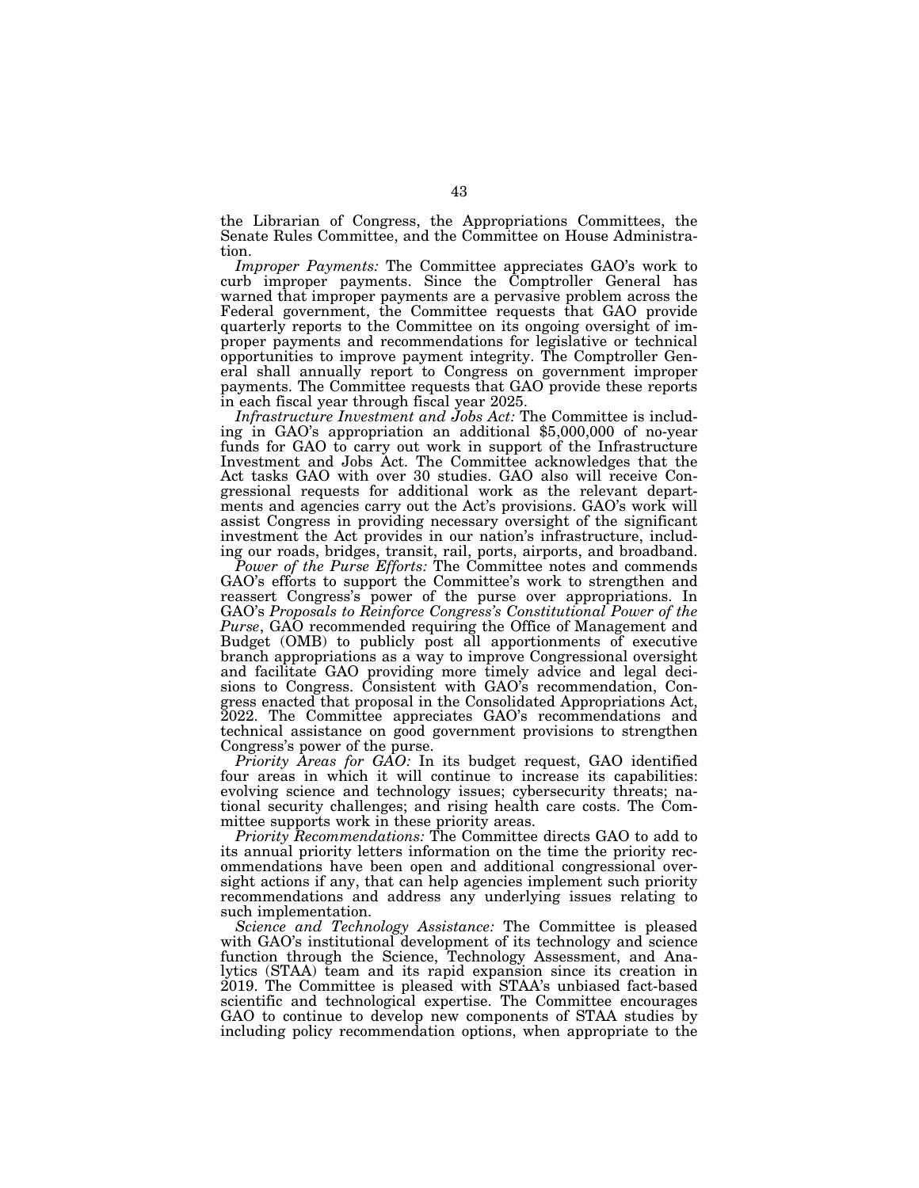the Librarian of Congress, the Appropriations Committees, the Senate Rules Committee, and the Committee on House Administration.

*Improper Payments:* The Committee appreciates GAO's work to curb improper payments. Since the Comptroller General has warned that improper payments are a pervasive problem across the Federal government, the Committee requests that GAO provide quarterly reports to the Committee on its ongoing oversight of improper payments and recommendations for legislative or technical opportunities to improve payment integrity. The Comptroller General shall annually report to Congress on government improper payments. The Committee requests that GAO provide these reports in each fiscal year through fiscal year 2025.

*Infrastructure Investment and Jobs Act:* The Committee is including in GAO's appropriation an additional $5,000,000 of no-year funds for GAO to carry out work in support of the Infrastructure Investment and Jobs Act. The Committee acknowledges that the Act tasks GAO with over 30 studies. GAO also will receive Congressional requests for additional work as the relevant departments and agencies carry out the Act's provisions. GAO's work will assist Congress in providing necessary oversight of the significant investment the Act provides in our nation's infrastructure, including our roads, bridges, transit, rail, ports, airports, and broadband.

*Power of the Purse Efforts:* The Committee notes and commends GAO's efforts to support the Committee's work to strengthen and reassert Congress's power of the purse over appropriations. In GAO's *Proposals to Reinforce Congress's Constitutional Power of the Purse*, GAO recommended requiring the Office of Management and Budget (OMB) to publicly post all apportionments of executive branch appropriations as a way to improve Congressional oversight and facilitate GAO providing more timely advice and legal decisions to Congress. Consistent with GAO's recommendation, Congress enacted that proposal in the Consolidated Appropriations Act, 2022. The Committee appreciates GAO's recommendations and technical assistance on good government provisions to strengthen Congress's power of the purse.

*Priority Areas for GAO:* In its budget request, GAO identified four areas in which it will continue to increase its capabilities: evolving science and technology issues; cybersecurity threats; national security challenges; and rising health care costs. The Committee supports work in these priority areas.

*Priority Recommendations:* The Committee directs GAO to add to its annual priority letters information on the time the priority recommendations have been open and additional congressional oversight actions if any, that can help agencies implement such priority recommendations and address any underlying issues relating to such implementation.

*Science and Technology Assistance:* The Committee is pleased with GAO's institutional development of its technology and science function through the Science, Technology Assessment, and Analytics (STAA) team and its rapid expansion since its creation in 2019. The Committee is pleased with STAA's unbiased fact-based scientific and technological expertise. The Committee encourages GAO to continue to develop new components of STAA studies by including policy recommendation options, when appropriate to the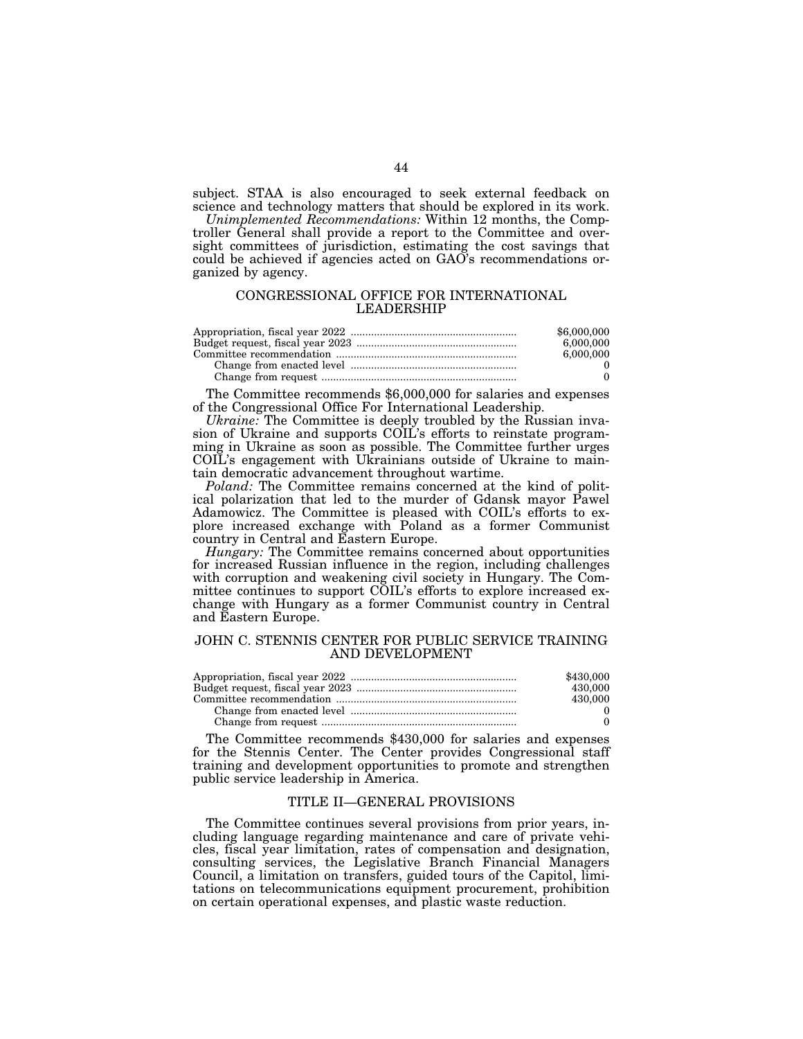subject. STAA is also encouraged to seek external feedback on science and technology matters that should be explored in its work.

*Unimplemented Recommendations:* Within 12 months, the Comptroller General shall provide a report to the Committee and oversight committees of jurisdiction, estimating the cost savings that could be achieved if agencies acted on GAO's recommendations organized by agency.

## CONGRESSIONAL OFFICE FOR INTERNATIONAL LEADERSHIP

| | |
|---|---|
| Appropriation, fiscal year 2022 | $6,000,000 |
| Budget request, fiscal year 2023 | 6,000,000 |
| Committee recommendation | 6,000,000 |
| Change from enacted level | 0 |
| Change from request | 0 |

The Committee recommends $6,000,000 for salaries and expenses of the Congressional Office For International Leadership.

*Ukraine:* The Committee is deeply troubled by the Russian invasion of Ukraine and supports COIL's efforts to reinstate programming in Ukraine as soon as possible. The Committee further urges COIL's engagement with Ukrainians outside of Ukraine to maintain democratic advancement throughout wartime.

*Poland:* The Committee remains concerned at the kind of political polarization that led to the murder of Gdansk mayor Pawel Adamowicz. The Committee is pleased with COIL's efforts to explore increased exchange with Poland as a former Communist country in Central and Eastern Europe.

*Hungary:* The Committee remains concerned about opportunities for increased Russian influence in the region, including challenges with corruption and weakening civil society in Hungary. The Committee continues to support COIL's efforts to explore increased exchange with Hungary as a former Communist country in Central and Eastern Europe.

## JOHN C. STENNIS CENTER FOR PUBLIC SERVICE TRAINING AND DEVELOPMENT

| | |
|---|---|
| Appropriation, fiscal year 2022 | $430,000 |
| Budget request, fiscal year 2023 | 430,000 |
| Committee recommendation | 430,000 |
| Change from enacted level | 0 |
| Change from request | 0 |

The Committee recommends $430,000 for salaries and expenses for the Stennis Center. The Center provides Congressional staff training and development opportunities to promote and strengthen public service leadership in America.

## TITLE II—GENERAL PROVISIONS

The Committee continues several provisions from prior years, including language regarding maintenance and care of private vehicles, fiscal year limitation, rates of compensation and designation, consulting services, the Legislative Branch Financial Managers Council, a limitation on transfers, guided tours of the Capitol, limitations on telecommunications equipment procurement, prohibition on certain operational expenses, and plastic waste reduction.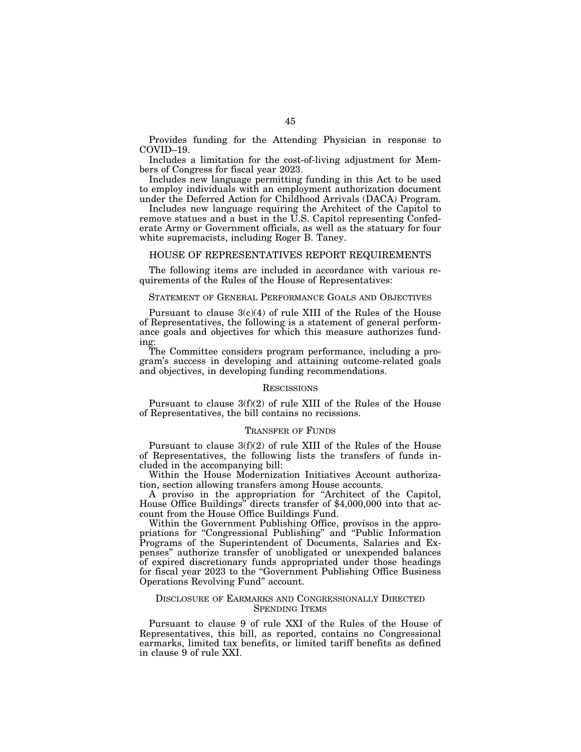Provides funding for the Attending Physician in response to COVID–19.

Includes a limitation for the cost-of-living adjustment for Members of Congress for fiscal year 2023.

Includes new language permitting funding in this Act to be used to employ individuals with an employment authorization document under the Deferred Action for Childhood Arrivals (DACA) Program.

Includes new language requiring the Architect of the Capitol to remove statues and a bust in the U.S. Capitol representing Confederate Army or Government officials, as well as the statuary for four white supremacists, including Roger B. Taney.

## HOUSE OF REPRESENTATIVES REPORT REQUIREMENTS

The following items are included in accordance with various requirements of the Rules of the House of Representatives:

### STATEMENT OF GENERAL PERFORMANCE GOALS AND OBJECTIVES

Pursuant to clause 3(c)(4) of rule XIII of the Rules of the House of Representatives, the following is a statement of general performance goals and objectives for which this measure authorizes funding:

The Committee considers program performance, including a program's success in developing and attaining outcome-related goals and objectives, in developing funding recommendations.

### RESCISSIONS

Pursuant to clause 3(f)(2) of rule XIII of the Rules of the House of Representatives, the bill contains no recissions.

### TRANSFER OF FUNDS

Pursuant to clause 3(f)(2) of rule XIII of the Rules of the House of Representatives, the following lists the transfers of funds included in the accompanying bill:

Within the House Modernization Initiatives Account authorization, section allowing transfers among House accounts.

A proviso in the appropriation for "Architect of the Capitol, House Office Buildings" directs transfer of $4,000,000 into that account from the House Office Buildings Fund.

Within the Government Publishing Office, provisos in the appropriations for "Congressional Publishing" and "Public Information Programs of the Superintendent of Documents, Salaries and Expenses" authorize transfer of unobligated or unexpended balances of expired discretionary funds appropriated under those headings for fiscal year 2023 to the "Government Publishing Office Business Operations Revolving Fund" account.

### DISCLOSURE OF EARMARKS AND CONGRESSIONALLY DIRECTED SPENDING ITEMS

Pursuant to clause 9 of rule XXI of the Rules of the House of Representatives, this bill, as reported, contains no Congressional earmarks, limited tax benefits, or limited tariff benefits as defined in clause 9 of rule XXI.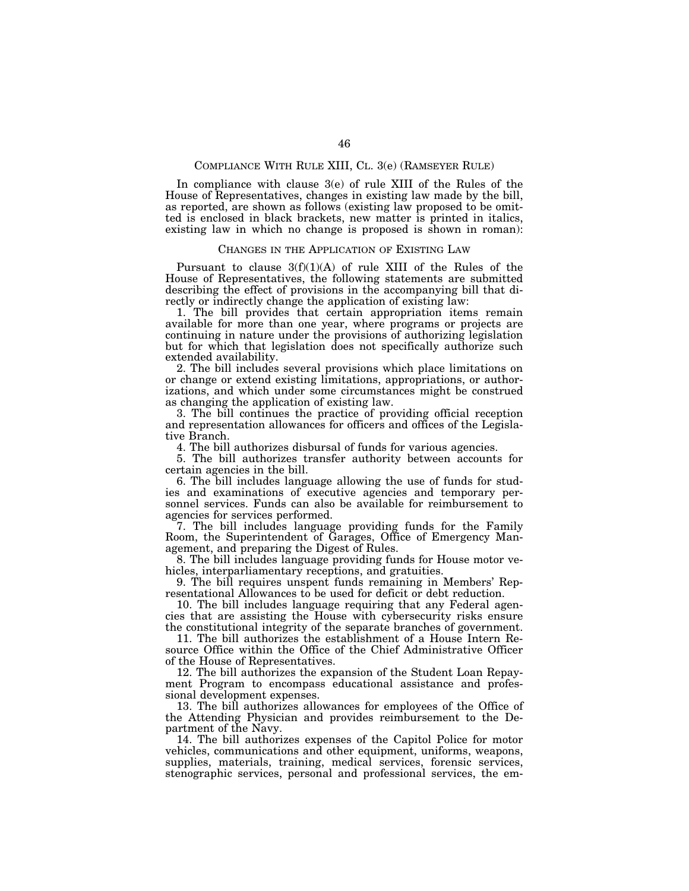## COMPLIANCE WITH RULE XIII, CL. 3(e) (RAMSEYER RULE)

In compliance with clause 3(e) of rule XIII of the Rules of the House of Representatives, changes in existing law made by the bill, as reported, are shown as follows (existing law proposed to be omitted is enclosed in black brackets, new matter is printed in italics, existing law in which no change is proposed is shown in roman):

## CHANGES IN THE APPLICATION OF EXISTING LAW

Pursuant to clause 3(f)(1)(A) of rule XIII of the Rules of the House of Representatives, the following statements are submitted describing the effect of provisions in the accompanying bill that directly or indirectly change the application of existing law:

1. The bill provides that certain appropriation items remain available for more than one year, where programs or projects are continuing in nature under the provisions of authorizing legislation but for which that legislation does not specifically authorize such extended availability.
2. The bill includes several provisions which place limitations on or change or extend existing limitations, appropriations, or authorizations, and which under some circumstances might be construed as changing the application of existing law.
3. The bill continues the practice of providing official reception and representation allowances for officers and offices of the Legislative Branch.
4. The bill authorizes disbursal of funds for various agencies.
5. The bill authorizes transfer authority between accounts for certain agencies in the bill.
6. The bill includes language allowing the use of funds for studies and examinations of executive agencies and temporary personnel services. Funds can also be available for reimbursement to agencies for services performed.
7. The bill includes language providing funds for the Family Room, the Superintendent of Garages, Office of Emergency Management, and preparing the Digest of Rules.
8. The bill includes language providing funds for House motor vehicles, interparliamentary receptions, and gratuities.
9. The bill requires unspent funds remaining in Members' Representational Allowances to be used for deficit or debt reduction.
10. The bill includes language requiring that any Federal agencies that are assisting the House with cybersecurity risks ensure the constitutional integrity of the separate branches of government.
11. The bill authorizes the establishment of a House Intern Resource Office within the Office of the Chief Administrative Officer of the House of Representatives.
12. The bill authorizes the expansion of the Student Loan Repayment Program to encompass educational assistance and professional development expenses.
13. The bill authorizes allowances for employees of the Office of the Attending Physician and provides reimbursement to the Department of the Navy.
14. The bill authorizes expenses of the Capitol Police for motor vehicles, communications and other equipment, uniforms, weapons, supplies, materials, training, medical services, forensic services, stenographic services, personal and professional services, the em-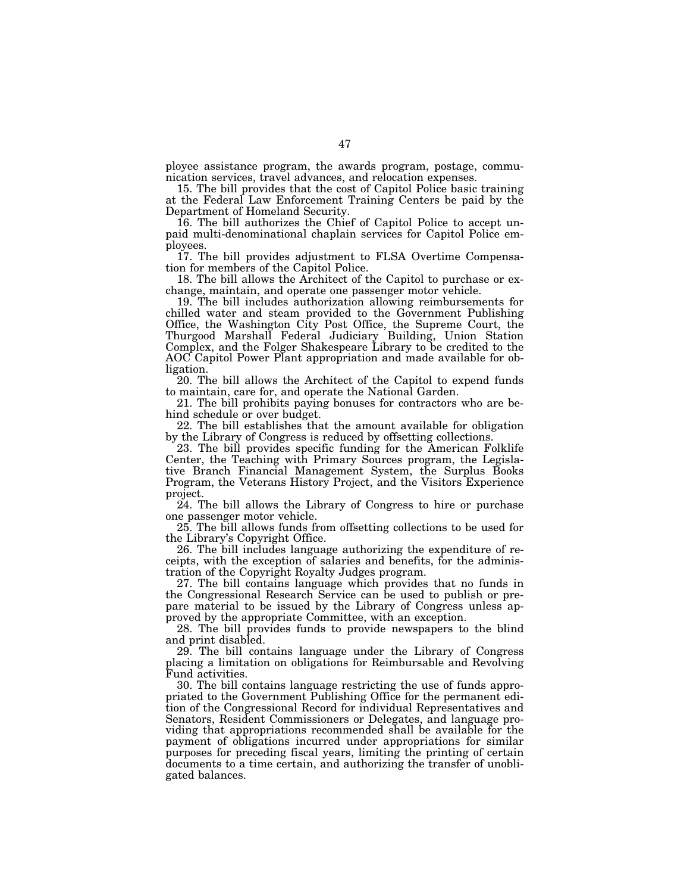ployee assistance program, the awards program, postage, communication services, travel advances, and relocation expenses.

15. The bill provides that the cost of Capitol Police basic training at the Federal Law Enforcement Training Centers be paid by the Department of Homeland Security.

16. The bill authorizes the Chief of Capitol Police to accept unpaid multi-denominational chaplain services for Capitol Police employees.

17. The bill provides adjustment to FLSA Overtime Compensation for members of the Capitol Police.

18. The bill allows the Architect of the Capitol to purchase or exchange, maintain, and operate one passenger motor vehicle.

19. The bill includes authorization allowing reimbursements for chilled water and steam provided to the Government Publishing Office, the Washington City Post Office, the Supreme Court, the Thurgood Marshall Federal Judiciary Building, Union Station Complex, and the Folger Shakespeare Library to be credited to the AOC Capitol Power Plant appropriation and made available for obligation.

20. The bill allows the Architect of the Capitol to expend funds to maintain, care for, and operate the National Garden.

21. The bill prohibits paying bonuses for contractors who are behind schedule or over budget.

22. The bill establishes that the amount available for obligation by the Library of Congress is reduced by offsetting collections.

23. The bill provides specific funding for the American Folklife Center, the Teaching with Primary Sources program, the Legislative Branch Financial Management System, the Surplus Books Program, the Veterans History Project, and the Visitors Experience project.

24. The bill allows the Library of Congress to hire or purchase one passenger motor vehicle.

25. The bill allows funds from offsetting collections to be used for the Library's Copyright Office.

26. The bill includes language authorizing the expenditure of receipts, with the exception of salaries and benefits, for the administration of the Copyright Royalty Judges program.

27. The bill contains language which provides that no funds in the Congressional Research Service can be used to publish or prepare material to be issued by the Library of Congress unless approved by the appropriate Committee, with an exception.

28. The bill provides funds to provide newspapers to the blind and print disabled.

29. The bill contains language under the Library of Congress placing a limitation on obligations for Reimbursable and Revolving Fund activities.

30. The bill contains language restricting the use of funds appropriated to the Government Publishing Office for the permanent edition of the Congressional Record for individual Representatives and Senators, Resident Commissioners or Delegates, and language providing that appropriations recommended shall be available for the payment of obligations incurred under appropriations for similar purposes for preceding fiscal years, limiting the printing of certain documents to a time certain, and authorizing the transfer of unobligated balances.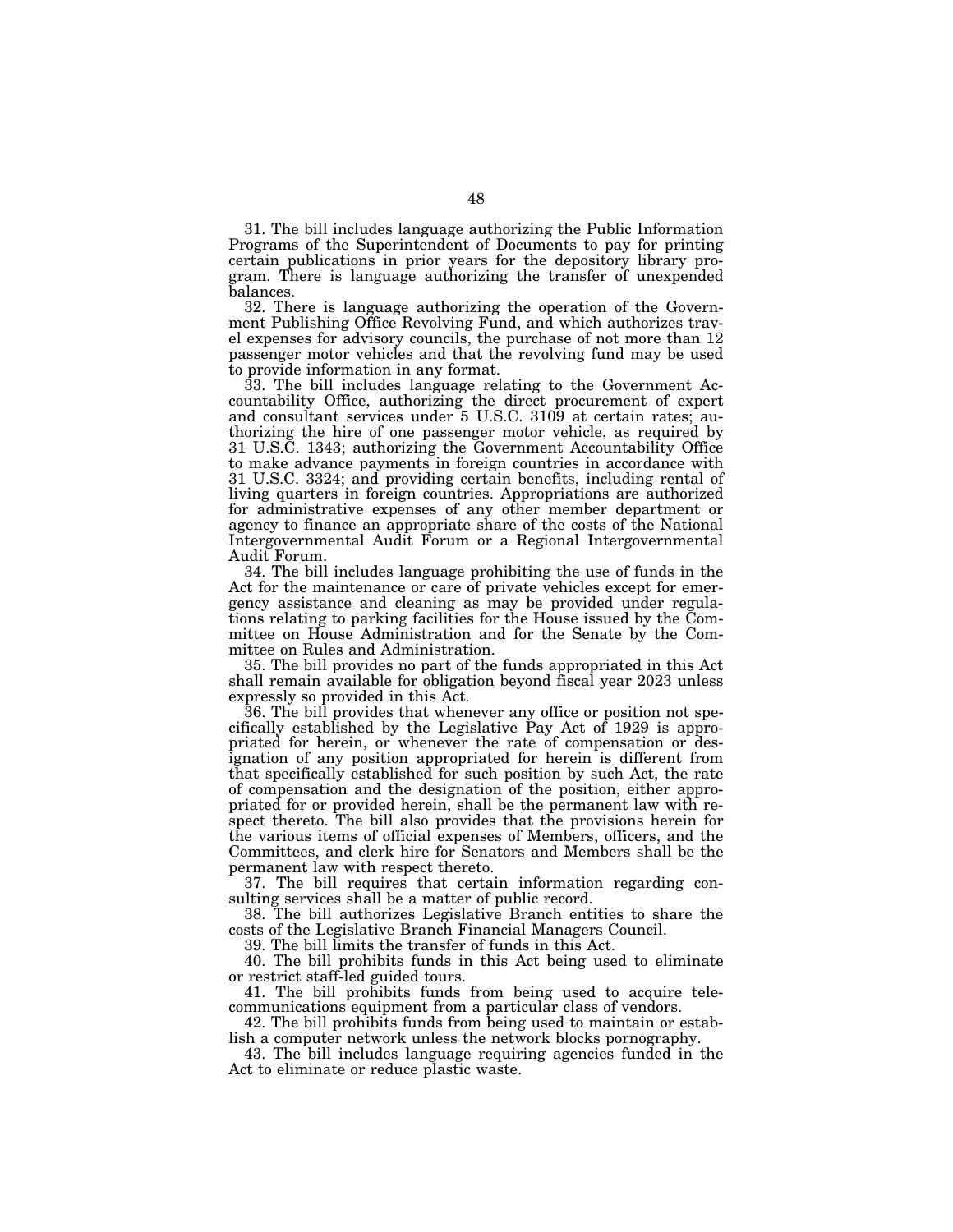31. The bill includes language authorizing the Public Information Programs of the Superintendent of Documents to pay for printing certain publications in prior years for the depository library program. There is language authorizing the transfer of unexpended balances.

32. There is language authorizing the operation of the Government Publishing Office Revolving Fund, and which authorizes travel expenses for advisory councils, the purchase of not more than 12 passenger motor vehicles and that the revolving fund may be used to provide information in any format.

33. The bill includes language relating to the Government Accountability Office, authorizing the direct procurement of expert and consultant services under 5 U.S.C. 3109 at certain rates; authorizing the hire of one passenger motor vehicle, as required by 31 U.S.C. 1343; authorizing the Government Accountability Office to make advance payments in foreign countries in accordance with 31 U.S.C. 3324; and providing certain benefits, including rental of living quarters in foreign countries. Appropriations are authorized for administrative expenses of any other member department or agency to finance an appropriate share of the costs of the National Intergovernmental Audit Forum or a Regional Intergovernmental Audit Forum.

34. The bill includes language prohibiting the use of funds in the Act for the maintenance or care of private vehicles except for emergency assistance and cleaning as may be provided under regulations relating to parking facilities for the House issued by the Committee on House Administration and for the Senate by the Committee on Rules and Administration.

35. The bill provides no part of the funds appropriated in this Act shall remain available for obligation beyond fiscal year 2023 unless expressly so provided in this Act.

36. The bill provides that whenever any office or position not specifically established by the Legislative Pay Act of 1929 is appropriated for herein, or whenever the rate of compensation or designation of any position appropriated for herein is different from that specifically established for such position by such Act, the rate of compensation and the designation of the position, either appropriated for or provided herein, shall be the permanent law with respect thereto. The bill also provides that the provisions herein for the various items of official expenses of Members, officers, and the Committees, and clerk hire for Senators and Members shall be the permanent law with respect thereto.

37. The bill requires that certain information regarding consulting services shall be a matter of public record.

38. The bill authorizes Legislative Branch entities to share the costs of the Legislative Branch Financial Managers Council.

39. The bill limits the transfer of funds in this Act.

40. The bill prohibits funds in this Act being used to eliminate or restrict staff-led guided tours.

41. The bill prohibits funds from being used to acquire telecommunications equipment from a particular class of vendors.

42. The bill prohibits funds from being used to maintain or establish a computer network unless the network blocks pornography.

43. The bill includes language requiring agencies funded in the Act to eliminate or reduce plastic waste.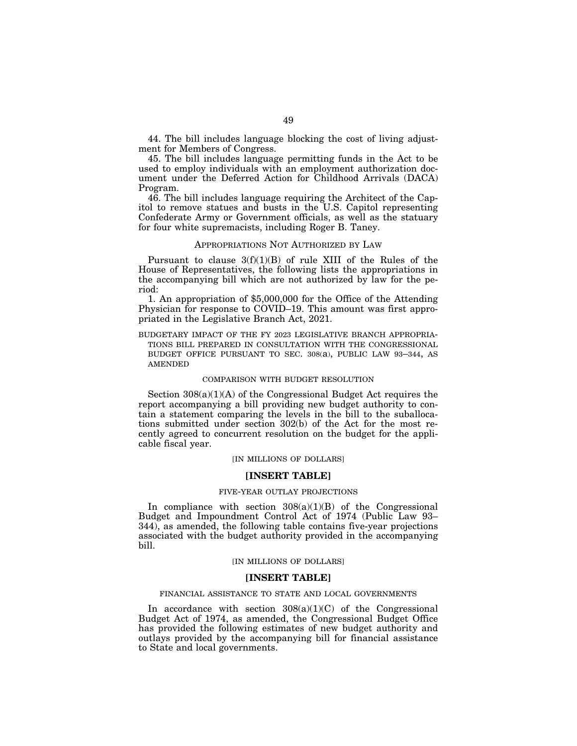44. The bill includes language blocking the cost of living adjustment for Members of Congress.

45. The bill includes language permitting funds in the Act to be used to employ individuals with an employment authorization document under the Deferred Action for Childhood Arrivals (DACA) Program.

46. The bill includes language requiring the Architect of the Capitol to remove statues and busts in the U.S. Capitol representing Confederate Army or Government officials, as well as the statuary for four white supremacists, including Roger B. Taney.

## APPROPRIATIONS NOT AUTHORIZED BY LAW

Pursuant to clause 3(f)(1)(B) of rule XIII of the Rules of the House of Representatives, the following lists the appropriations in the accompanying bill which are not authorized by law for the period:

1. An appropriation of $5,000,000 for the Office of the Attending Physician for response to COVID–19. This amount was first appropriated in the Legislative Branch Act, 2021.

## BUDGETARY IMPACT OF THE FY 2023 LEGISLATIVE BRANCH APPROPRIATIONS BILL PREPARED IN CONSULTATION WITH THE CONGRESSIONAL BUDGET OFFICE PURSUANT TO SEC. 308(a), PUBLIC LAW 93–344, AS AMENDED

### COMPARISON WITH BUDGET RESOLUTION

Section 308(a)(1)(A) of the Congressional Budget Act requires the report accompanying a bill providing new budget authority to contain a statement comparing the levels in the bill to the suballocations submitted under section 302(b) of the Act for the most recently agreed to concurrent resolution on the budget for the applicable fiscal year.

[IN MILLIONS OF DOLLARS]

**[INSERT TABLE]**

### FIVE-YEAR OUTLAY PROJECTIONS

In compliance with section 308(a)(1)(B) of the Congressional Budget and Impoundment Control Act of 1974 (Public Law 93–344), as amended, the following table contains five-year projections associated with the budget authority provided in the accompanying bill.

[IN MILLIONS OF DOLLARS]

**[INSERT TABLE]**

### FINANCIAL ASSISTANCE TO STATE AND LOCAL GOVERNMENTS

In accordance with section 308(a)(1)(C) of the Congressional Budget Act of 1974, as amended, the Congressional Budget Office has provided the following estimates of new budget authority and outlays provided by the accompanying bill for financial assistance to State and local governments.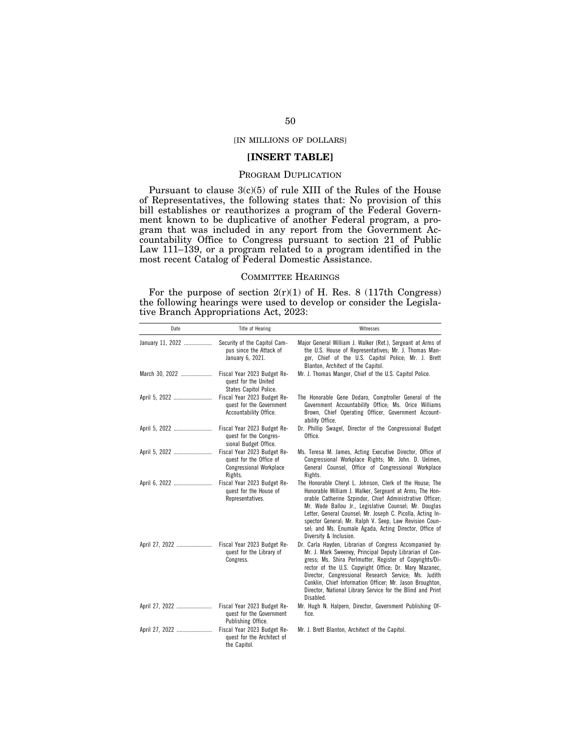[IN MILLIONS OF DOLLARS]

**[INSERT TABLE]**

## PROGRAM DUPLICATION

Pursuant to clause 3(c)(5) of rule XIII of the Rules of the House of Representatives, the following states that: No provision of this bill establishes or reauthorizes a program of the Federal Government known to be duplicative of another Federal program, a program that was included in any report from the Government Accountability Office to Congress pursuant to section 21 of Public Law 111–139, or a program related to a program identified in the most recent Catalog of Federal Domestic Assistance.

## COMMITTEE HEARINGS

For the purpose of section 2(r)(1) of H. Res. 8 (117th Congress) the following hearings were used to develop or consider the Legislative Branch Appropriations Act, 2023:

| Date | Title of Hearing | Witnesses |
| --- | --- | --- |
| January 11, 2022 | Security of the Capitol Campus since the Attack of January 6, 2021. | Major General William J. Walker (Ret.), Sergeant at Arms of the U.S. House of Representatives; Mr. J. Thomas Manger, Chief of the U.S. Capitol Police; Mr. J. Brett Blanton, Architect of the Capitol. |
| March 30, 2022 | Fiscal Year 2023 Budget Request for the United States Capitol Police. | Mr. J. Thomas Manger, Chief of the U.S. Capitol Police. |
| April 5, 2022 | Fiscal Year 2023 Budget Request for the Government Accountability Office. | The Honorable Gene Dodaro, Comptroller General of the Government Accountability Office; Ms. Orice Williams Brown, Chief Operating Officer, Government Accountability Office. |
| April 5, 2022 | Fiscal Year 2023 Budget Request for the Congressional Budget Office. | Dr. Phillip Swagel, Director of the Congressional Budget Office. |
| April 5, 2022 | Fiscal Year 2023 Budget Request for the Office of Congressional Workplace Rights. | Ms. Teresa M. James, Acting Executive Director, Office of Congressional Workplace Rights; Mr. John. D. Uelmen, General Counsel, Office of Congressional Workplace Rights. |
| April 6, 2022 | Fiscal Year 2023 Budget Request for the House of Representatives. | The Honorable Cheryl L. Johnson, Clerk of the House; The Honorable William J. Walker, Sergeant at Arms; The Honorable Catherine Szpindor, Chief Administrative Officer; Mr. Wade Ballou Jr., Legislative Counsel; Mr. Douglas Letter, General Counsel; Mr. Joseph C. Picolla, Acting Inspector General; Mr. Ralph V. Seep, Law Revision Counsel; and Ms. Enumale Agada, Acting Director, Office of Diversity & Inclusion. |
| April 27, 2022 | Fiscal Year 2023 Budget Request for the Library of Congress. | Dr. Carla Hayden, Librarian of Congress Accompanied by: Mr. J. Mark Sweeney, Principal Deputy Librarian of Congress; Ms. Shira Perlmutter, Register of Copyrights/Director of the U.S. Copyright Office; Dr. Mary Mazanec, Director, Congressional Research Service; Ms. Judith Conklin, Chief Information Officer; Mr. Jason Broughton, Director, National Library Service for the Blind and Print Disabled. |
| April 27, 2022 | Fiscal Year 2023 Budget Request for the Government Publishing Office. | Mr. Hugh N. Halpern, Director, Government Publishing Office. |
| April 27, 2022 | Fiscal Year 2023 Budget Request for the Architect of the Capitol. | Mr. J. Brett Blanton, Architect of the Capitol. |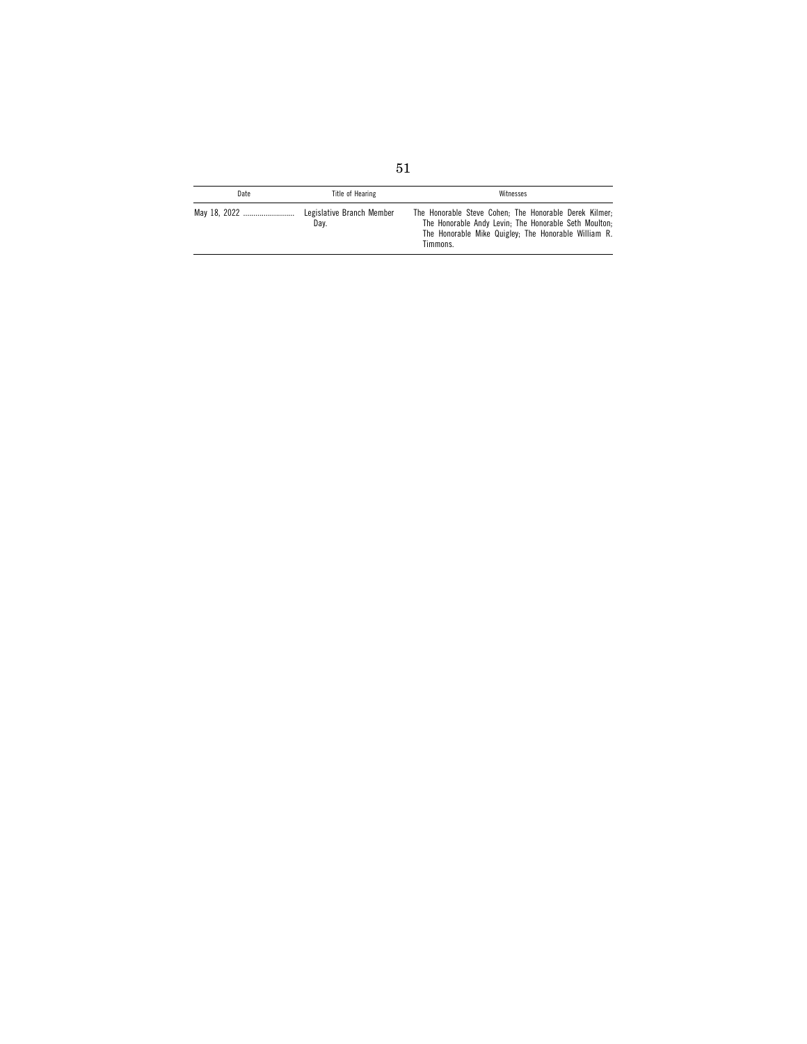| Date | Title of Hearing | Witnesses |
| --- | --- | --- |
| May 18, 2022 ........................ | Legislative Branch Member Day. | The Honorable Steve Cohen; The Honorable Derek Kilmer; The Honorable Andy Levin; The Honorable Seth Moulton; The Honorable Mike Quigley; The Honorable William R. Timmons. |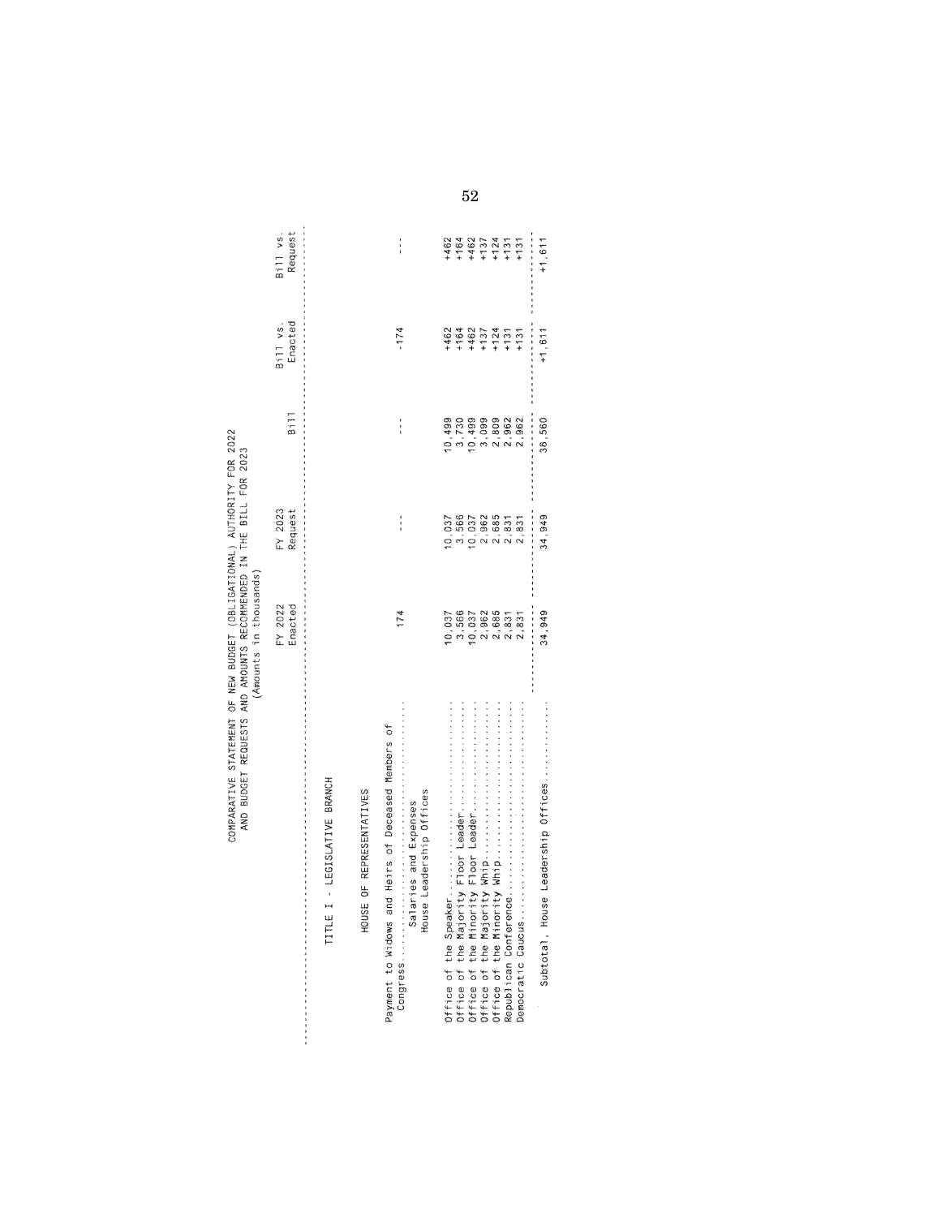COMPARATIVE STATEMENT OF NEW BUDGET (OBLIGATIONAL) AUTHORITY FOR 2022
AND BUDGET REQUESTS AND AMOUNTS RECOMMENDED IN THE BILL FOR 2023
(Amounts in thousands)

| | FY 2022 Enacted | FY 2023 Request | Bill | Bill vs. Enacted | Bill vs. Request |
|---|---|---|---|---|---|
| TITLE I - LEGISLATIVE BRANCH | | | | | |
| HOUSE OF REPRESENTATIVES | | | | | |
| Payment to Widows and Heirs of Deceased Members of Congress | 174 | --- | --- | -174 | --- |
| Salaries and Expenses | | | | | |
| House Leadership Offices | | | | | |
| Office of the Speaker | 10,037 | 10,037 | 10,499 | +462 | +462 |
| Office of the Majority Floor Leader | 3,566 | 3,566 | 3,730 | +164 | +164 |
| Office of the Minority Floor Leader | 10,037 | 10,037 | 10,499 | +462 | +462 |
| Office of the Majority Whip | 2,962 | 2,962 | 3,099 | +137 | +137 |
| Office of the Minority Whip | 2,685 | 2,685 | 2,809 | +124 | +124 |
| Republican Conference | 2,831 | 2,831 | 2,962 | +131 | +131 |
| Democratic Caucus | 2,831 | 2,831 | 2,962 | +131 | +131 |
| Subtotal, House Leadership Offices | 34,949 | 34,949 | 36,560 | +1,611 | +1,611 |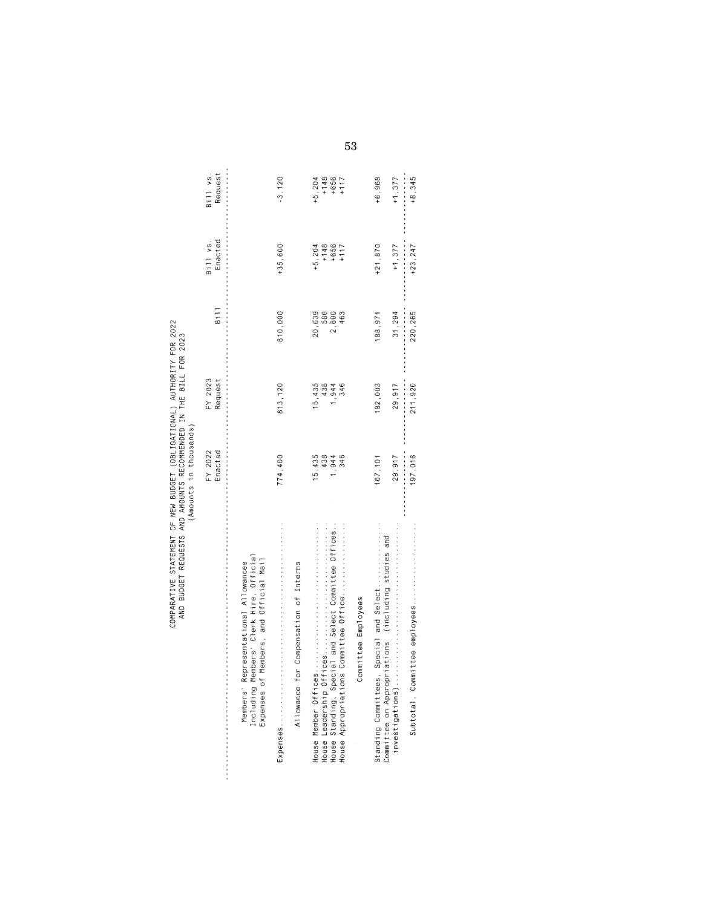COMPARATIVE STATEMENT OF NEW BUDGET (OBLIGATIONAL) AUTHORITY FOR 2022
AND BUDGET REQUESTS AND AMOUNTS RECOMMENDED IN THE BILL FOR 2023
(Amounts in thousands)

| | FY 2022 Enacted | FY 2023 Request | Bill | Bill vs. Enacted | Bill vs. Request |
|---|---|---|---|---|---|
| Members' Representational Allowances Including Members' Clerk Hire, Official Expenses of Members, and Official Mail | | | | | |
| Expenses | 774,400 | 813,120 | 810,000 | +35,600 | -3,120 |
| Allowance for Compensation of Interns | | | | | |
| House Member Offices | 15,435 | 15,435 | 20,639 | +5,204 | +5,204 |
| House Leadership Offices | 438 | 438 | 586 | +148 | +148 |
| House Standing, Special and Select Committee Offices | 1,944 | 1,944 | 2,600 | +656 | +656 |
| House Appropriations Committee Office | 346 | 346 | 463 | +117 | +117 |
| Committee Employees | | | | | |
| Standing Committees, Special and Select | 167,101 | 182,003 | 188,971 | +21,870 | +6,968 |
| Committee on Appropriations (including studies and investigations) | 29,917 | 29,917 | 31,294 | +1,377 | +1,377 |
| Subtotal, Committee employees | 197,018 | 211,920 | 220,265 | +23,247 | +8,345 |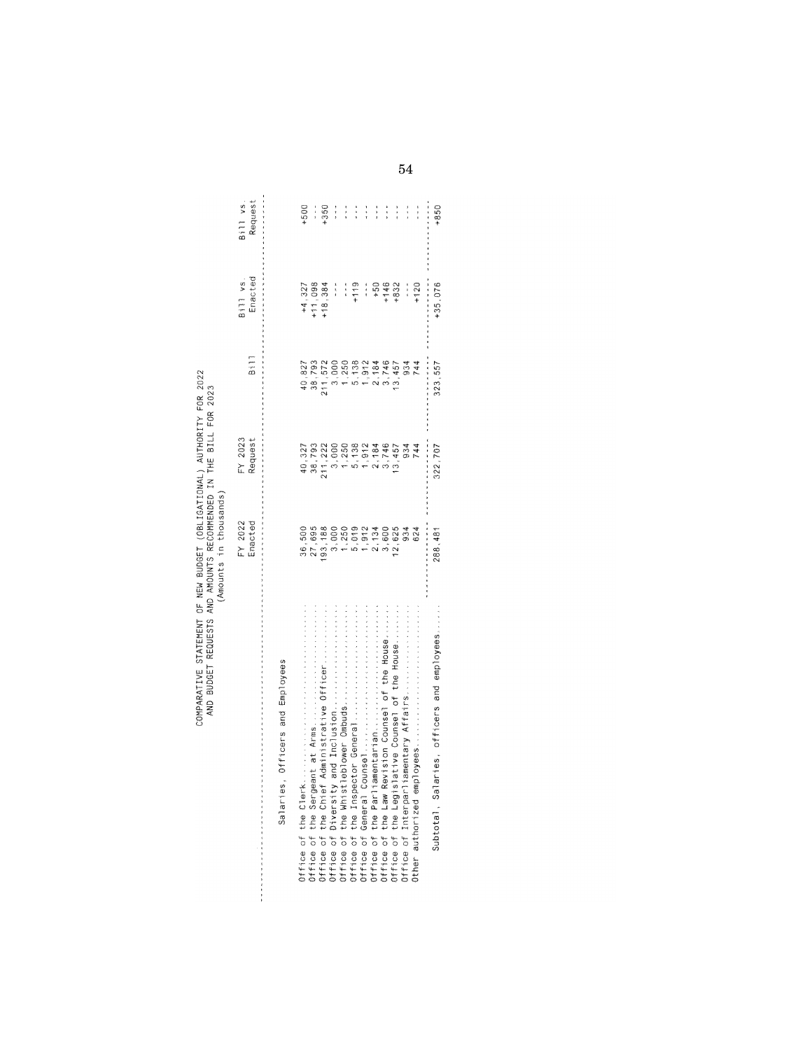COMPARATIVE STATEMENT OF NEW BUDGET (OBLIGATIONAL) AUTHORITY FOR 2022 AND BUDGET REQUESTS AND AMOUNTS RECOMMENDED IN THE BILL FOR 2023
(Amounts in thousands)

| | FY 2022 Enacted | FY 2023 Request | Bill | Bill vs. Enacted | Bill vs. Request |
|---|---|---|---|---|---|
| Salaries, Officers and Employees | | | | | |
| Office of the Clerk | 36,500 | 40,327 | 40,827 | +4,327 | +500 |
| Office of the Sergeant at Arms | 27,695 | 38,793 | 38,793 | +11,098 | --- |
| Office of the Chief Administrative Officer | 193,188 | 211,222 | 211,572 | +18,384 | +350 |
| Office of Diversity and Inclusion | 3,000 | 3,000 | 3,000 | --- | --- |
| Office of the Whistleblower Ombuds | 1,250 | 1,250 | 1,250 | --- | --- |
| Office of the Inspector General | 5,019 | 5,138 | 5,138 | +119 | --- |
| Office of General Counsel | 1,912 | 1,912 | 1,912 | --- | --- |
| Office of the Parliamentarian | 2,134 | 2,184 | 2,184 | +50 | --- |
| Office of the Law Revision Counsel of the House | 3,600 | 3,746 | 3,746 | +146 | --- |
| Office of the Legislative Counsel of the House | 12,625 | 13,457 | 13,457 | +832 | --- |
| Office of Interparliamentary Affairs | 934 | 934 | 934 | --- | --- |
| Other authorized employees | 624 | 744 | 744 | +120 | --- |
| Subtotal, Salaries, officers and employees | 288,481 | 322,707 | 323,557 | +35,076 | +850 |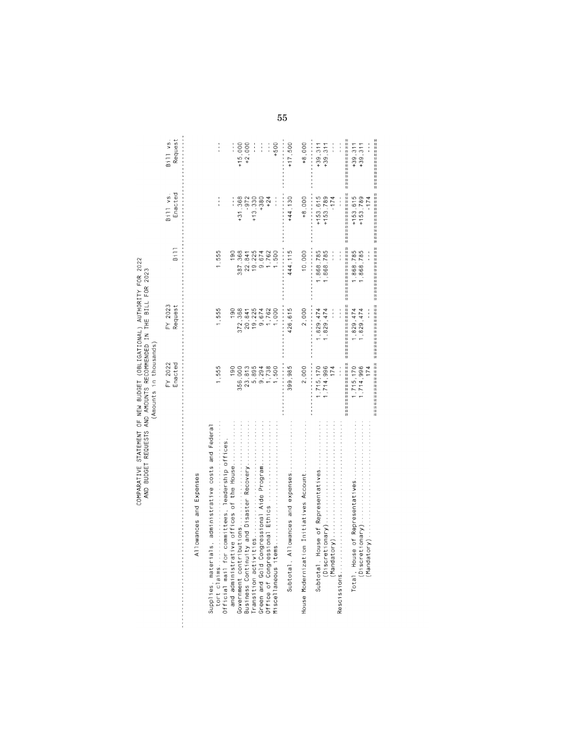COMPARATIVE STATEMENT OF NEW BUDGET (OBLIGATIONAL) AUTHORITY FOR 2022 AND BUDGET REQUESTS AND AMOUNTS RECOMMENDED IN THE BILL FOR 2023
(Amounts in thousands)

| | FY 2022 Enacted | FY 2023 Request | Bill | Bill vs. Enacted | Bill vs. Request |
|---|---|---|---|---|---|
| Allowances and Expenses | | | | | |
| Supplies, materials, administrative costs and Federal tort claims | 1,555 | 1,555 | 1,555 | --- | --- |
| Official mail for committees, leadership offices, and administrative offices of the House | 190 | 190 | 190 | --- | --- |
| Government contributions | 356,000 | 372,368 | 387,368 | +31,368 | +15,000 |
| Business Continuity and Disaster Recovery | 23,813 | 20,841 | 22,841 | -972 | +2,000 |
| Transition activities | 5,895 | 19,225 | 19,225 | +13,330 | --- |
| Green and Gold Congressional Aide Program | 9,294 | 9,674 | 9,674 | +380 | --- |
| Office of Congressional Ethics | 1,738 | 1,762 | 1,762 | +24 | --- |
| Miscellaneous items | 1,500 | 1,000 | 1,500 | --- | +500 |
| Subtotal, Allowances and expenses | 399,985 | 426,615 | 444,115 | +44,130 | +17,500 |
| House Modernization Initiatives Account | 2,000 | 2,000 | 10,000 | +8,000 | +8,000 |
| Subtotal, House of Representatives | 1,715,170 | 1,829,474 | 1,868,785 | +153,615 | +39,311 |
| (Discretionary) | 1,714,996 | 1,829,474 | 1,868,785 | +153,789 | +39,311 |
| (Mandatory) | 174 | --- | --- | -174 | --- |
| Rescissions | --- | --- | --- | --- | --- |
| Total, House of Representatives | 1,715,170 | 1,829,474 | 1,868,785 | +153,615 | +39,311 |
| (Discretionary) | 1,714,996 | 1,829,474 | 1,868,785 | +153,789 | +39,311 |
| (Mandatory) | 174 | --- | --- | -174 | --- |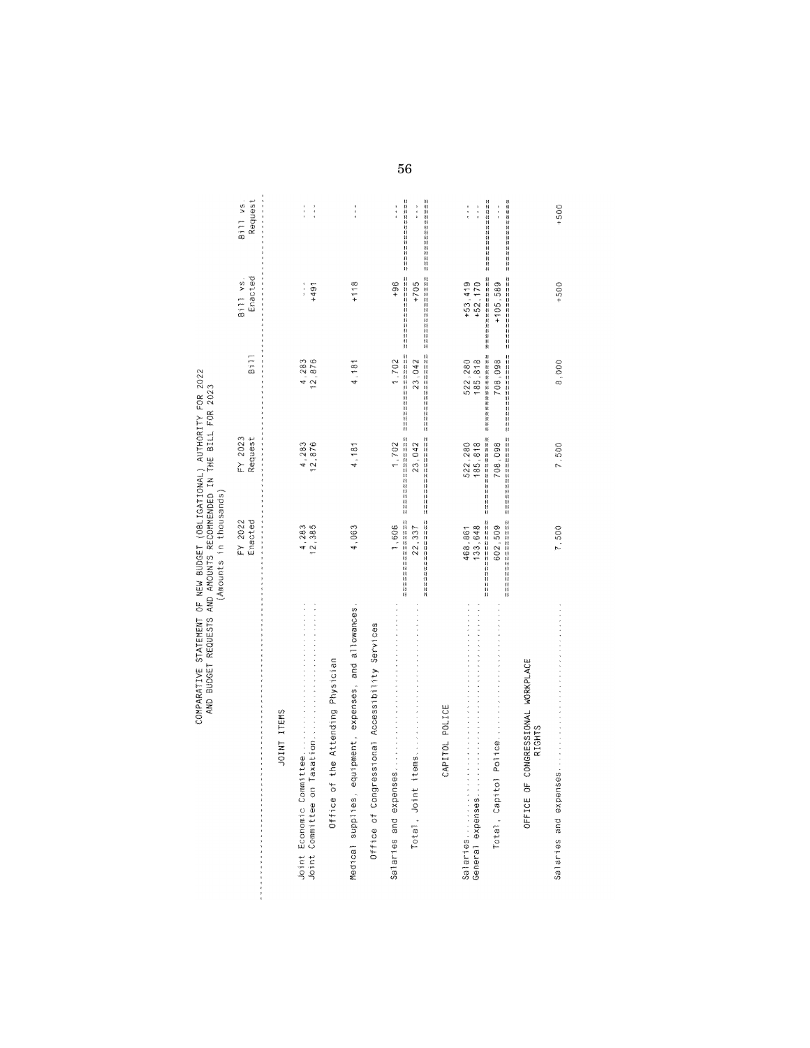COMPARATIVE STATEMENT OF NEW BUDGET (OBLIGATIONAL) AUTHORITY FOR 2022
AND BUDGET REQUESTS AND AMOUNTS RECOMMENDED IN THE BILL FOR 2023
(Amounts in thousands)

| | FY 2022 Enacted | FY 2023 Request | Bill | Bill vs. Enacted | Bill vs. Request |
|---|---|---|---|---|---|
| **JOINT ITEMS** | | | | | |
| Joint Economic Committee | 4,283 | 4,283 | 4,283 | --- | --- |
| Joint Committee on Taxation | 12,385 | 12,876 | 12,876 | +491 | --- |
| *Office of the Attending Physician* | | | | | |
| Medical supplies, equipment, expenses, and allowances | 4,063 | 4,181 | 4,181 | +118 | --- |
| *Office of Congressional Accessibility Services* | | | | | |
| Salaries and expenses | 1,606 | 1,702 | 1,702 | +96 | --- |
| Total, Joint items | 22,337 | 23,042 | 23,042 | +705 | --- |
| **CAPITOL POLICE** | | | | | |
| Salaries | 468,861 | 522,280 | 522,280 | +53,419 | --- |
| General expenses | 133,648 | 185,818 | 185,818 | +52,170 | --- |
| Total, Capitol Police | 602,509 | 708,098 | 708,098 | +105,589 | --- |
| **OFFICE OF CONGRESSIONAL WORKPLACE RIGHTS** | | | | | |
| Salaries and expenses | 7,500 | 7,500 | 8,000 | +500 | +500 |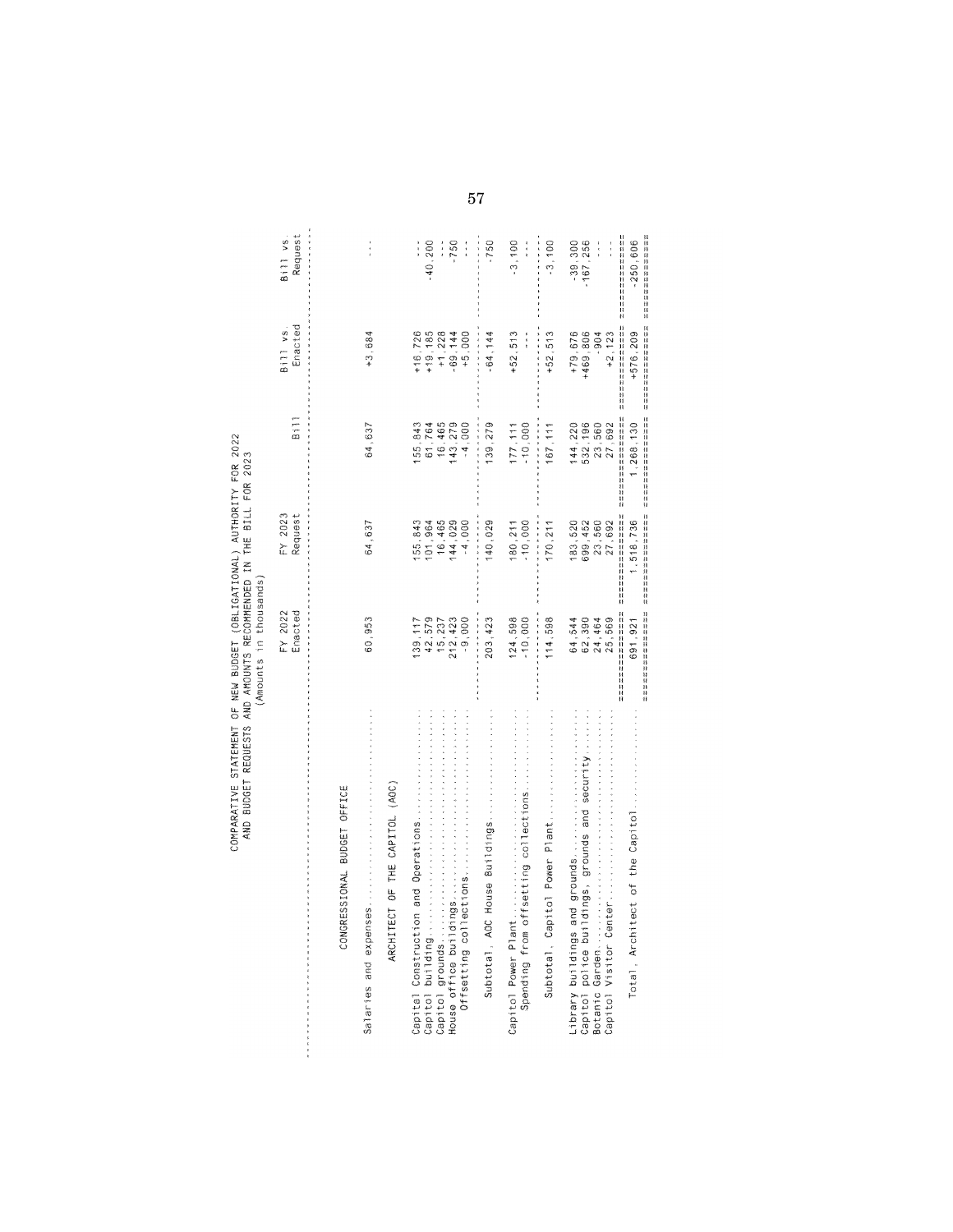COMPARATIVE STATEMENT OF NEW BUDGET (OBLIGATIONAL) AUTHORITY FOR 2022
AND BUDGET REQUESTS AND AMOUNTS RECOMMENDED IN THE BILL FOR 2023
(Amounts in thousands)

| | FY 2022 Enacted | FY 2023 Request | Bill | Bill vs. Enacted | Bill vs. Request |
|---|---|---|---|---|---|
| **CONGRESSIONAL BUDGET OFFICE** | | | | | |
| Salaries and expenses | 60,953 | 64,637 | 64,637 | +3,684 | --- |
| **ARCHITECT OF THE CAPITOL (AOC)** | | | | | |
| Capital Construction and Operations | 139,117 | 155,843 | 155,843 | +16,726 | --- |
| Capitol building | 42,579 | 101,964 | 61,764 | +19,185 | -40,200 |
| Capitol grounds | 15,237 | 16,465 | 16,465 | +1,228 | --- |
| House office buildings | 212,423 | 144,029 | 143,279 | -69,144 | -750 |
| Offsetting collections | -9,000 | -4,000 | -4,000 | +5,000 | --- |
| Subtotal, AOC House Buildings | 203,423 | 140,029 | 139,279 | -64,144 | -750 |
| Capitol Power Plant | 124,598 | 180,211 | 177,111 | +52,513 | -3,100 |
| Spending from offsetting collections | -10,000 | -10,000 | -10,000 | --- | --- |
| Subtotal, Capitol Power Plant | 114,598 | 170,211 | 167,111 | +52,513 | -3,100 |
| Library buildings and grounds | 64,544 | 183,520 | 144,220 | +79,676 | -39,300 |
| Capitol police buildings, grounds and security | 62,390 | 699,452 | 532,196 | +469,806 | -167,256 |
| Botanic Garden | 24,464 | 23,560 | 23,560 | -904 | --- |
| Capitol Visitor Center | 25,569 | 27,692 | 27,692 | +2,123 | --- |
| Total, Architect of the Capitol | 691,921 | 1,518,736 | 1,268,130 | +576,209 | -250,606 |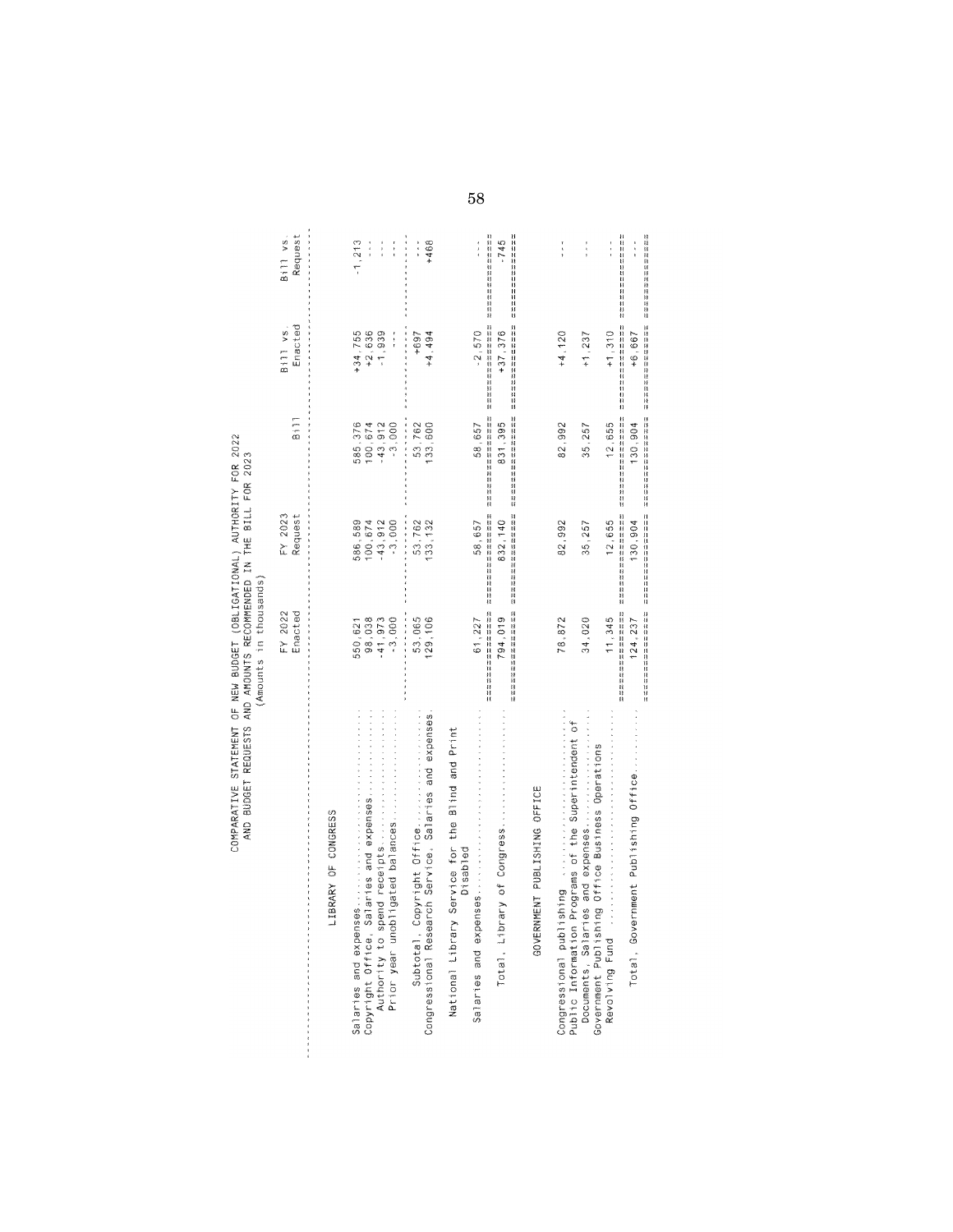COMPARATIVE STATEMENT OF NEW BUDGET (OBLIGATIONAL) AUTHORITY FOR 2022
AND BUDGET REQUESTS AND AMOUNTS RECOMMENDED IN THE BILL FOR 2023
(Amounts in thousands)

| | FY 2022 Enacted | FY 2023 Request | Bill | Bill vs. Enacted | Bill vs. Request |
|---|---|---|---|---|---|
| **LIBRARY OF CONGRESS** | | | | | |
| Salaries and expenses | 550,621 | 586,589 | 585,376 | +34,755 | -1,213 |
| Copyright Office, Salaries and expenses | 98,038 | 100,674 | 100,674 | +2,636 | --- |
| Authority to spend receipts | -41,973 | -43,912 | -43,912 | -1,939 | --- |
| Prior year unobligated balances | -3,000 | -3,000 | -3,000 | --- | --- |
| Subtotal, Copyright Office | 53,065 | 53,762 | 53,762 | +697 | --- |
| Congressional Research Service, Salaries and expenses | 129,106 | 133,132 | 133,600 | +4,494 | +468 |
| National Library Service for the Blind and Print Disabled | | | | | |
| Salaries and expenses | 61,227 | 58,657 | 58,657 | -2,570 | --- |
| Total, Library of Congress | 794,019 | 832,140 | 831,395 | +37,376 | -745 |
| **GOVERNMENT PUBLISHING OFFICE** | | | | | |
| Congressional publishing | 78,872 | 82,992 | 82,992 | +4,120 | --- |
| Public Information Programs of the Superintendent of Documents, Salaries and expenses | 34,020 | 35,257 | 35,257 | +1,237 | --- |
| Government Publishing Office Business Operations Revolving Fund | 11,345 | 12,655 | 12,655 | +1,310 | --- |
| Total, Government Publishing Office | 124,237 | 130,904 | 130,904 | +6,667 | --- |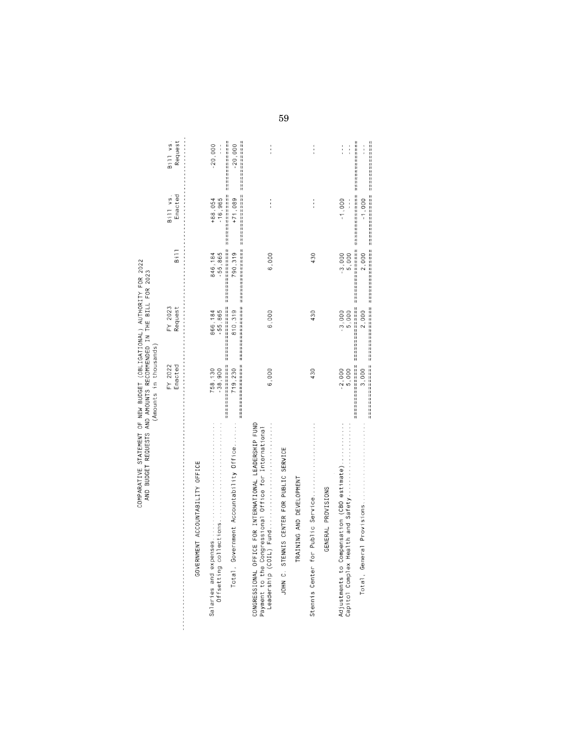COMPARATIVE STATEMENT OF NEW BUDGET (OBLIGATIONAL) AUTHORITY FOR 2022
AND BUDGET REQUESTS AND AMOUNTS RECOMMENDED IN THE BILL FOR 2023
(Amounts in thousands)

| | FY 2022 Enacted | FY 2023 Request | Bill | Bill vs. Enacted | Bill vs. Request |
|---|---|---|---|---|---|
| **GOVERNMENT ACCOUNTABILITY OFFICE** | | | | | |
| Salaries and expenses | 758,130 | 866,184 | 846,184 | +88,054 | -20,000 |
| Offsetting collections | -38,900 | -55,865 | -55,865 | -16,965 | --- |
| Total, Government Accountability Office | 719,230 | 810,319 | 790,319 | +71,089 | -20,000 |
| **CONGRESSIONAL OFFICE FOR INTERNATIONAL LEADERSHIP FUND** | | | | | |
| Payment to the Congressional Office for International Leadership (COIL) Fund | 6,000 | 6,000 | 6,000 | --- | --- |
| **JOHN C. STENNIS CENTER FOR PUBLIC SERVICE** | | | | | |
| **TRAINING AND DEVELOPMENT** | | | | | |
| Stennis Center for Public Service | 430 | 430 | 430 | --- | --- |
| **GENERAL PROVISIONS** | | | | | |
| Adjustments to Compensation (CBO estimate) | -2,000 | -3,000 | -3,000 | -1,000 | --- |
| Capitol Complex Health and Safety | 5,000 | 5,000 | 5,000 | --- | --- |
| Total, General Provisions | 3,000 | 2,000 | 2,000 | -1,000 | --- |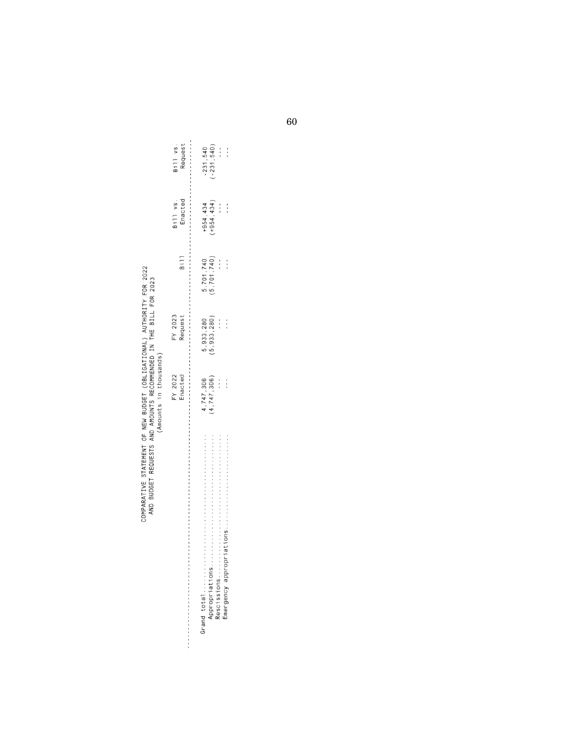COMPARATIVE STATEMENT OF NEW BUDGET (OBLIGATIONAL) AUTHORITY FOR 2022
AND BUDGET REQUESTS AND AMOUNTS RECOMMENDED IN THE BILL FOR 2023
(Amounts in thousands)

| | FY 2022 Enacted | FY 2023 Request | Bill | Bill vs. Enacted | Bill vs. Request |
|---|---|---|---|---|---|
| Grand total | 4,747,306 | 5,933,280 | 5,701,740 | +954,434 | -231,540 |
| Appropriations | (4,747,306) | (5,933,280) | (5,701,740) | (+954,434) | (-231,540) |
| Rescissions | --- | --- | --- | --- | --- |
| Emergency appropriations | --- | --- | --- | --- | --- |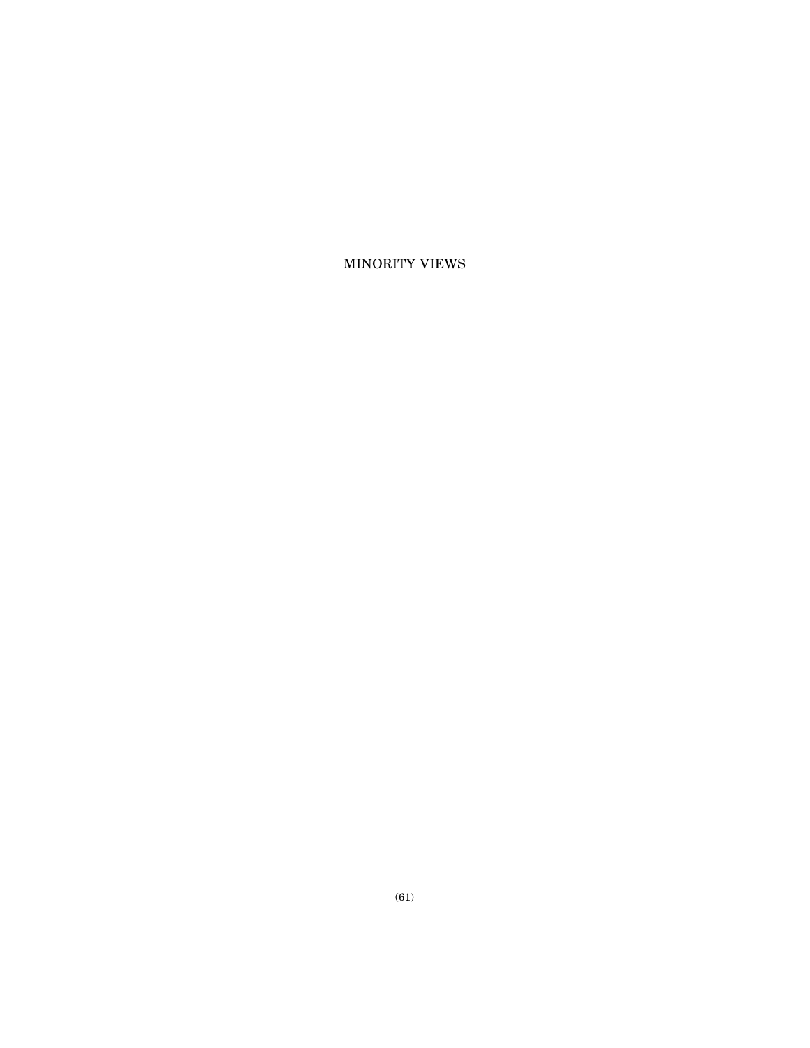# MINORITY VIEWS